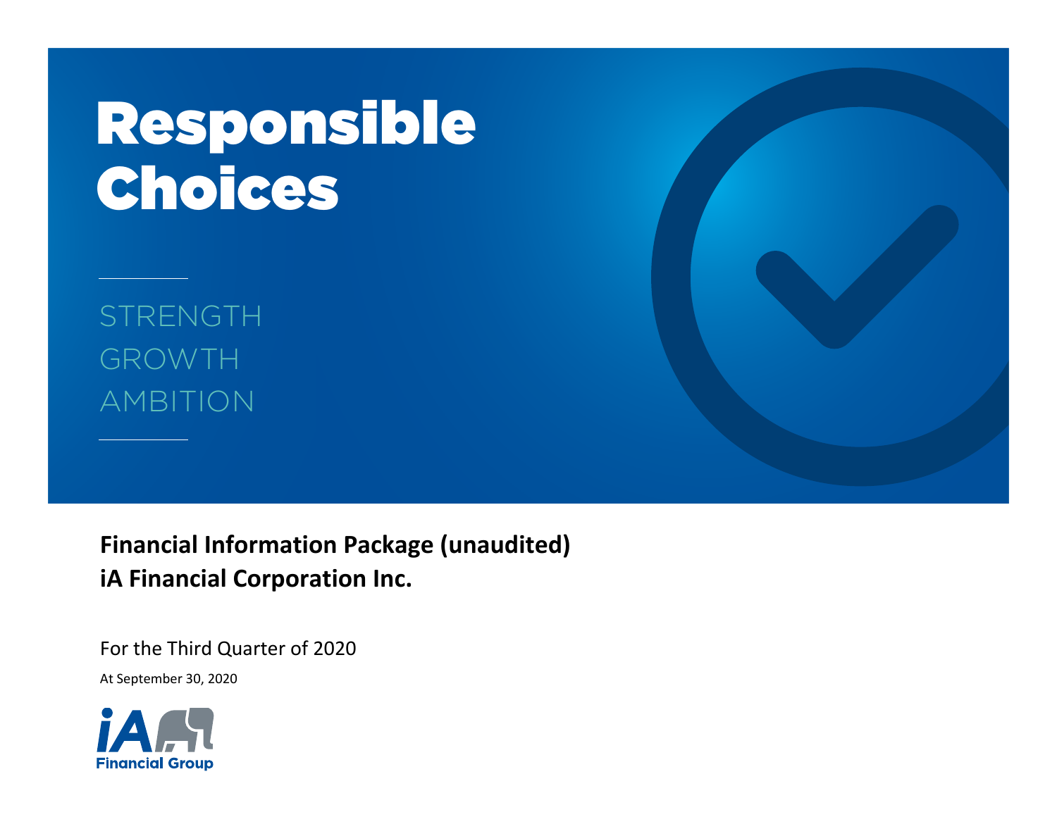# Responsible Choices

STRENGTH
GROWTH
AMBITION

**Financial Information Package (unaudited)**
**iA Financial Corporation Inc.**

For the Third Quarter of 2020

At September 30, 2020

iA Financial Group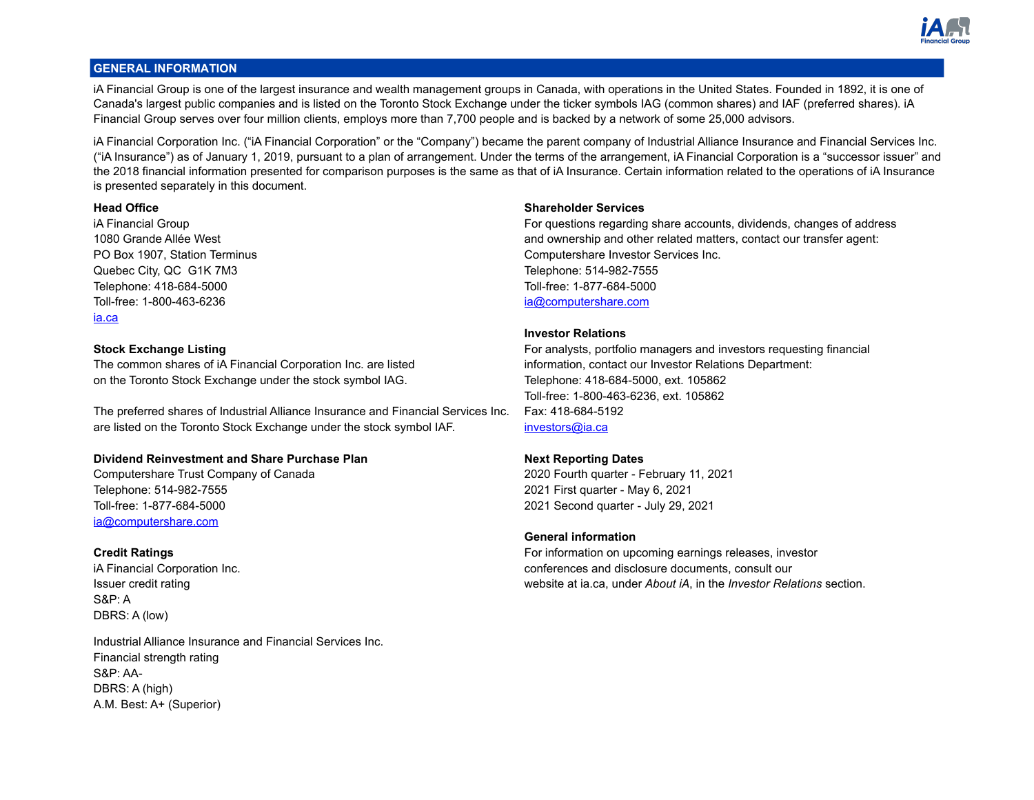## GENERAL INFORMATION

iA Financial Group is one of the largest insurance and wealth management groups in Canada, with operations in the United States. Founded in 1892, it is one of Canada's largest public companies and is listed on the Toronto Stock Exchange under the ticker symbols IAG (common shares) and IAF (preferred shares). iA Financial Group serves over four million clients, employs more than 7,700 people and is backed by a network of some 25,000 advisors.

iA Financial Corporation Inc. ("iA Financial Corporation" or the "Company") became the parent company of Industrial Alliance Insurance and Financial Services Inc. ("iA Insurance") as of January 1, 2019, pursuant to a plan of arrangement. Under the terms of the arrangement, iA Financial Corporation is a "successor issuer" and the 2018 financial information presented for comparison purposes is the same as that of iA Insurance. Certain information related to the operations of iA Insurance is presented separately in this document.

**Head Office**
iA Financial Group
1080 Grande Allée West
PO Box 1907, Station Terminus
Quebec City, QC  G1K 7M3
Telephone: 418-684-5000
Toll-free: 1-800-463-6236
ia.ca

**Stock Exchange Listing**
The common shares of iA Financial Corporation Inc. are listed on the Toronto Stock Exchange under the stock symbol IAG.

The preferred shares of Industrial Alliance Insurance and Financial Services Inc. are listed on the Toronto Stock Exchange under the stock symbol IAF.

**Dividend Reinvestment and Share Purchase Plan**
Computershare Trust Company of Canada
Telephone: 514-982-7555
Toll-free: 1-877-684-5000
ia@computershare.com

**Credit Ratings**
iA Financial Corporation Inc.
Issuer credit rating
S&P: A
DBRS: A (low)

Industrial Alliance Insurance and Financial Services Inc.
Financial strength rating
S&P: AA-
DBRS: A (high)
A.M. Best: A+ (Superior)

**Shareholder Services**
For questions regarding share accounts, dividends, changes of address and ownership and other related matters, contact our transfer agent:
Computershare Investor Services Inc.
Telephone: 514-982-7555
Toll-free: 1-877-684-5000
ia@computershare.com

**Investor Relations**
For analysts, portfolio managers and investors requesting financial information, contact our Investor Relations Department:
Telephone: 418-684-5000, ext. 105862
Toll-free: 1-800-463-6236, ext. 105862
Fax: 418-684-5192
investors@ia.ca

**Next Reporting Dates**
2020 Fourth quarter - February 11, 2021
2021 First quarter - May 6, 2021
2021 Second quarter - July 29, 2021

**General information**
For information on upcoming earnings releases, investor conferences and disclosure documents, consult our website at ia.ca, under *About iA*, in the *Investor Relations* section.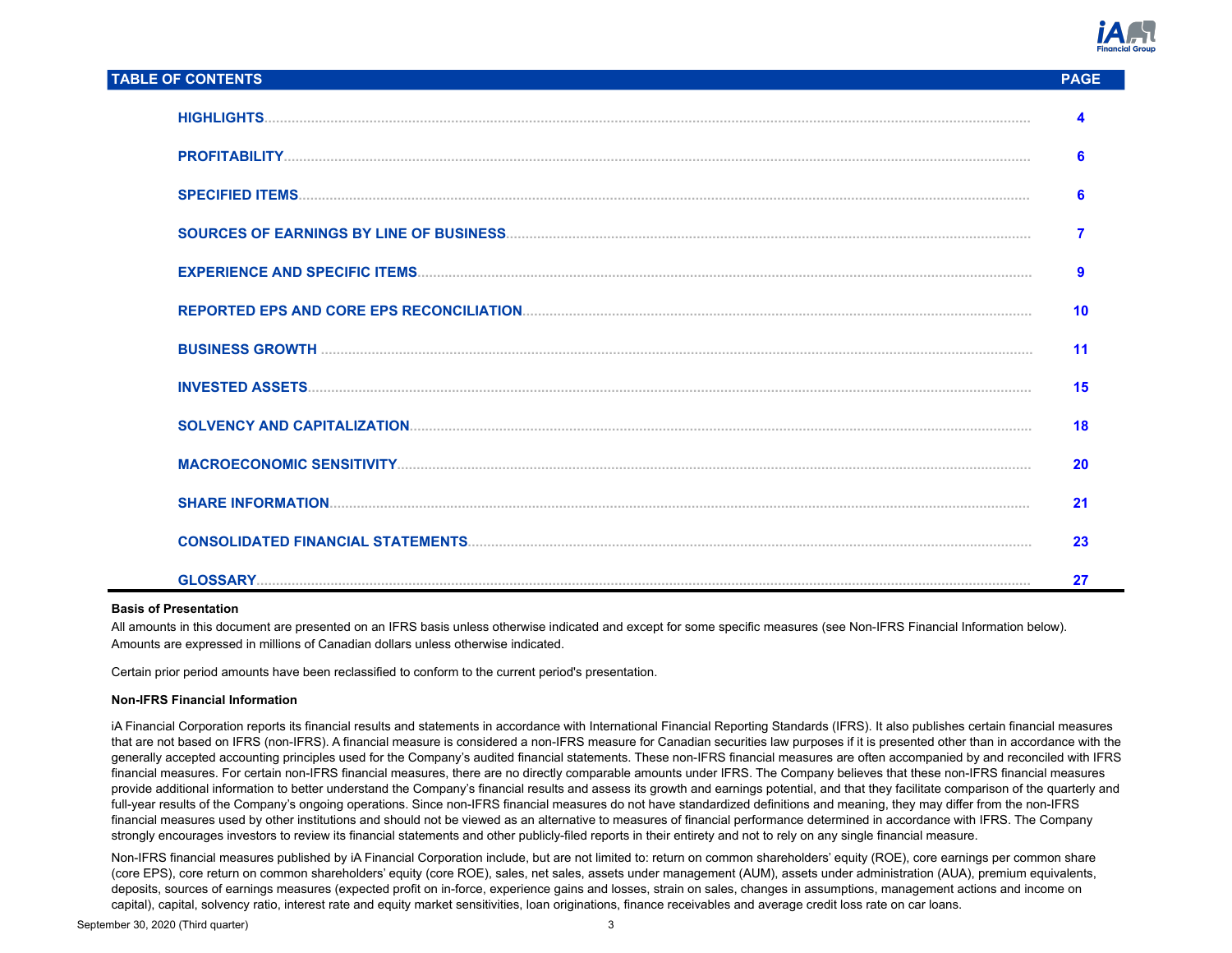| TABLE OF CONTENTS | PAGE |
| --- | --- |
| HIGHLIGHTS | 4 |
| PROFITABILITY | 6 |
| SPECIFIED ITEMS | 6 |
| SOURCES OF EARNINGS BY LINE OF BUSINESS | 7 |
| EXPERIENCE AND SPECIFIC ITEMS | 9 |
| REPORTED EPS AND CORE EPS RECONCILIATION | 10 |
| BUSINESS GROWTH | 11 |
| INVESTED ASSETS | 15 |
| SOLVENCY AND CAPITALIZATION | 18 |
| MACROECONOMIC SENSITIVITY | 20 |
| SHARE INFORMATION | 21 |
| CONSOLIDATED FINANCIAL STATEMENTS | 23 |
| GLOSSARY | 27 |

**Basis of Presentation**

All amounts in this document are presented on an IFRS basis unless otherwise indicated and except for some specific measures (see Non-IFRS Financial Information below). Amounts are expressed in millions of Canadian dollars unless otherwise indicated.

Certain prior period amounts have been reclassified to conform to the current period's presentation.

**Non-IFRS Financial Information**

iA Financial Corporation reports its financial results and statements in accordance with International Financial Reporting Standards (IFRS). It also publishes certain financial measures that are not based on IFRS (non-IFRS). A financial measure is considered a non-IFRS measure for Canadian securities law purposes if it is presented other than in accordance with the generally accepted accounting principles used for the Company's audited financial statements. These non-IFRS financial measures are often accompanied by and reconciled with IFRS financial measures. For certain non-IFRS financial measures, there are no directly comparable amounts under IFRS. The Company believes that these non-IFRS financial measures provide additional information to better understand the Company's financial results and assess its growth and earnings potential, and that they facilitate comparison of the quarterly and full-year results of the Company's ongoing operations. Since non-IFRS financial measures do not have standardized definitions and meaning, they may differ from the non-IFRS financial measures used by other institutions and should not be viewed as an alternative to measures of financial performance determined in accordance with IFRS. The Company strongly encourages investors to review its financial statements and other publicly-filed reports in their entirety and not to rely on any single financial measure.

Non-IFRS financial measures published by iA Financial Corporation include, but are not limited to: return on common shareholders' equity (ROE), core earnings per common share (core EPS), core return on common shareholders' equity (core ROE), sales, net sales, assets under management (AUM), assets under administration (AUA), premium equivalents, deposits, sources of earnings measures (expected profit on in-force, experience gains and losses, strain on sales, changes in assumptions, management actions and income on capital), capital, solvency ratio, interest rate and equity market sensitivities, loan originations, finance receivables and average credit loss rate on car loans.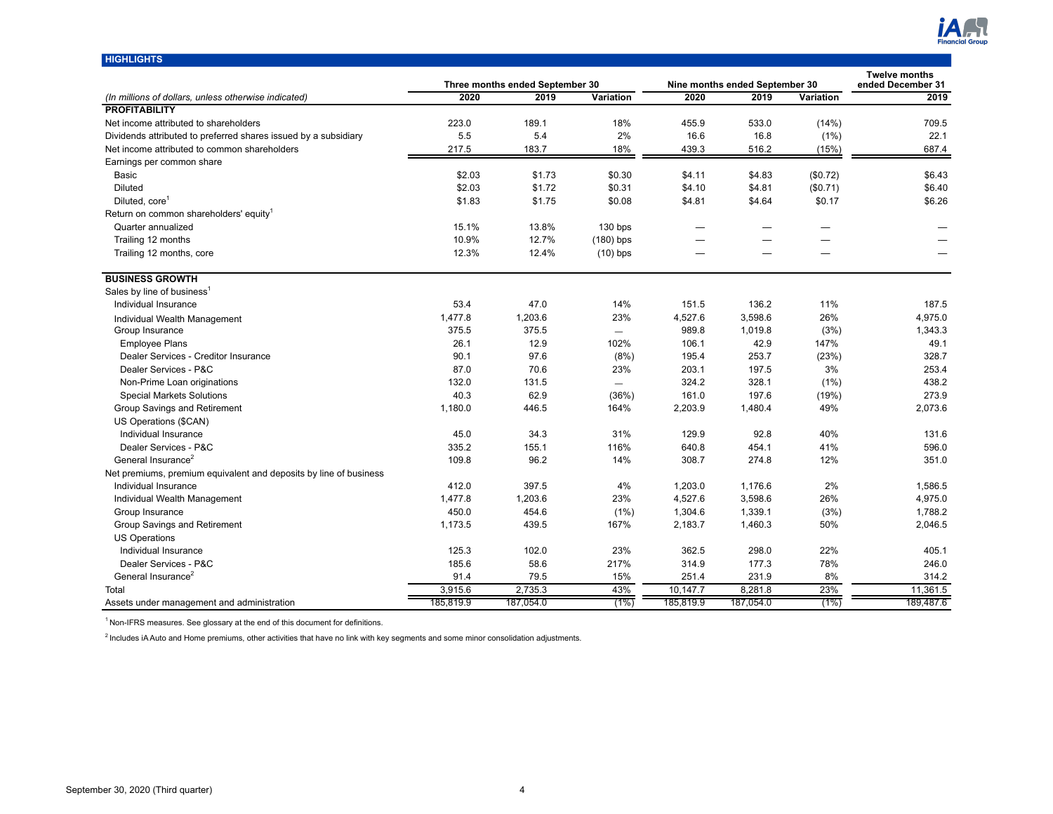## HIGHLIGHTS

| (In millions of dollars, unless otherwise indicated) | Three months ended September 30 | | | Nine months ended September 30 | | | Twelve months ended December 31 |
|---|---|---|---|---|---|---|---|
| | 2020 | 2019 | Variation | 2020 | 2019 | Variation | 2019 |
| **PROFITABILITY** | | | | | | | |
| Net income attributed to shareholders | 223.0 | 189.1 | 18% | 455.9 | 533.0 | (14%) | 709.5 |
| Dividends attributed to preferred shares issued by a subsidiary | 5.5 | 5.4 | 2% | 16.6 | 16.8 | (1%) | 22.1 |
| Net income attributed to common shareholders | 217.5 | 183.7 | 18% | 439.3 | 516.2 | (15%) | 687.4 |
| Earnings per common share | | | | | | | |
| Basic | $2.03 | $1.73 | $0.30 | $4.11 | $4.83 | ($0.72) | $6.43 |
| Diluted | $2.03 | $1.72 | $0.31 | $4.10 | $4.81 | ($0.71) | $6.40 |
| Diluted, core[1] | $1.83 | $1.75 | $0.08 | $4.81 | $4.64 | $0.17 | $6.26 |
| Return on common shareholders' equity[1] | | | | | | | |
| Quarter annualized | 15.1% | 13.8% | 130 bps | — | — | — | — |
| Trailing 12 months | 10.9% | 12.7% | (180) bps | — | — | — | — |
| Trailing 12 months, core | 12.3% | 12.4% | (10) bps | — | — | — | — |
| **BUSINESS GROWTH** | | | | | | | |
| Sales by line of business[1] | | | | | | | |
| Individual Insurance | 53.4 | 47.0 | 14% | 151.5 | 136.2 | 11% | 187.5 |
| Individual Wealth Management | 1,477.8 | 1,203.6 | 23% | 4,527.6 | 3,598.6 | 26% | 4,975.0 |
| Group Insurance | 375.5 | 375.5 | — | 989.8 | 1,019.8 | (3%) | 1,343.3 |
| Employee Plans | 26.1 | 12.9 | 102% | 106.1 | 42.9 | 147% | 49.1 |
| Dealer Services - Creditor Insurance | 90.1 | 97.6 | (8%) | 195.4 | 253.7 | (23%) | 328.7 |
| Dealer Services - P&C | 87.0 | 70.6 | 23% | 203.1 | 197.5 | 3% | 253.4 |
| Non-Prime Loan originations | 132.0 | 131.5 | — | 324.2 | 328.1 | (1%) | 438.2 |
| Special Markets Solutions | 40.3 | 62.9 | (36%) | 161.0 | 197.6 | (19%) | 273.9 |
| Group Savings and Retirement | 1,180.0 | 446.5 | 164% | 2,203.9 | 1,480.4 | 49% | 2,073.6 |
| US Operations ($CAN) | | | | | | | |
| Individual Insurance | 45.0 | 34.3 | 31% | 129.9 | 92.8 | 40% | 131.6 |
| Dealer Services - P&C | 335.2 | 155.1 | 116% | 640.8 | 454.1 | 41% | 596.0 |
| General Insurance[2] | 109.8 | 96.2 | 14% | 308.7 | 274.8 | 12% | 351.0 |
| Net premiums, premium equivalent and deposits by line of business | | | | | | | |
| Individual Insurance | 412.0 | 397.5 | 4% | 1,203.0 | 1,176.6 | 2% | 1,586.5 |
| Individual Wealth Management | 1,477.8 | 1,203.6 | 23% | 4,527.6 | 3,598.6 | 26% | 4,975.0 |
| Group Insurance | 450.0 | 454.6 | (1%) | 1,304.6 | 1,339.1 | (3%) | 1,788.2 |
| Group Savings and Retirement | 1,173.5 | 439.5 | 167% | 2,183.7 | 1,460.3 | 50% | 2,046.5 |
| US Operations | | | | | | | |
| Individual Insurance | 125.3 | 102.0 | 23% | 362.5 | 298.0 | 22% | 405.1 |
| Dealer Services - P&C | 185.6 | 58.6 | 217% | 314.9 | 177.3 | 78% | 246.0 |
| General Insurance[2] | 91.4 | 79.5 | 15% | 251.4 | 231.9 | 8% | 314.2 |
| Total | 3,915.6 | 2,735.3 | 43% | 10,147.7 | 8,281.8 | 23% | 11,361.5 |
| Assets under management and administration | 185,819.9 | 187,054.0 | (1%) | 185,819.9 | 187,054.0 | (1%) | 189,487.6 |

[1] Non-IFRS measures. See glossary at the end of this document for definitions.

[2] Includes iA Auto and Home premiums, other activities that have no link with key segments and some minor consolidation adjustments.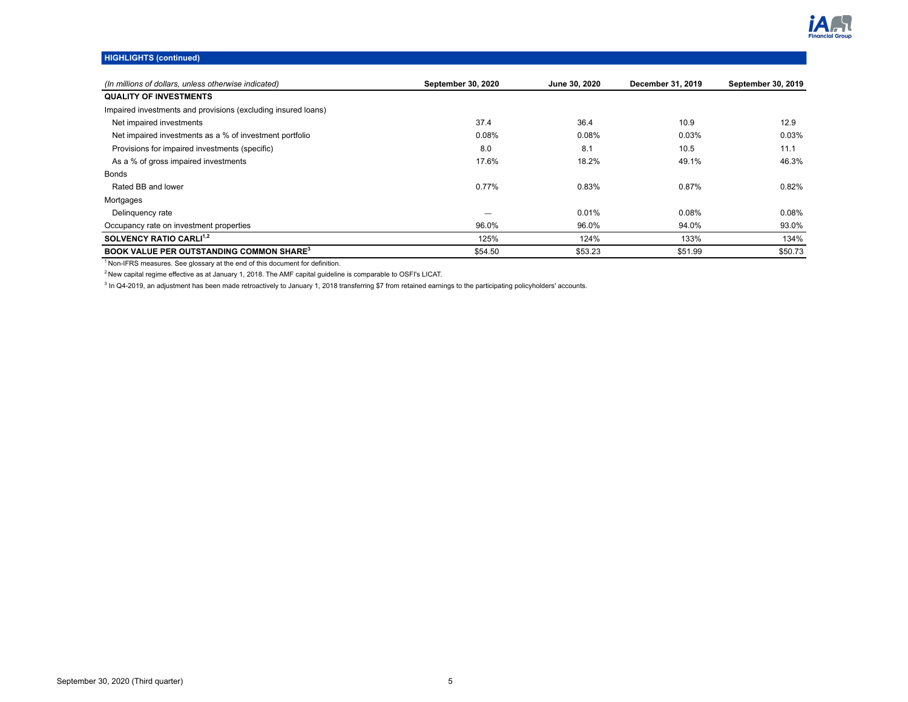## HIGHLIGHTS (continued)

| *(In millions of dollars, unless otherwise indicated)* | September 30, 2020 | June 30, 2020 | December 31, 2019 | September 30, 2019 |
|---|---|---|---|---|
| **QUALITY OF INVESTMENTS** | | | | |
| Impaired investments and provisions (excluding insured loans) | | | | |
| Net impaired investments | 37.4 | 36.4 | 10.9 | 12.9 |
| Net impaired investments as a % of investment portfolio | 0.08% | 0.08% | 0.03% | 0.03% |
| Provisions for impaired investments (specific) | 8.0 | 8.1 | 10.5 | 11.1 |
| As a % of gross impaired investments | 17.6% | 18.2% | 49.1% | 46.3% |
| Bonds | | | | |
| Rated BB and lower | 0.77% | 0.83% | 0.87% | 0.82% |
| Mortgages | | | | |
| Delinquency rate | — | 0.01% | 0.08% | 0.08% |
| Occupancy rate on investment properties | 96.0% | 96.0% | 94.0% | 93.0% |
| **SOLVENCY RATIO CARLI[1,2]** | 125% | 124% | 133% | 134% |
| **BOOK VALUE PER OUTSTANDING COMMON SHARE[3]** | $54.50 | $53.23 | $51.99 | $50.73 |

[1] Non-IFRS measures. See glossary at the end of this document for definition.

[2] New capital regime effective as at January 1, 2018. The AMF capital guideline is comparable to OSFI's LICAT.

[3] In Q4-2019, an adjustment has been made retroactively to January 1, 2018 transferring $7 from retained earnings to the participating policyholders' accounts.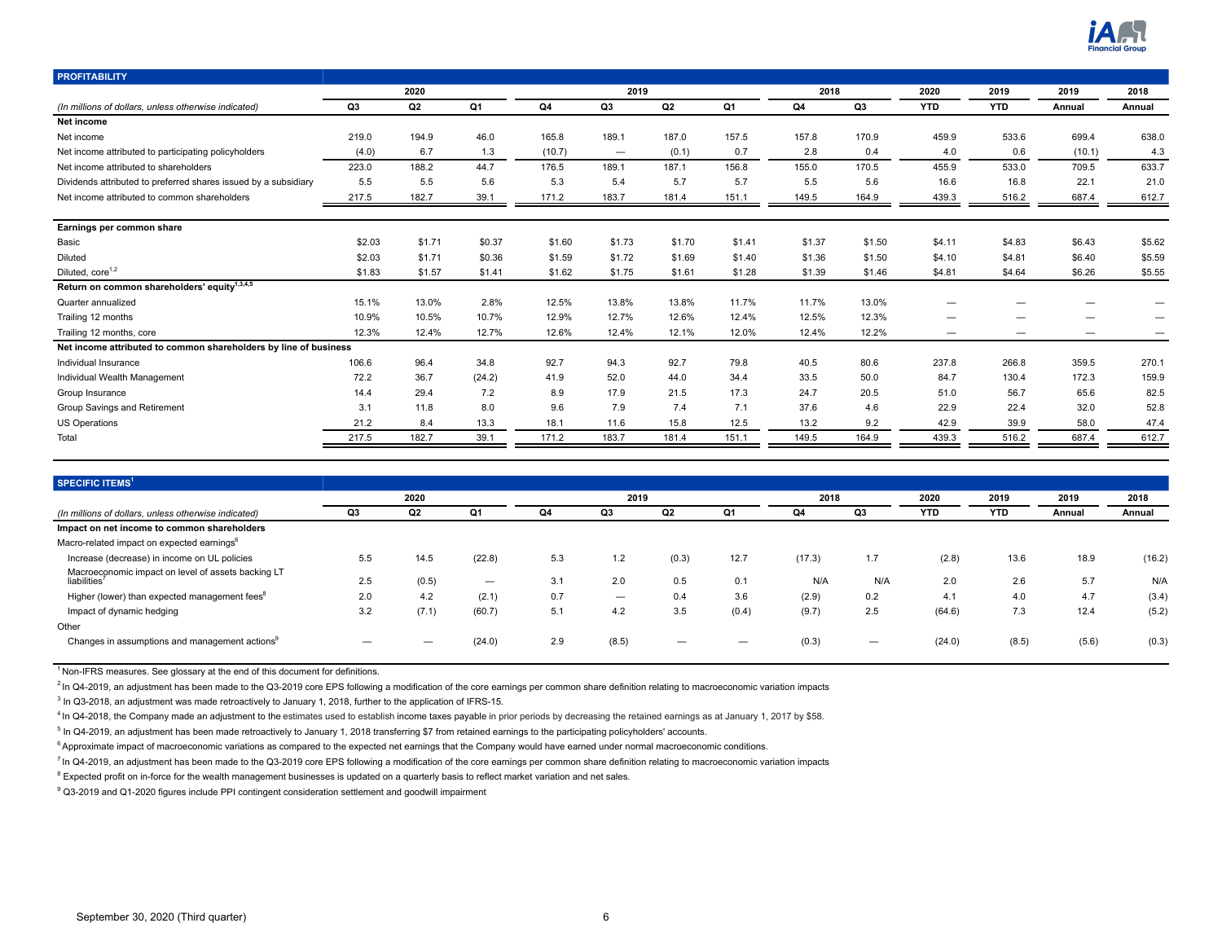## PROFITABILITY

| (In millions of dollars, unless otherwise indicated) | 2020 Q3 | 2020 Q2 | 2020 Q1 | 2019 Q4 | 2019 Q3 | 2019 Q2 | 2019 Q1 | 2018 Q4 | 2018 Q3 | 2020 YTD | 2019 YTD | 2019 Annual | 2018 Annual |
|---|---|---|---|---|---|---|---|---|---|---|---|---|---|
| **Net income** | | | | | | | | | | | | | |
| Net income | 219.0 | 194.9 | 46.0 | 165.8 | 189.1 | 187.0 | 157.5 | 157.8 | 170.9 | 459.9 | 533.6 | 699.4 | 638.0 |
| Net income attributed to participating policyholders | (4.0) | 6.7 | 1.3 | (10.7) | — | (0.1) | 0.7 | 2.8 | 0.4 | 4.0 | 0.6 | (10.1) | 4.3 |
| Net income attributed to shareholders | 223.0 | 188.2 | 44.7 | 176.5 | 189.1 | 187.1 | 156.8 | 155.0 | 170.5 | 455.9 | 533.0 | 709.5 | 633.7 |
| Dividends attributed to preferred shares issued by a subsidiary | 5.5 | 5.5 | 5.6 | 5.3 | 5.4 | 5.7 | 5.7 | 5.5 | 5.6 | 16.6 | 16.8 | 22.1 | 21.0 |
| Net income attributed to common shareholders | 217.5 | 182.7 | 39.1 | 171.2 | 183.7 | 181.4 | 151.1 | 149.5 | 164.9 | 439.3 | 516.2 | 687.4 | 612.7 |
| **Earnings per common share** | | | | | | | | | | | | | |
| Basic | $2.03 | $1.71 | $0.37 | $1.60 | $1.73 | $1.70 | $1.41 | $1.37 | $1.50 | $4.11 | $4.83 | $6.43 | $5.62 |
| Diluted | $2.03 | $1.71 | $0.36 | $1.59 | $1.72 | $1.69 | $1.40 | $1.36 | $1.50 | $4.10 | $4.81 | $6.40 | $5.59 |
| Diluted, core[1,2] | $1.83 | $1.57 | $1.41 | $1.62 | $1.75 | $1.61 | $1.28 | $1.39 | $1.46 | $4.81 | $4.64 | $6.26 | $5.55 |
| **Return on common shareholders' equity[1,3,4,5]** | | | | | | | | | | | | | |
| Quarter annualized | 15.1% | 13.0% | 2.8% | 12.5% | 13.8% | 13.8% | 11.7% | 11.7% | 13.0% | — | — | — | — |
| Trailing 12 months | 10.9% | 10.5% | 10.7% | 12.9% | 12.7% | 12.6% | 12.4% | 12.5% | 12.3% | — | — | — | — |
| Trailing 12 months, core | 12.3% | 12.4% | 12.7% | 12.6% | 12.4% | 12.1% | 12.0% | 12.4% | 12.2% | — | — | — | — |
| **Net income attributed to common shareholders by line of business** | | | | | | | | | | | | | |
| Individual Insurance | 106.6 | 96.4 | 34.8 | 92.7 | 94.3 | 92.7 | 79.8 | 40.5 | 80.6 | 237.8 | 266.8 | 359.5 | 270.1 |
| Individual Wealth Management | 72.2 | 36.7 | (24.2) | 41.9 | 52.0 | 44.0 | 34.4 | 33.5 | 50.0 | 84.7 | 130.4 | 172.3 | 159.9 |
| Group Insurance | 14.4 | 29.4 | 7.2 | 8.9 | 17.9 | 21.5 | 17.3 | 24.7 | 20.5 | 51.0 | 56.7 | 65.6 | 82.5 |
| Group Savings and Retirement | 3.1 | 11.8 | 8.0 | 9.6 | 7.9 | 7.4 | 7.1 | 37.6 | 4.6 | 22.9 | 22.4 | 32.0 | 52.8 |
| US Operations | 21.2 | 8.4 | 13.3 | 18.1 | 11.6 | 15.8 | 12.5 | 13.2 | 9.2 | 42.9 | 39.9 | 58.0 | 47.4 |
| Total | 217.5 | 182.7 | 39.1 | 171.2 | 183.7 | 181.4 | 151.1 | 149.5 | 164.9 | 439.3 | 516.2 | 687.4 | 612.7 |

## SPECIFIC ITEMS[1]

| (In millions of dollars, unless otherwise indicated) | 2020 Q3 | 2020 Q2 | 2020 Q1 | 2019 Q4 | 2019 Q3 | 2019 Q2 | 2019 Q1 | 2018 Q4 | 2018 Q3 | 2020 YTD | 2019 YTD | 2019 Annual | 2018 Annual |
|---|---|---|---|---|---|---|---|---|---|---|---|---|---|
| **Impact on net income to common shareholders** | | | | | | | | | | | | | |
| Macro-related impact on expected earnings[6] | | | | | | | | | | | | | |
| Increase (decrease) in income on UL policies | 5.5 | 14.5 | (22.8) | 5.3 | 1.2 | (0.3) | 12.7 | (17.3) | 1.7 | (2.8) | 13.6 | 18.9 | (16.2) |
| Macroeconomic impact on level of assets backing LT liabilities[7] | 2.5 | (0.5) | — | 3.1 | 2.0 | 0.5 | 0.1 | N/A | N/A | 2.0 | 2.6 | 5.7 | N/A |
| Higher (lower) than expected management fees[8] | 2.0 | 4.2 | (2.1) | 0.7 | — | 0.4 | 3.6 | (2.9) | 0.2 | 4.1 | 4.0 | 4.7 | (3.4) |
| Impact of dynamic hedging | 3.2 | (7.1) | (60.7) | 5.1 | 4.2 | 3.5 | (0.4) | (9.7) | 2.5 | (64.6) | 7.3 | 12.4 | (5.2) |
| Other | | | | | | | | | | | | | |
| Changes in assumptions and management actions[9] | — | — | (24.0) | 2.9 | (8.5) | — | — | (0.3) | — | (24.0) | (8.5) | (5.6) | (0.3) |

[1] Non-IFRS measures. See glossary at the end of this document for definitions.

[2] In Q4-2019, an adjustment has been made to the Q3-2019 core EPS following a modification of the core earnings per common share definition relating to macroeconomic variation impacts

[3] In Q3-2018, an adjustment was made retroactively to January 1, 2018, further to the application of IFRS-15.

[4] In Q4-2018, the Company made an adjustment to the estimates used to establish income taxes payable in prior periods by decreasing the retained earnings as at January 1, 2017 by $58.

[5] In Q4-2019, an adjustment has been made retroactively to January 1, 2018 transferring $7 from retained earnings to the participating policyholders' accounts.

[6] Approximate impact of macroeconomic variations as compared to the expected net earnings that the Company would have earned under normal macroeconomic conditions.

[7] In Q4-2019, an adjustment has been made to the Q3-2019 core EPS following a modification of the core earnings per common share definition relating to macroeconomic variation impacts

[8] Expected profit on in-force for the wealth management businesses is updated on a quarterly basis to reflect market variation and net sales.

[9] Q3-2019 and Q1-2020 figures include PPI contingent consideration settlement and goodwill impairment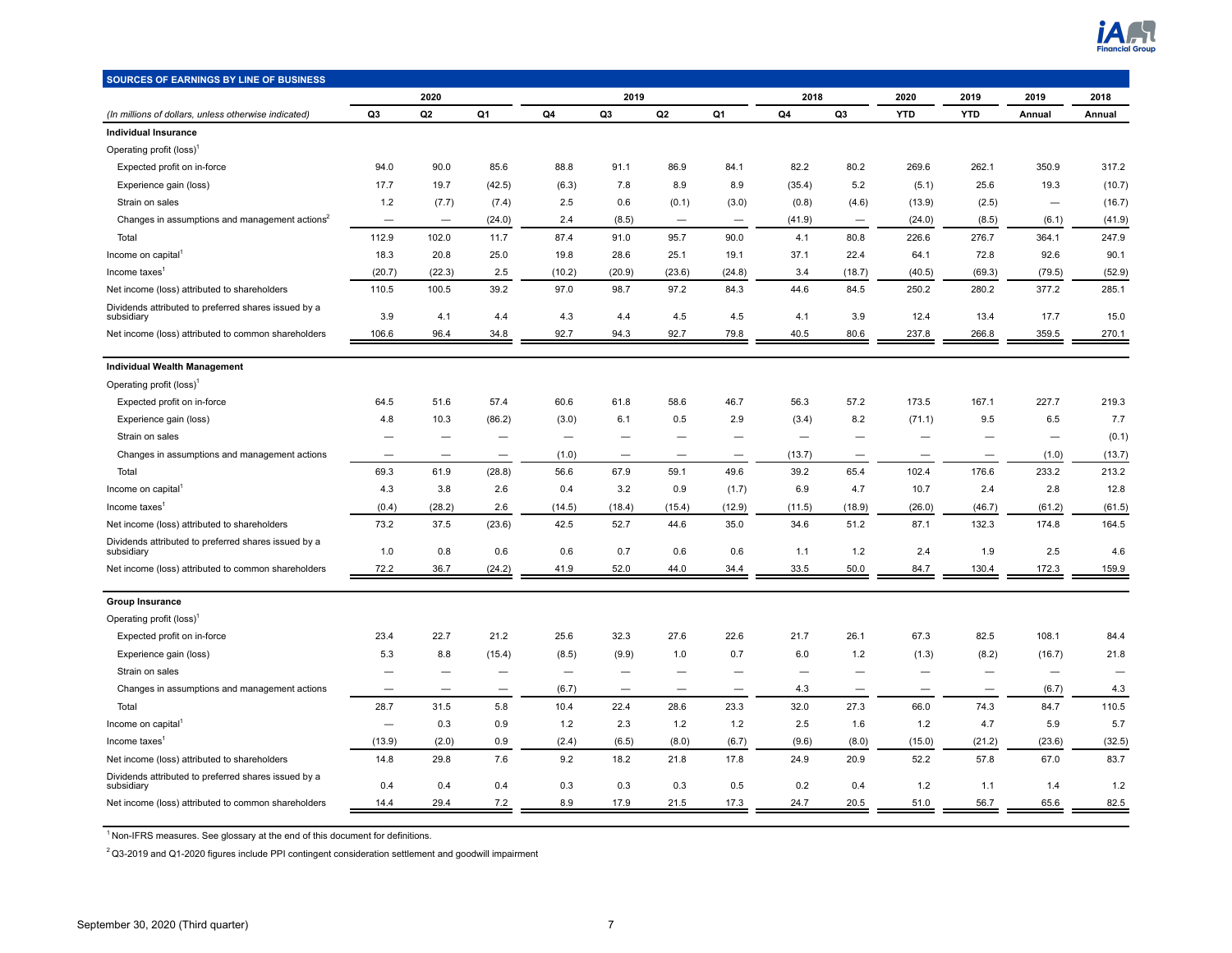## SOURCES OF EARNINGS BY LINE OF BUSINESS

| (In millions of dollars, unless otherwise indicated) | 2020 Q3 | 2020 Q2 | 2020 Q1 | 2019 Q4 | 2019 Q3 | 2019 Q2 | 2019 Q1 | 2018 Q4 | 2018 Q3 | 2020 YTD | 2019 YTD | 2019 Annual | 2018 Annual |
|---|---|---|---|---|---|---|---|---|---|---|---|---|---|
| **Individual Insurance** | | | | | | | | | | | | | |
| Operating profit (loss)[1] | | | | | | | | | | | | | |
| Expected profit on in-force | 94.0 | 90.0 | 85.6 | 88.8 | 91.1 | 86.9 | 84.1 | 82.2 | 80.2 | 269.6 | 262.1 | 350.9 | 317.2 |
| Experience gain (loss) | 17.7 | 19.7 | (42.5) | (6.3) | 7.8 | 8.9 | 8.9 | (35.4) | 5.2 | (5.1) | 25.6 | 19.3 | (10.7) |
| Strain on sales | 1.2 | (7.7) | (7.4) | 2.5 | 0.6 | (0.1) | (3.0) | (0.8) | (4.6) | (13.9) | (2.5) | — | (16.7) |
| Changes in assumptions and management actions[2] | — | — | (24.0) | 2.4 | (8.5) | — | — | (41.9) | — | (24.0) | (8.5) | (6.1) | (41.9) |
| Total | 112.9 | 102.0 | 11.7 | 87.4 | 91.0 | 95.7 | 90.0 | 4.1 | 80.8 | 226.6 | 276.7 | 364.1 | 247.9 |
| Income on capital[1] | 18.3 | 20.8 | 25.0 | 19.8 | 28.6 | 25.1 | 19.1 | 37.1 | 22.4 | 64.1 | 72.8 | 92.6 | 90.1 |
| Income taxes[1] | (20.7) | (22.3) | 2.5 | (10.2) | (20.9) | (23.6) | (24.8) | 3.4 | (18.7) | (40.5) | (69.3) | (79.5) | (52.9) |
| Net income (loss) attributed to shareholders | 110.5 | 100.5 | 39.2 | 97.0 | 98.7 | 97.2 | 84.3 | 44.6 | 84.5 | 250.2 | 280.2 | 377.2 | 285.1 |
| Dividends attributed to preferred shares issued by a subsidiary | 3.9 | 4.1 | 4.4 | 4.3 | 4.4 | 4.5 | 4.5 | 4.1 | 3.9 | 12.4 | 13.4 | 17.7 | 15.0 |
| Net income (loss) attributed to common shareholders | 106.6 | 96.4 | 34.8 | 92.7 | 94.3 | 92.7 | 79.8 | 40.5 | 80.6 | 237.8 | 266.8 | 359.5 | 270.1 |
| **Individual Wealth Management** | | | | | | | | | | | | | |
| Operating profit (loss)[1] | | | | | | | | | | | | | |
| Expected profit on in-force | 64.5 | 51.6 | 57.4 | 60.6 | 61.8 | 58.6 | 46.7 | 56.3 | 57.2 | 173.5 | 167.1 | 227.7 | 219.3 |
| Experience gain (loss) | 4.8 | 10.3 | (86.2) | (3.0) | 6.1 | 0.5 | 2.9 | (3.4) | 8.2 | (71.1) | 9.5 | 6.5 | 7.7 |
| Strain on sales | — | — | — | — | — | — | — | — | — | — | — | — | (0.1) |
| Changes in assumptions and management actions | — | — | — | (1.0) | — | — | — | (13.7) | — | — | — | (1.0) | (13.7) |
| Total | 69.3 | 61.9 | (28.8) | 56.6 | 67.9 | 59.1 | 49.6 | 39.2 | 65.4 | 102.4 | 176.6 | 233.2 | 213.2 |
| Income on capital[1] | 4.3 | 3.8 | 2.6 | 0.4 | 3.2 | 0.9 | (1.7) | 6.9 | 4.7 | 10.7 | 2.4 | 2.8 | 12.8 |
| Income taxes[1] | (0.4) | (28.2) | 2.6 | (14.5) | (18.4) | (15.4) | (12.9) | (11.5) | (18.9) | (26.0) | (46.7) | (61.2) | (61.5) |
| Net income (loss) attributed to shareholders | 73.2 | 37.5 | (23.6) | 42.5 | 52.7 | 44.6 | 35.0 | 34.6 | 51.2 | 87.1 | 132.3 | 174.8 | 164.5 |
| Dividends attributed to preferred shares issued by a subsidiary | 1.0 | 0.8 | 0.6 | 0.6 | 0.7 | 0.6 | 0.6 | 1.1 | 1.2 | 2.4 | 1.9 | 2.5 | 4.6 |
| Net income (loss) attributed to common shareholders | 72.2 | 36.7 | (24.2) | 41.9 | 52.0 | 44.0 | 34.4 | 33.5 | 50.0 | 84.7 | 130.4 | 172.3 | 159.9 |
| **Group Insurance** | | | | | | | | | | | | | |
| Operating profit (loss)[1] | | | | | | | | | | | | | |
| Expected profit on in-force | 23.4 | 22.7 | 21.2 | 25.6 | 32.3 | 27.6 | 22.6 | 21.7 | 26.1 | 67.3 | 82.5 | 108.1 | 84.4 |
| Experience gain (loss) | 5.3 | 8.8 | (15.4) | (8.5) | (9.9) | 1.0 | 0.7 | 6.0 | 1.2 | (1.3) | (8.2) | (16.7) | 21.8 |
| Strain on sales | — | — | — | — | — | — | — | — | — | — | — | — | — |
| Changes in assumptions and management actions | — | — | — | (6.7) | — | — | — | 4.3 | — | — | — | (6.7) | 4.3 |
| Total | 28.7 | 31.5 | 5.8 | 10.4 | 22.4 | 28.6 | 23.3 | 32.0 | 27.3 | 66.0 | 74.3 | 84.7 | 110.5 |
| Income on capital[1] | — | 0.3 | 0.9 | 1.2 | 2.3 | 1.2 | 1.2 | 2.5 | 1.6 | 1.2 | 4.7 | 5.9 | 5.7 |
| Income taxes[1] | (13.9) | (2.0) | 0.9 | (2.4) | (6.5) | (8.0) | (6.7) | (9.6) | (8.0) | (15.0) | (21.2) | (23.6) | (32.5) |
| Net income (loss) attributed to shareholders | 14.8 | 29.8 | 7.6 | 9.2 | 18.2 | 21.8 | 17.8 | 24.9 | 20.9 | 52.2 | 57.8 | 67.0 | 83.7 |
| Dividends attributed to preferred shares issued by a subsidiary | 0.4 | 0.4 | 0.4 | 0.3 | 0.3 | 0.3 | 0.5 | 0.2 | 0.4 | 1.2 | 1.1 | 1.4 | 1.2 |
| Net income (loss) attributed to common shareholders | 14.4 | 29.4 | 7.2 | 8.9 | 17.9 | 21.5 | 17.3 | 24.7 | 20.5 | 51.0 | 56.7 | 65.6 | 82.5 |

[1] Non-IFRS measures. See glossary at the end of this document for definitions.

[2] Q3-2019 and Q1-2020 figures include PPI contingent consideration settlement and goodwill impairment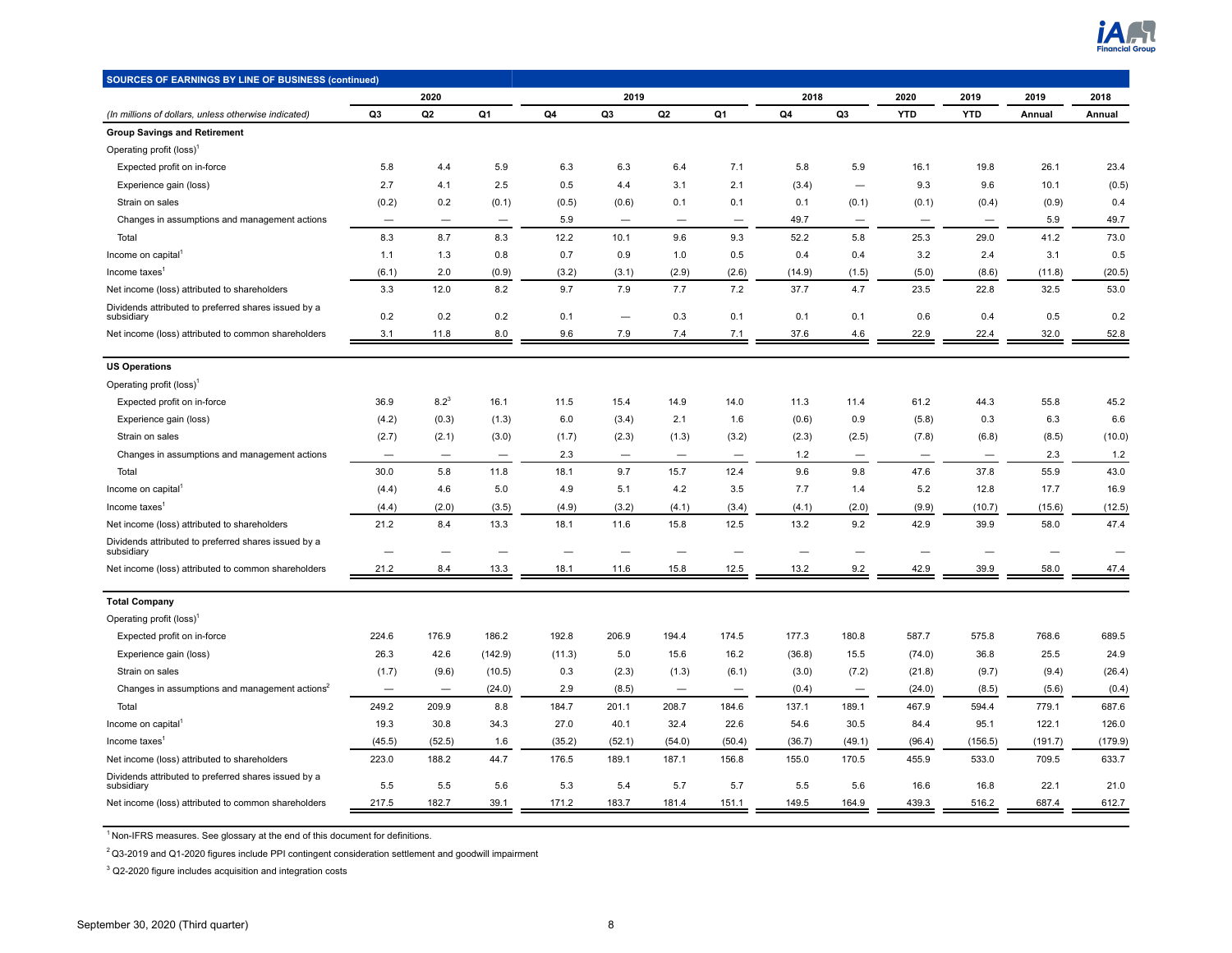## SOURCES OF EARNINGS BY LINE OF BUSINESS (continued)

| (In millions of dollars, unless otherwise indicated) | 2020 Q3 | 2020 Q2 | 2020 Q1 | 2019 Q4 | 2019 Q3 | 2019 Q2 | 2019 Q1 | 2018 Q4 | 2018 Q3 | 2020 YTD | 2019 YTD | 2019 Annual | 2018 Annual |
|---|---|---|---|---|---|---|---|---|---|---|---|---|---|
| **Group Savings and Retirement** | | | | | | | | | | | | | |
| Operating profit (loss)[1] | | | | | | | | | | | | | |
| Expected profit on in-force | 5.8 | 4.4 | 5.9 | 6.3 | 6.3 | 6.4 | 7.1 | 5.8 | 5.9 | 16.1 | 19.8 | 26.1 | 23.4 |
| Experience gain (loss) | 2.7 | 4.1 | 2.5 | 0.5 | 4.4 | 3.1 | 2.1 | (3.4) | — | 9.3 | 9.6 | 10.1 | (0.5) |
| Strain on sales | (0.2) | 0.2 | (0.1) | (0.5) | (0.6) | 0.1 | 0.1 | 0.1 | (0.1) | (0.1) | (0.4) | (0.9) | 0.4 |
| Changes in assumptions and management actions | — | — | — | 5.9 | — | — | — | 49.7 | — | — | — | 5.9 | 49.7 |
| Total | 8.3 | 8.7 | 8.3 | 12.2 | 10.1 | 9.6 | 9.3 | 52.2 | 5.8 | 25.3 | 29.0 | 41.2 | 73.0 |
| Income on capital[1] | 1.1 | 1.3 | 0.8 | 0.7 | 0.9 | 1.0 | 0.5 | 0.4 | 0.4 | 3.2 | 2.4 | 3.1 | 0.5 |
| Income taxes[1] | (6.1) | 2.0 | (0.9) | (3.2) | (3.1) | (2.9) | (2.6) | (14.9) | (1.5) | (5.0) | (8.6) | (11.8) | (20.5) |
| Net income (loss) attributed to shareholders | 3.3 | 12.0 | 8.2 | 9.7 | 7.9 | 7.7 | 7.2 | 37.7 | 4.7 | 23.5 | 22.8 | 32.5 | 53.0 |
| Dividends attributed to preferred shares issued by a subsidiary | 0.2 | 0.2 | 0.2 | 0.1 | — | 0.3 | 0.1 | 0.1 | 0.1 | 0.6 | 0.4 | 0.5 | 0.2 |
| Net income (loss) attributed to common shareholders | 3.1 | 11.8 | 8.0 | 9.6 | 7.9 | 7.4 | 7.1 | 37.6 | 4.6 | 22.9 | 22.4 | 32.0 | 52.8 |
| **US Operations** | | | | | | | | | | | | | |
| Operating profit (loss)[1] | | | | | | | | | | | | | |
| Expected profit on in-force | 36.9 | 8.2[3] | 16.1 | 11.5 | 15.4 | 14.9 | 14.0 | 11.3 | 11.4 | 61.2 | 44.3 | 55.8 | 45.2 |
| Experience gain (loss) | (4.2) | (0.3) | (1.3) | 6.0 | (3.4) | 2.1 | 1.6 | (0.6) | 0.9 | (5.8) | 0.3 | 6.3 | 6.6 |
| Strain on sales | (2.7) | (2.1) | (3.0) | (1.7) | (2.3) | (1.3) | (3.2) | (2.3) | (2.5) | (7.8) | (6.8) | (8.5) | (10.0) |
| Changes in assumptions and management actions | — | — | — | 2.3 | — | — | — | 1.2 | — | — | — | 2.3 | 1.2 |
| Total | 30.0 | 5.8 | 11.8 | 18.1 | 9.7 | 15.7 | 12.4 | 9.6 | 9.8 | 47.6 | 37.8 | 55.9 | 43.0 |
| Income on capital[1] | (4.4) | 4.6 | 5.0 | 4.9 | 5.1 | 4.2 | 3.5 | 7.7 | 1.4 | 5.2 | 12.8 | 17.7 | 16.9 |
| Income taxes[1] | (4.4) | (2.0) | (3.5) | (4.9) | (3.2) | (4.1) | (3.4) | (4.1) | (2.0) | (9.9) | (10.7) | (15.6) | (12.5) |
| Net income (loss) attributed to shareholders | 21.2 | 8.4 | 13.3 | 18.1 | 11.6 | 15.8 | 12.5 | 13.2 | 9.2 | 42.9 | 39.9 | 58.0 | 47.4 |
| Dividends attributed to preferred shares issued by a subsidiary | — | — | — | — | — | — | — | — | — | — | — | — | — |
| Net income (loss) attributed to common shareholders | 21.2 | 8.4 | 13.3 | 18.1 | 11.6 | 15.8 | 12.5 | 13.2 | 9.2 | 42.9 | 39.9 | 58.0 | 47.4 |
| **Total Company** | | | | | | | | | | | | | |
| Operating profit (loss)[1] | | | | | | | | | | | | | |
| Expected profit on in-force | 224.6 | 176.9 | 186.2 | 192.8 | 206.9 | 194.4 | 174.5 | 177.3 | 180.8 | 587.7 | 575.8 | 768.6 | 689.5 |
| Experience gain (loss) | 26.3 | 42.6 | (142.9) | (11.3) | 5.0 | 15.6 | 16.2 | (36.8) | 15.5 | (74.0) | 36.8 | 25.5 | 24.9 |
| Strain on sales | (1.7) | (9.6) | (10.5) | 0.3 | (2.3) | (1.3) | (6.1) | (3.0) | (7.2) | (21.8) | (9.7) | (9.4) | (26.4) |
| Changes in assumptions and management actions[2] | — | — | (24.0) | 2.9 | (8.5) | — | — | (0.4) | — | (24.0) | (8.5) | (5.6) | (0.4) |
| Total | 249.2 | 209.9 | 8.8 | 184.7 | 201.1 | 208.7 | 184.6 | 137.1 | 189.1 | 467.9 | 594.4 | 779.1 | 687.6 |
| Income on capital[1] | 19.3 | 30.8 | 34.3 | 27.0 | 40.1 | 32.4 | 22.6 | 54.6 | 30.5 | 84.4 | 95.1 | 122.1 | 126.0 |
| Income taxes[1] | (45.5) | (52.5) | 1.6 | (35.2) | (52.1) | (54.0) | (50.4) | (36.7) | (49.1) | (96.4) | (156.5) | (191.7) | (179.9) |
| Net income (loss) attributed to shareholders | 223.0 | 188.2 | 44.7 | 176.5 | 189.1 | 187.1 | 156.8 | 155.0 | 170.5 | 455.9 | 533.0 | 709.5 | 633.7 |
| Dividends attributed to preferred shares issued by a subsidiary | 5.5 | 5.5 | 5.6 | 5.3 | 5.4 | 5.7 | 5.7 | 5.5 | 5.6 | 16.6 | 16.8 | 22.1 | 21.0 |
| Net income (loss) attributed to common shareholders | 217.5 | 182.7 | 39.1 | 171.2 | 183.7 | 181.4 | 151.1 | 149.5 | 164.9 | 439.3 | 516.2 | 687.4 | 612.7 |

[1] Non-IFRS measures. See glossary at the end of this document for definitions.

[2] Q3-2019 and Q1-2020 figures include PPI contingent consideration settlement and goodwill impairment

[3] Q2-2020 figure includes acquisition and integration costs

September 30, 2020 (Third quarter)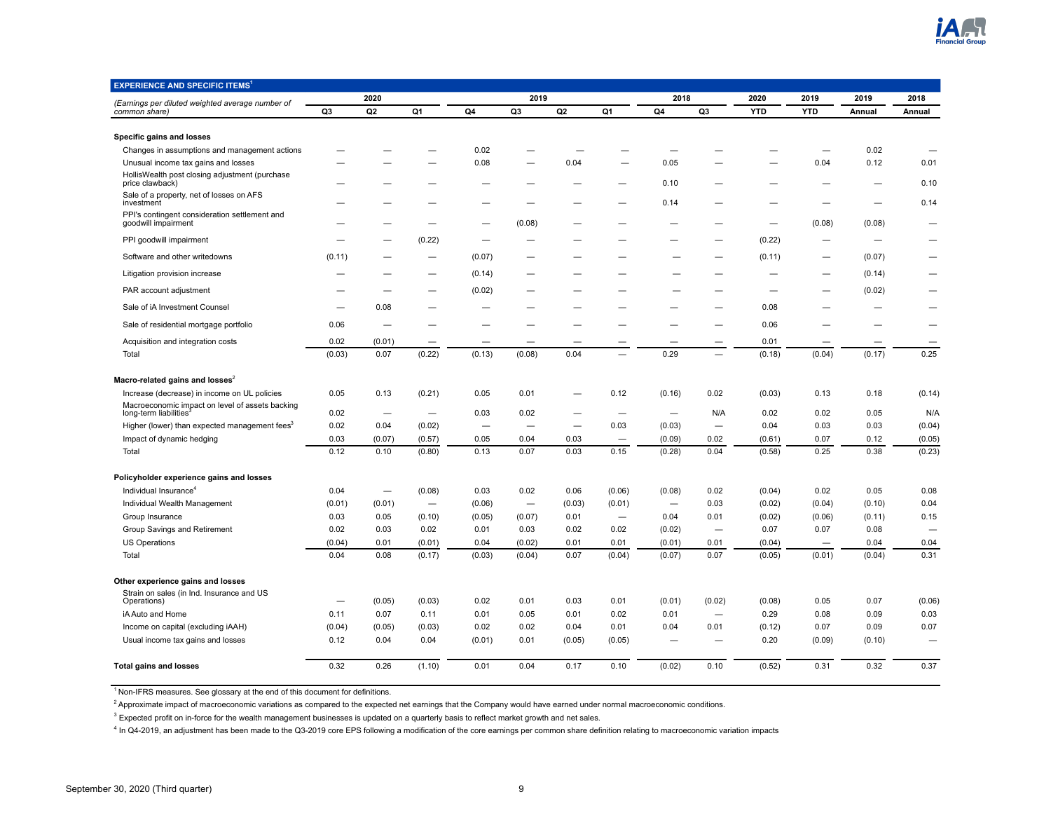## EXPERIENCE AND SPECIFIC ITEMS[1]

| *(Earnings per diluted weighted average number of common share)* | 2020 | | | 2019 | | | | 2018 | | 2020 | 2019 | 2019 | 2018 |
|---|---|---|---|---|---|---|---|---|---|---|---|---|---|
| | Q3 | Q2 | Q1 | Q4 | Q3 | Q2 | Q1 | Q4 | Q3 | YTD | YTD | Annual | Annual |
| **Specific gains and losses** | | | | | | | | | | | | | |
| Changes in assumptions and management actions | — | — | — | 0.02 | — | — | — | — | — | — | — | 0.02 | — |
| Unusual income tax gains and losses | — | — | — | 0.08 | — | 0.04 | — | 0.05 | — | — | 0.04 | 0.12 | 0.01 |
| HollisWealth post closing adjustment (purchase price clawback) | — | — | — | — | — | — | — | 0.10 | — | — | — | — | 0.10 |
| Sale of a property, net of losses on AFS investment | — | — | — | — | — | — | — | 0.14 | — | — | — | — | 0.14 |
| PPI's contingent consideration settlement and goodwill impairment | — | — | — | — | (0.08) | — | — | — | — | — | (0.08) | (0.08) | — |
| PPI goodwill impairment | — | — | (0.22) | — | — | — | — | — | — | (0.22) | — | — | — |
| Software and other writedowns | (0.11) | — | — | (0.07) | — | — | — | — | — | (0.11) | — | (0.07) | — |
| Litigation provision increase | — | — | — | (0.14) | — | — | — | — | — | — | — | (0.14) | — |
| PAR account adjustment | — | — | — | (0.02) | — | — | — | — | — | — | — | (0.02) | — |
| Sale of iA Investment Counsel | — | 0.08 | — | — | — | — | — | — | — | 0.08 | — | — | — |
| Sale of residential mortgage portfolio | 0.06 | — | — | — | — | — | — | — | — | 0.06 | — | — | — |
| Acquisition and integration costs | 0.02 | (0.01) | — | — | — | — | — | — | — | 0.01 | — | — | — |
| Total | (0.03) | 0.07 | (0.22) | (0.13) | (0.08) | 0.04 | — | 0.29 | — | (0.18) | (0.04) | (0.17) | 0.25 |
| **Macro-related gains and losses**[2] | | | | | | | | | | | | | |
| Increase (decrease) in income on UL policies | 0.05 | 0.13 | (0.21) | 0.05 | 0.01 | — | 0.12 | (0.16) | 0.02 | (0.03) | 0.13 | 0.18 | (0.14) |
| Macroeconomic impact on level of assets backing long-term liabilities[3] | 0.02 | — | — | 0.03 | 0.02 | — | — | — | N/A | 0.02 | 0.02 | 0.05 | N/A |
| Higher (lower) than expected management fees[3] | 0.02 | 0.04 | (0.02) | — | — | — | 0.03 | (0.03) | — | 0.04 | 0.03 | 0.03 | (0.04) |
| Impact of dynamic hedging | 0.03 | (0.07) | (0.57) | 0.05 | 0.04 | 0.03 | — | (0.09) | 0.02 | (0.61) | 0.07 | 0.12 | (0.05) |
| Total | 0.12 | 0.10 | (0.80) | 0.13 | 0.07 | 0.03 | 0.15 | (0.28) | 0.04 | (0.58) | 0.25 | 0.38 | (0.23) |
| **Policyholder experience gains and losses** | | | | | | | | | | | | | |
| Individual Insurance[4] | 0.04 | — | (0.08) | 0.03 | 0.02 | 0.06 | (0.06) | (0.08) | 0.02 | (0.04) | 0.02 | 0.05 | 0.08 |
| Individual Wealth Management | (0.01) | (0.01) | — | (0.06) | — | (0.03) | (0.01) | — | 0.03 | (0.02) | (0.04) | (0.10) | 0.04 |
| Group Insurance | 0.03 | 0.05 | (0.10) | (0.05) | (0.07) | 0.01 | — | 0.04 | 0.01 | (0.02) | (0.06) | (0.11) | 0.15 |
| Group Savings and Retirement | 0.02 | 0.03 | 0.02 | 0.01 | 0.03 | 0.02 | 0.02 | (0.02) | — | 0.07 | 0.07 | 0.08 | — |
| US Operations | (0.04) | 0.01 | (0.01) | 0.04 | (0.02) | 0.01 | 0.01 | (0.01) | 0.01 | (0.04) | — | 0.04 | 0.04 |
| Total | 0.04 | 0.08 | (0.17) | (0.03) | (0.04) | 0.07 | (0.04) | (0.07) | 0.07 | (0.05) | (0.01) | (0.04) | 0.31 |
| **Other experience gains and losses** | | | | | | | | | | | | | |
| Strain on sales (in Ind. Insurance and US Operations) | — | (0.05) | (0.03) | 0.02 | 0.01 | 0.03 | 0.01 | (0.01) | (0.02) | (0.08) | 0.05 | 0.07 | (0.06) |
| iA Auto and Home | 0.11 | 0.07 | 0.11 | 0.01 | 0.05 | 0.01 | 0.02 | 0.01 | — | 0.29 | 0.08 | 0.09 | 0.03 |
| Income on capital (excluding iAAH) | (0.04) | (0.05) | (0.03) | 0.02 | 0.02 | 0.04 | 0.01 | 0.04 | 0.01 | (0.12) | 0.07 | 0.09 | 0.07 |
| Usual income tax gains and losses | 0.12 | 0.04 | 0.04 | (0.01) | 0.01 | (0.05) | (0.05) | — | — | 0.20 | (0.09) | (0.10) | — |
| **Total gains and losses** | 0.32 | 0.26 | (1.10) | 0.01 | 0.04 | 0.17 | 0.10 | (0.02) | 0.10 | (0.52) | 0.31 | 0.32 | 0.37 |

[1] Non-IFRS measures. See glossary at the end of this document for definitions.

[2] Approximate impact of macroeconomic variations as compared to the expected net earnings that the Company would have earned under normal macroeconomic conditions.

[3] Expected profit on in-force for the wealth management businesses is updated on a quarterly basis to reflect market growth and net sales.

[4] In Q4-2019, an adjustment has been made to the Q3-2019 core EPS following a modification of the core earnings per common share definition relating to macroeconomic variation impacts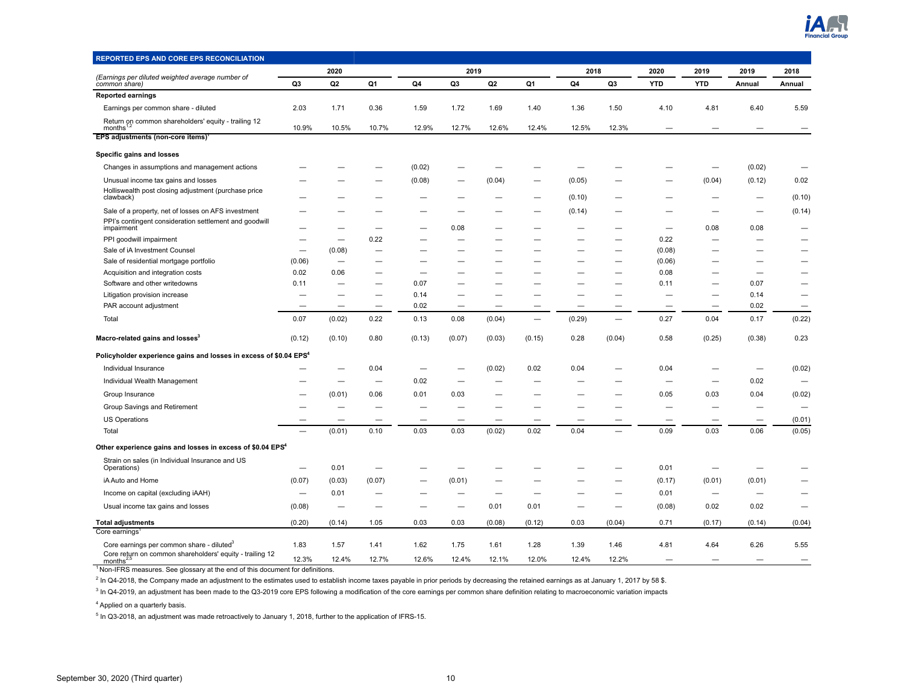## REPORTED EPS AND CORE EPS RECONCILIATION

| *(Earnings per diluted weighted average number of common share)* | 2020 | | | 2019 | | | | 2018 | | 2020 | 2019 | 2019 | 2018 |
|---|---|---|---|---|---|---|---|---|---|---|---|---|---|
| | Q3 | Q2 | Q1 | Q4 | Q3 | Q2 | Q1 | Q4 | Q3 | YTD | YTD | Annual | Annual |
| **Reported earnings** | | | | | | | | | | | | | |
| Earnings per common share - diluted | 2.03 | 1.71 | 0.36 | 1.59 | 1.72 | 1.69 | 1.40 | 1.36 | 1.50 | 4.10 | 4.81 | 6.40 | 5.59 |
| Return on common shareholders' equity - trailing 12 months[1,2] | 10.9% | 10.5% | 10.7% | 12.9% | 12.7% | 12.6% | 12.4% | 12.5% | 12.3% | — | — | — | — |
| **EPS adjustments (non-core items)[1]** | | | | | | | | | | | | | |
| **Specific gains and losses** | | | | | | | | | | | | | |
| Changes in assumptions and management actions | — | — | — | (0.02) | — | — | — | — | — | — | — | (0.02) | — |
| Unusual income tax gains and losses | — | — | — | (0.08) | — | (0.04) | — | (0.05) | — | — | (0.04) | (0.12) | 0.02 |
| Holliswealth post closing adjustment (purchase price clawback) | — | — | — | — | — | — | — | (0.10) | — | — | — | — | (0.10) |
| Sale of a property, net of losses on AFS investment | — | — | — | — | — | — | — | (0.14) | — | — | — | — | (0.14) |
| PPI's contingent consideration settlement and goodwill impairment | — | — | — | — | 0.08 | — | — | — | — | — | 0.08 | 0.08 | — |
| PPI goodwill impairment | — | — | 0.22 | — | — | — | — | — | — | 0.22 | — | — | — |
| Sale of iA Investment Counsel | — | (0.08) | — | — | — | — | — | — | — | (0.08) | — | — | — |
| Sale of residential mortgage portfolio | (0.06) | — | — | — | — | — | — | — | — | (0.06) | — | — | — |
| Acquisition and integration costs | 0.02 | 0.06 | — | — | — | — | — | — | — | 0.08 | — | — | — |
| Software and other writedowns | 0.11 | — | — | 0.07 | — | — | — | — | — | 0.11 | — | 0.07 | — |
| Litigation provision increase | — | — | — | 0.14 | — | — | — | — | — | — | — | 0.14 | — |
| PAR account adjustment | — | — | — | 0.02 | — | — | — | — | — | — | — | 0.02 | — |
| Total | 0.07 | (0.02) | 0.22 | 0.13 | 0.08 | (0.04) | — | (0.29) | — | 0.27 | 0.04 | 0.17 | (0.22) |
| **Macro-related gains and losses[3]** | (0.12) | (0.10) | 0.80 | (0.13) | (0.07) | (0.03) | (0.15) | 0.28 | (0.04) | 0.58 | (0.25) | (0.38) | 0.23 |
| **Policyholder experience gains and losses in excess of $0.04 EPS[4]** | | | | | | | | | | | | | |
| Individual Insurance | — | — | 0.04 | — | — | (0.02) | 0.02 | 0.04 | — | 0.04 | — | — | (0.02) |
| Individual Wealth Management | — | — | — | 0.02 | — | — | — | — | — | — | — | 0.02 | — |
| Group Insurance | — | (0.01) | 0.06 | 0.01 | 0.03 | — | — | — | — | 0.05 | 0.03 | 0.04 | (0.02) |
| Group Savings and Retirement | — | — | — | — | — | — | — | — | — | — | — | — | — |
| US Operations | — | — | — | — | — | — | — | — | — | — | — | — | (0.01) |
| Total | — | (0.01) | 0.10 | 0.03 | 0.03 | (0.02) | 0.02 | 0.04 | — | 0.09 | 0.03 | 0.06 | (0.05) |
| **Other experience gains and losses in excess of $0.04 EPS[4]** | | | | | | | | | | | | | |
| Strain on sales (in Individual Insurance and US Operations) | — | 0.01 | — | — | — | — | — | — | — | 0.01 | — | — | — |
| iA Auto and Home | (0.07) | (0.03) | (0.07) | — | (0.01) | — | — | — | — | (0.17) | (0.01) | (0.01) | — |
| Income on capital (excluding iAAH) | — | 0.01 | — | — | — | — | — | — | — | 0.01 | — | — | — |
| Usual income tax gains and losses | (0.08) | — | — | — | — | 0.01 | 0.01 | — | — | (0.08) | 0.02 | 0.02 | — |
| **Total adjustments** | (0.20) | (0.14) | 1.05 | 0.03 | 0.03 | (0.08) | (0.12) | 0.03 | (0.04) | 0.71 | (0.17) | (0.14) | (0.04) |
| Core earnings[1] | | | | | | | | | | | | | |
| Core earnings per common share - diluted[3] | 1.83 | 1.57 | 1.41 | 1.62 | 1.75 | 1.61 | 1.28 | 1.39 | 1.46 | 4.81 | 4.64 | 6.26 | 5.55 |
| Core return on common shareholders' equity - trailing 12 months[2,5] | 12.3% | 12.4% | 12.7% | 12.6% | 12.4% | 12.1% | 12.0% | 12.4% | 12.2% | — | — | — | — |

[1] Non-IFRS measures. See glossary at the end of this document for definitions.

[2] In Q4-2018, the Company made an adjustment to the estimates used to establish income taxes payable in prior periods by decreasing the retained earnings as at January 1, 2017 by 58 $.

[3] In Q4-2019, an adjustment has been made to the Q3-2019 core EPS following a modification of the core earnings per common share definition relating to macroeconomic variation impacts

[4] Applied on a quarterly basis.

[5] In Q3-2018, an adjustment was made retroactively to January 1, 2018, further to the application of IFRS-15.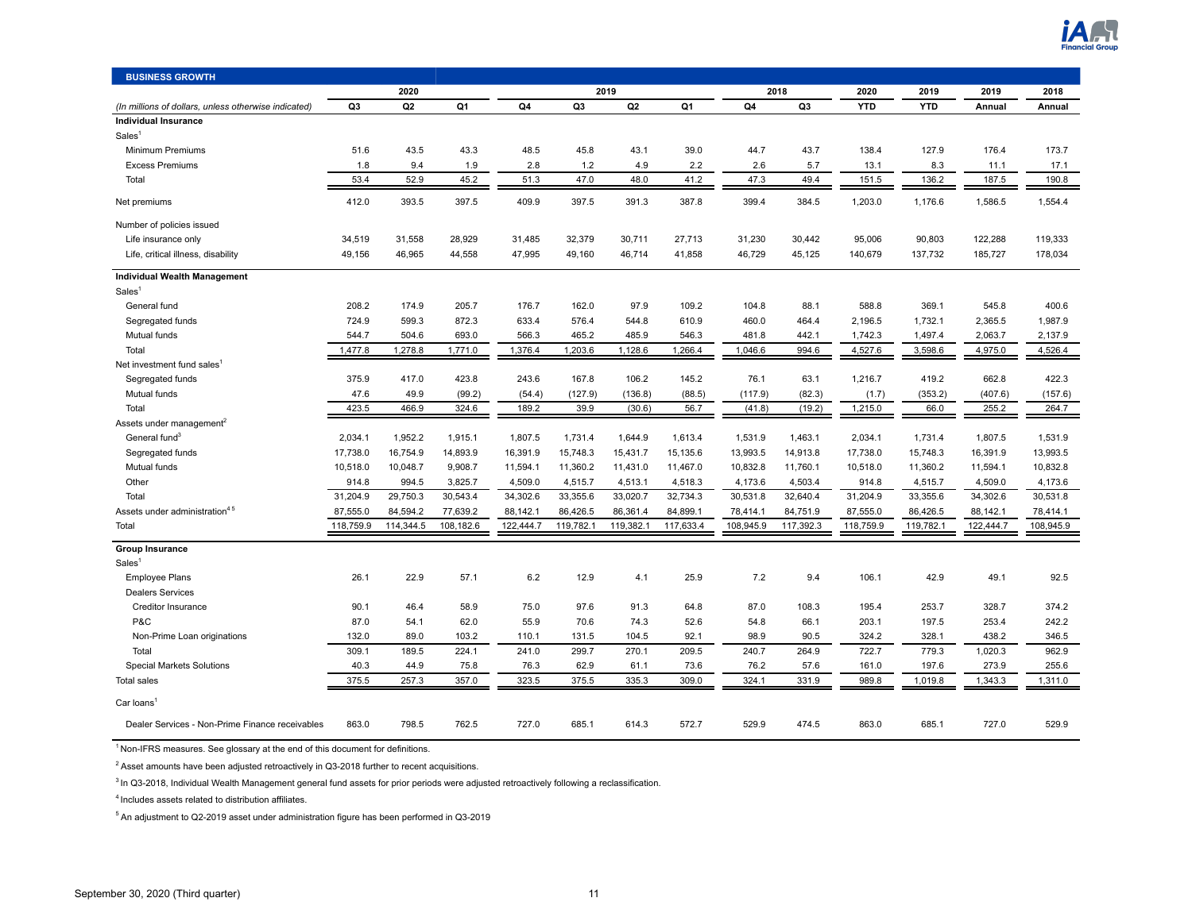## BUSINESS GROWTH

| (In millions of dollars, unless otherwise indicated) | 2020 Q3 | 2020 Q2 | 2020 Q1 | 2019 Q4 | 2019 Q3 | 2019 Q2 | 2019 Q1 | 2018 Q4 | 2018 Q3 | 2020 YTD | 2019 YTD | 2019 Annual | 2018 Annual |
|---|---|---|---|---|---|---|---|---|---|---|---|---|---|
| **Individual Insurance** | | | | | | | | | | | | | |
| Sales[1] | | | | | | | | | | | | | |
| Minimum Premiums | 51.6 | 43.5 | 43.3 | 48.5 | 45.8 | 43.1 | 39.0 | 44.7 | 43.7 | 138.4 | 127.9 | 176.4 | 173.7 |
| Excess Premiums | 1.8 | 9.4 | 1.9 | 2.8 | 1.2 | 4.9 | 2.2 | 2.6 | 5.7 | 13.1 | 8.3 | 11.1 | 17.1 |
| Total | 53.4 | 52.9 | 45.2 | 51.3 | 47.0 | 48.0 | 41.2 | 47.3 | 49.4 | 151.5 | 136.2 | 187.5 | 190.8 |
| Net premiums | 412.0 | 393.5 | 397.5 | 409.9 | 397.5 | 391.3 | 387.8 | 399.4 | 384.5 | 1,203.0 | 1,176.6 | 1,586.5 | 1,554.4 |
| Number of policies issued | | | | | | | | | | | | | |
| Life insurance only | 34,519 | 31,558 | 28,929 | 31,485 | 32,379 | 30,711 | 27,713 | 31,230 | 30,442 | 95,006 | 90,803 | 122,288 | 119,333 |
| Life, critical illness, disability | 49,156 | 46,965 | 44,558 | 47,995 | 49,160 | 46,714 | 41,858 | 46,729 | 45,125 | 140,679 | 137,732 | 185,727 | 178,034 |
| **Individual Wealth Management** | | | | | | | | | | | | | |
| Sales[1] | | | | | | | | | | | | | |
| General fund | 208.2 | 174.9 | 205.7 | 176.7 | 162.0 | 97.9 | 109.2 | 104.8 | 88.1 | 588.8 | 369.1 | 545.8 | 400.6 |
| Segregated funds | 724.9 | 599.3 | 872.3 | 633.4 | 576.4 | 544.8 | 610.9 | 460.0 | 464.4 | 2,196.5 | 1,732.1 | 2,365.5 | 1,987.9 |
| Mutual funds | 544.7 | 504.6 | 693.0 | 566.3 | 465.2 | 485.9 | 546.3 | 481.8 | 442.1 | 1,742.3 | 1,497.4 | 2,063.7 | 2,137.9 |
| Total | 1,477.8 | 1,278.8 | 1,771.0 | 1,376.4 | 1,203.6 | 1,128.6 | 1,266.4 | 1,046.6 | 994.6 | 4,527.6 | 3,598.6 | 4,975.0 | 4,526.4 |
| Net investment fund sales[1] | | | | | | | | | | | | | |
| Segregated funds | 375.9 | 417.0 | 423.8 | 243.6 | 167.8 | 106.2 | 145.2 | 76.1 | 63.1 | 1,216.7 | 419.2 | 662.8 | 422.3 |
| Mutual funds | 47.6 | 49.9 | (99.2) | (54.4) | (127.9) | (136.8) | (88.5) | (117.9) | (82.3) | (1.7) | (353.2) | (407.6) | (157.6) |
| Total | 423.5 | 466.9 | 324.6 | 189.2 | 39.9 | (30.6) | 56.7 | (41.8) | (19.2) | 1,215.0 | 66.0 | 255.2 | 264.7 |
| Assets under management[2] | | | | | | | | | | | | | |
| General fund[3] | 2,034.1 | 1,952.2 | 1,915.1 | 1,807.5 | 1,731.4 | 1,644.9 | 1,613.4 | 1,531.9 | 1,463.1 | 2,034.1 | 1,731.4 | 1,807.5 | 1,531.9 |
| Segregated funds | 17,738.0 | 16,754.9 | 14,893.9 | 16,391.9 | 15,748.3 | 15,431.7 | 15,135.6 | 13,993.5 | 14,913.8 | 17,738.0 | 15,748.3 | 16,391.9 | 13,993.5 |
| Mutual funds | 10,518.0 | 10,048.7 | 9,908.7 | 11,594.1 | 11,360.2 | 11,431.0 | 11,467.0 | 10,832.8 | 11,760.1 | 10,518.0 | 11,360.2 | 11,594.1 | 10,832.8 |
| Other | 914.8 | 994.5 | 3,825.7 | 4,509.0 | 4,515.7 | 4,513.1 | 4,518.3 | 4,173.6 | 4,503.4 | 914.8 | 4,515.7 | 4,509.0 | 4,173.6 |
| Total | 31,204.9 | 29,750.3 | 30,543.4 | 34,302.6 | 33,355.6 | 33,020.7 | 32,734.3 | 30,531.8 | 32,640.4 | 31,204.9 | 33,355.6 | 34,302.6 | 30,531.8 |
| Assets under administration[4,5] | 87,555.0 | 84,594.2 | 77,639.2 | 88,142.1 | 86,426.5 | 86,361.4 | 84,899.1 | 78,414.1 | 84,751.9 | 87,555.0 | 86,426.5 | 88,142.1 | 78,414.1 |
| Total | 118,759.9 | 114,344.5 | 108,182.6 | 122,444.7 | 119,782.1 | 119,382.1 | 117,633.4 | 108,945.9 | 117,392.3 | 118,759.9 | 119,782.1 | 122,444.7 | 108,945.9 |
| **Group Insurance** | | | | | | | | | | | | | |
| Sales[1] | | | | | | | | | | | | | |
| Employee Plans | 26.1 | 22.9 | 57.1 | 6.2 | 12.9 | 4.1 | 25.9 | 7.2 | 9.4 | 106.1 | 42.9 | 49.1 | 92.5 |
| Dealers Services | | | | | | | | | | | | | |
| Creditor Insurance | 90.1 | 46.4 | 58.9 | 75.0 | 97.6 | 91.3 | 64.8 | 87.0 | 108.3 | 195.4 | 253.7 | 328.7 | 374.2 |
| P&C | 87.0 | 54.1 | 62.0 | 55.9 | 70.6 | 74.3 | 52.6 | 54.8 | 66.1 | 203.1 | 197.5 | 253.4 | 242.2 |
| Non-Prime Loan originations | 132.0 | 89.0 | 103.2 | 110.1 | 131.5 | 104.5 | 92.1 | 98.9 | 90.5 | 324.2 | 328.1 | 438.2 | 346.5 |
| Total | 309.1 | 189.5 | 224.1 | 241.0 | 299.7 | 270.1 | 209.5 | 240.7 | 264.9 | 722.7 | 779.3 | 1,020.3 | 962.9 |
| Special Markets Solutions | 40.3 | 44.9 | 75.8 | 76.3 | 62.9 | 61.1 | 73.6 | 76.2 | 57.6 | 161.0 | 197.6 | 273.9 | 255.6 |
| Total sales | 375.5 | 257.3 | 357.0 | 323.5 | 375.5 | 335.3 | 309.0 | 324.1 | 331.9 | 989.8 | 1,019.8 | 1,343.3 | 1,311.0 |
| Car loans[1] | | | | | | | | | | | | | |
| Dealer Services - Non-Prime Finance receivables | 863.0 | 798.5 | 762.5 | 727.0 | 685.1 | 614.3 | 572.7 | 529.9 | 474.5 | 863.0 | 685.1 | 727.0 | 529.9 |

[1] Non-IFRS measures. See glossary at the end of this document for definitions.

[2] Asset amounts have been adjusted retroactively in Q3-2018 further to recent acquisitions.

[3] In Q3-2018, Individual Wealth Management general fund assets for prior periods were adjusted retroactively following a reclassification.

[4] Includes assets related to distribution affiliates.

[5] An adjustment to Q2-2019 asset under administration figure has been performed in Q3-2019

September 30, 2020 (Third quarter)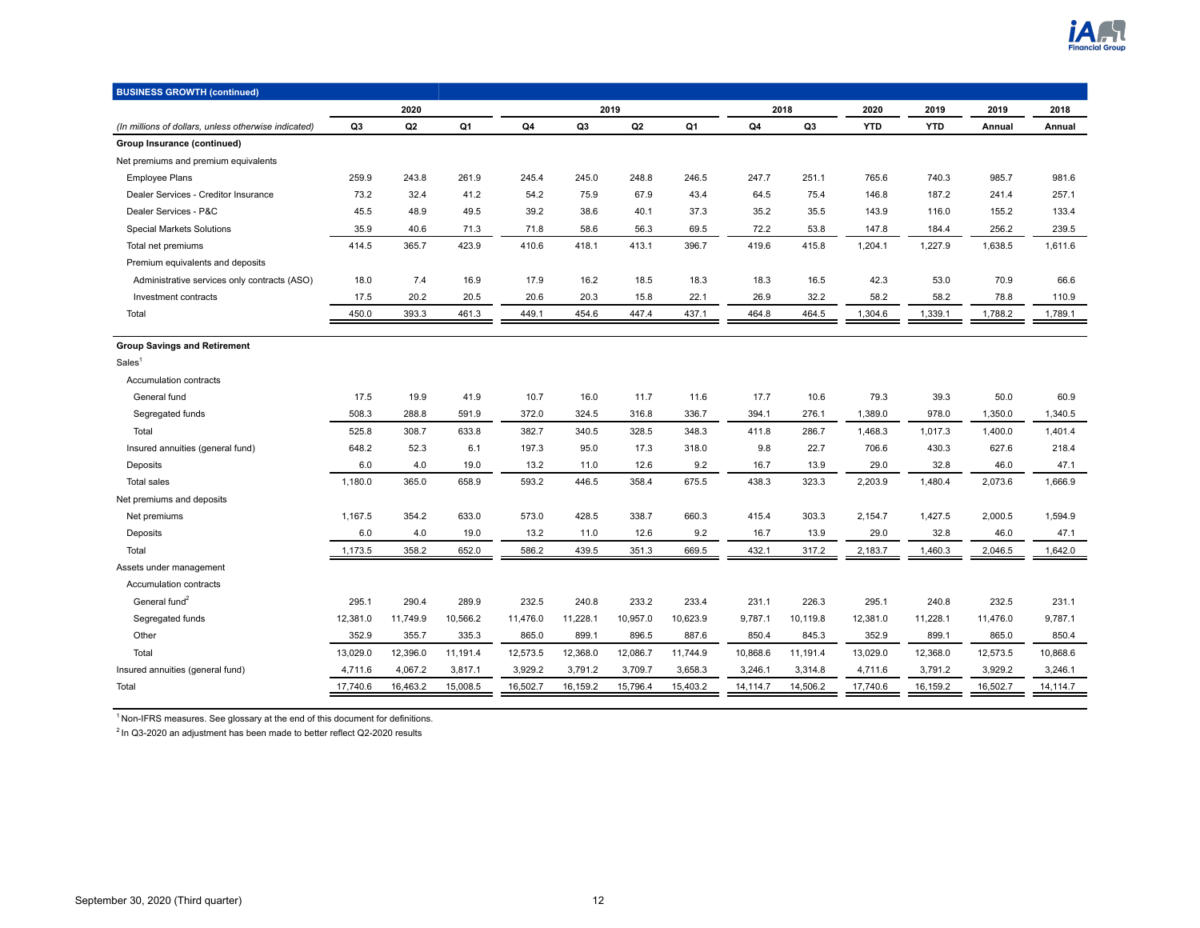| BUSINESS GROWTH (continued) | 2020 | | | 2019 | | | | 2018 | | 2020 | 2019 | 2019 | 2018 |
|---|---|---|---|---|---|---|---|---|---|---|---|---|---|
| *(In millions of dollars, unless otherwise indicated)* | Q3 | Q2 | Q1 | Q4 | Q3 | Q2 | Q1 | Q4 | Q3 | YTD | YTD | Annual | Annual |
| **Group Insurance (continued)** | | | | | | | | | | | | | |
| Net premiums and premium equivalents | | | | | | | | | | | | | |
| Employee Plans | 259.9 | 243.8 | 261.9 | 245.4 | 245.0 | 248.8 | 246.5 | 247.7 | 251.1 | 765.6 | 740.3 | 985.7 | 981.6 |
| Dealer Services - Creditor Insurance | 73.2 | 32.4 | 41.2 | 54.2 | 75.9 | 67.9 | 43.4 | 64.5 | 75.4 | 146.8 | 187.2 | 241.4 | 257.1 |
| Dealer Services - P&C | 45.5 | 48.9 | 49.5 | 39.2 | 38.6 | 40.1 | 37.3 | 35.2 | 35.5 | 143.9 | 116.0 | 155.2 | 133.4 |
| Special Markets Solutions | 35.9 | 40.6 | 71.3 | 71.8 | 58.6 | 56.3 | 69.5 | 72.2 | 53.8 | 147.8 | 184.4 | 256.2 | 239.5 |
| Total net premiums | 414.5 | 365.7 | 423.9 | 410.6 | 418.1 | 413.1 | 396.7 | 419.6 | 415.8 | 1,204.1 | 1,227.9 | 1,638.5 | 1,611.6 |
| Premium equivalents and deposits | | | | | | | | | | | | | |
| Administrative services only contracts (ASO) | 18.0 | 7.4 | 16.9 | 17.9 | 16.2 | 18.5 | 18.3 | 18.3 | 16.5 | 42.3 | 53.0 | 70.9 | 66.6 |
| Investment contracts | 17.5 | 20.2 | 20.5 | 20.6 | 20.3 | 15.8 | 22.1 | 26.9 | 32.2 | 58.2 | 58.2 | 78.8 | 110.9 |
| Total | 450.0 | 393.3 | 461.3 | 449.1 | 454.6 | 447.4 | 437.1 | 464.8 | 464.5 | 1,304.6 | 1,339.1 | 1,788.2 | 1,789.1 |
| **Group Savings and Retirement** | | | | | | | | | | | | | |
| Sales[1] | | | | | | | | | | | | | |
| Accumulation contracts | | | | | | | | | | | | | |
| General fund | 17.5 | 19.9 | 41.9 | 10.7 | 16.0 | 11.7 | 11.6 | 17.7 | 10.6 | 79.3 | 39.3 | 50.0 | 60.9 |
| Segregated funds | 508.3 | 288.8 | 591.9 | 372.0 | 324.5 | 316.8 | 336.7 | 394.1 | 276.1 | 1,389.0 | 978.0 | 1,350.0 | 1,340.5 |
| Total | 525.8 | 308.7 | 633.8 | 382.7 | 340.5 | 328.5 | 348.3 | 411.8 | 286.7 | 1,468.3 | 1,017.3 | 1,400.0 | 1,401.4 |
| Insured annuities (general fund) | 648.2 | 52.3 | 6.1 | 197.3 | 95.0 | 17.3 | 318.0 | 9.8 | 22.7 | 706.6 | 430.3 | 627.6 | 218.4 |
| Deposits | 6.0 | 4.0 | 19.0 | 13.2 | 11.0 | 12.6 | 9.2 | 16.7 | 13.9 | 29.0 | 32.8 | 46.0 | 47.1 |
| Total sales | 1,180.0 | 365.0 | 658.9 | 593.2 | 446.5 | 358.4 | 675.5 | 438.3 | 323.3 | 2,203.9 | 1,480.4 | 2,073.6 | 1,666.9 |
| Net premiums and deposits | | | | | | | | | | | | | |
| Net premiums | 1,167.5 | 354.2 | 633.0 | 573.0 | 428.5 | 338.7 | 660.3 | 415.4 | 303.3 | 2,154.7 | 1,427.5 | 2,000.5 | 1,594.9 |
| Deposits | 6.0 | 4.0 | 19.0 | 13.2 | 11.0 | 12.6 | 9.2 | 16.7 | 13.9 | 29.0 | 32.8 | 46.0 | 47.1 |
| Total | 1,173.5 | 358.2 | 652.0 | 586.2 | 439.5 | 351.3 | 669.5 | 432.1 | 317.2 | 2,183.7 | 1,460.3 | 2,046.5 | 1,642.0 |
| Assets under management | | | | | | | | | | | | | |
| Accumulation contracts | | | | | | | | | | | | | |
| General fund[2] | 295.1 | 290.4 | 289.9 | 232.5 | 240.8 | 233.2 | 233.4 | 231.1 | 226.3 | 295.1 | 240.8 | 232.5 | 231.1 |
| Segregated funds | 12,381.0 | 11,749.9 | 10,566.2 | 11,476.0 | 11,228.1 | 10,957.0 | 10,623.9 | 9,787.1 | 10,119.8 | 12,381.0 | 11,228.1 | 11,476.0 | 9,787.1 |
| Other | 352.9 | 355.7 | 335.3 | 865.0 | 899.1 | 896.5 | 887.6 | 850.4 | 845.3 | 352.9 | 899.1 | 865.0 | 850.4 |
| Total | 13,029.0 | 12,396.0 | 11,191.4 | 12,573.5 | 12,368.0 | 12,086.7 | 11,744.9 | 10,868.6 | 11,191.4 | 13,029.0 | 12,368.0 | 12,573.5 | 10,868.6 |
| Insured annuities (general fund) | 4,711.6 | 4,067.2 | 3,817.1 | 3,929.2 | 3,791.2 | 3,709.7 | 3,658.3 | 3,246.1 | 3,314.8 | 4,711.6 | 3,791.2 | 3,929.2 | 3,246.1 |
| Total | 17,740.6 | 16,463.2 | 15,008.5 | 16,502.7 | 16,159.2 | 15,796.4 | 15,403.2 | 14,114.7 | 14,506.2 | 17,740.6 | 16,159.2 | 16,502.7 | 14,114.7 |

[1] Non-IFRS measures. See glossary at the end of this document for definitions.

[2] In Q3-2020 an adjustment has been made to better reflect Q2-2020 results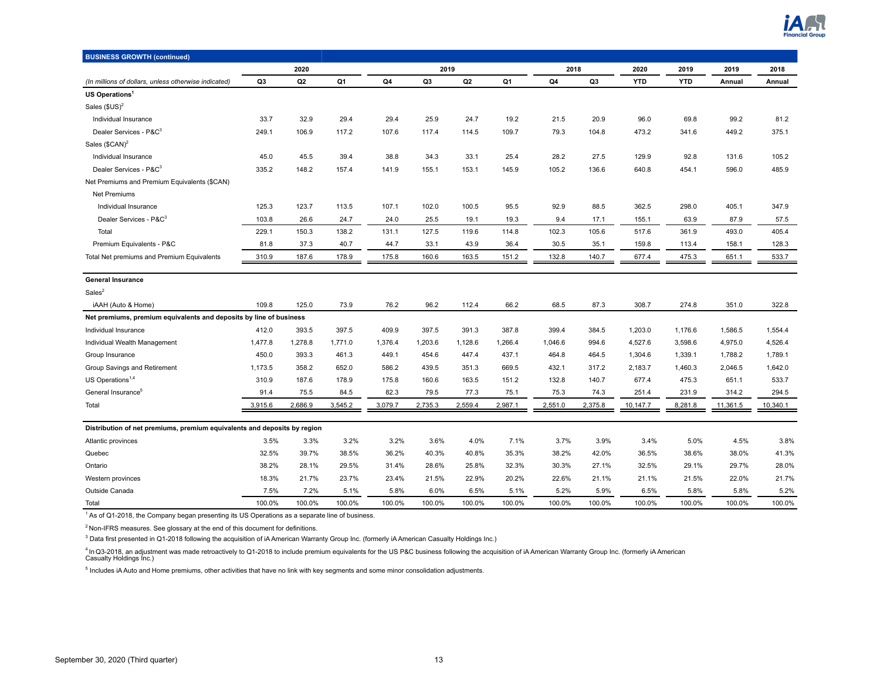| BUSINESS GROWTH (continued) | 2020 | | | 2019 | | | | 2018 | | 2020 | 2019 | 2019 | 2018 |
|---|---|---|---|---|---|---|---|---|---|---|---|---|---|
| *(In millions of dollars, unless otherwise indicated)* | Q3 | Q2 | Q1 | Q4 | Q3 | Q2 | Q1 | Q4 | Q3 | YTD | YTD | Annual | Annual |
| **US Operations**[1] | | | | | | | | | | | | | |
| Sales ($US)[2] | | | | | | | | | | | | | |
| Individual Insurance | 33.7 | 32.9 | 29.4 | 29.4 | 25.9 | 24.7 | 19.2 | 21.5 | 20.9 | 96.0 | 69.8 | 99.2 | 81.2 |
| Dealer Services - P&C[3] | 249.1 | 106.9 | 117.2 | 107.6 | 117.4 | 114.5 | 109.7 | 79.3 | 104.8 | 473.2 | 341.6 | 449.2 | 375.1 |
| Sales ($CAN)[2] | | | | | | | | | | | | | |
| Individual Insurance | 45.0 | 45.5 | 39.4 | 38.8 | 34.3 | 33.1 | 25.4 | 28.2 | 27.5 | 129.9 | 92.8 | 131.6 | 105.2 |
| Dealer Services - P&C[3] | 335.2 | 148.2 | 157.4 | 141.9 | 155.1 | 153.1 | 145.9 | 105.2 | 136.6 | 640.8 | 454.1 | 596.0 | 485.9 |
| Net Premiums and Premium Equivalents ($CAN) | | | | | | | | | | | | | |
| Net Premiums | | | | | | | | | | | | | |
| Individual Insurance | 125.3 | 123.7 | 113.5 | 107.1 | 102.0 | 100.5 | 95.5 | 92.9 | 88.5 | 362.5 | 298.0 | 405.1 | 347.9 |
| Dealer Services - P&C[3] | 103.8 | 26.6 | 24.7 | 24.0 | 25.5 | 19.1 | 19.3 | 9.4 | 17.1 | 155.1 | 63.9 | 87.9 | 57.5 |
| Total | 229.1 | 150.3 | 138.2 | 131.1 | 127.5 | 119.6 | 114.8 | 102.3 | 105.6 | 517.6 | 361.9 | 493.0 | 405.4 |
| Premium Equivalents - P&C | 81.8 | 37.3 | 40.7 | 44.7 | 33.1 | 43.9 | 36.4 | 30.5 | 35.1 | 159.8 | 113.4 | 158.1 | 128.3 |
| Total Net premiums and Premium Equivalents | 310.9 | 187.6 | 178.9 | 175.8 | 160.6 | 163.5 | 151.2 | 132.8 | 140.7 | 677.4 | 475.3 | 651.1 | 533.7 |
| **General Insurance** | | | | | | | | | | | | | |
| Sales[2] | | | | | | | | | | | | | |
| iAAH (Auto & Home) | 109.8 | 125.0 | 73.9 | 76.2 | 96.2 | 112.4 | 66.2 | 68.5 | 87.3 | 308.7 | 274.8 | 351.0 | 322.8 |
| **Net premiums, premium equivalents and deposits by line of business** | | | | | | | | | | | | | |
| Individual Insurance | 412.0 | 393.5 | 397.5 | 409.9 | 397.5 | 391.3 | 387.8 | 399.4 | 384.5 | 1,203.0 | 1,176.6 | 1,586.5 | 1,554.4 |
| Individual Wealth Management | 1,477.8 | 1,278.8 | 1,771.0 | 1,376.4 | 1,203.6 | 1,128.6 | 1,266.4 | 1,046.6 | 994.6 | 4,527.6 | 3,598.6 | 4,975.0 | 4,526.4 |
| Group Insurance | 450.0 | 393.3 | 461.3 | 449.1 | 454.6 | 447.4 | 437.1 | 464.8 | 464.5 | 1,304.6 | 1,339.1 | 1,788.2 | 1,789.1 |
| Group Savings and Retirement | 1,173.5 | 358.2 | 652.0 | 586.2 | 439.5 | 351.3 | 669.5 | 432.1 | 317.2 | 2,183.7 | 1,460.3 | 2,046.5 | 1,642.0 |
| US Operations[1,4] | 310.9 | 187.6 | 178.9 | 175.8 | 160.6 | 163.5 | 151.2 | 132.8 | 140.7 | 677.4 | 475.3 | 651.1 | 533.7 |
| General Insurance[5] | 91.4 | 75.5 | 84.5 | 82.3 | 79.5 | 77.3 | 75.1 | 75.3 | 74.3 | 251.4 | 231.9 | 314.2 | 294.5 |
| Total | 3,915.6 | 2,686.9 | 3,545.2 | 3,079.7 | 2,735.3 | 2,559.4 | 2,987.1 | 2,551.0 | 2,375.8 | 10,147.7 | 8,281.8 | 11,361.5 | 10,340.1 |
| **Distribution of net premiums, premium equivalents and deposits by region** | | | | | | | | | | | | | |
| Atlantic provinces | 3.5% | 3.3% | 3.2% | 3.2% | 3.6% | 4.0% | 7.1% | 3.7% | 3.9% | 3.4% | 5.0% | 4.5% | 3.8% |
| Quebec | 32.5% | 39.7% | 38.5% | 36.2% | 40.3% | 40.8% | 35.3% | 38.2% | 42.0% | 36.5% | 38.6% | 38.0% | 41.3% |
| Ontario | 38.2% | 28.1% | 29.5% | 31.4% | 28.6% | 25.8% | 32.3% | 30.3% | 27.1% | 32.5% | 29.1% | 29.7% | 28.0% |
| Western provinces | 18.3% | 21.7% | 23.7% | 23.4% | 21.5% | 22.9% | 20.2% | 22.6% | 21.1% | 21.1% | 21.5% | 22.0% | 21.7% |
| Outside Canada | 7.5% | 7.2% | 5.1% | 5.8% | 6.0% | 6.5% | 5.1% | 5.2% | 5.9% | 6.5% | 5.8% | 5.8% | 5.2% |
| Total | 100.0% | 100.0% | 100.0% | 100.0% | 100.0% | 100.0% | 100.0% | 100.0% | 100.0% | 100.0% | 100.0% | 100.0% | 100.0% |

[1] As of Q1-2018, the Company began presenting its US Operations as a separate line of business.

[2] Non-IFRS measures. See glossary at the end of this document for definitions.

[3] Data first presented in Q1-2018 following the acquisition of iA American Warranty Group Inc. (formerly iA American Casualty Holdings Inc.)

[4] In Q3-2018, an adjustment was made retroactively to Q1-2018 to include premium equivalents for the US P&C business following the acquisition of iA American Warranty Group Inc. (formerly iA American Casualty Holdings Inc.)

[5] Includes iA Auto and Home premiums, other activities that have no link with key segments and some minor consolidation adjustments.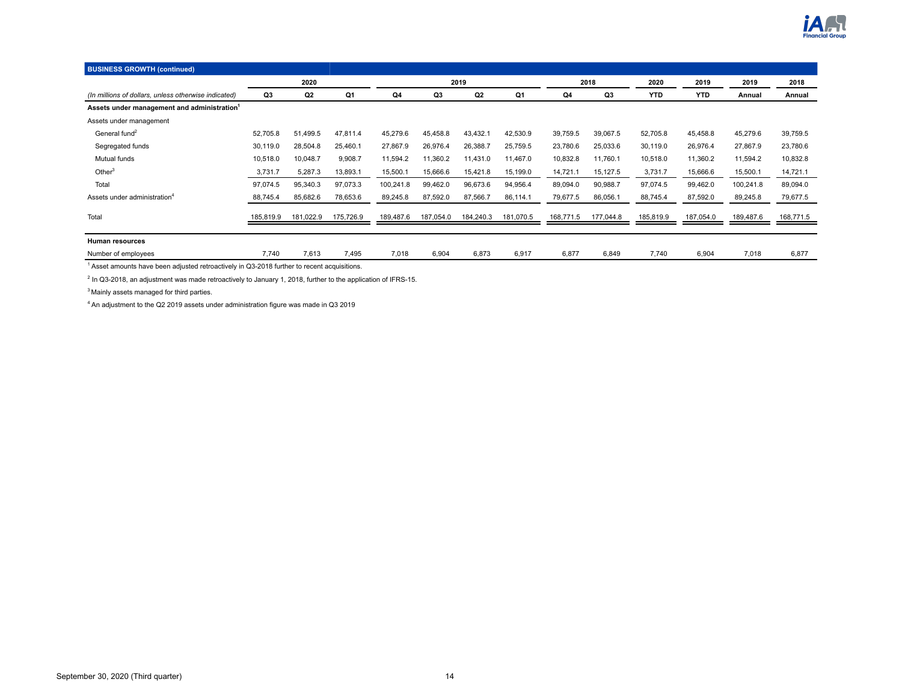## BUSINESS GROWTH (continued)

| (In millions of dollars, unless otherwise indicated) | 2020 | | | 2019 | | | | 2018 | | 2020 | 2019 | 2019 | 2018 |
|---|---|---|---|---|---|---|---|---|---|---|---|---|---|
| | Q3 | Q2 | Q1 | Q4 | Q3 | Q2 | Q1 | Q4 | Q3 | YTD | YTD | Annual | Annual |
| **Assets under management and administration[1]** | | | | | | | | | | | | | |
| Assets under management | | | | | | | | | | | | | |
| General fund[2] | 52,705.8 | 51,499.5 | 47,811.4 | 45,279.6 | 45,458.8 | 43,432.1 | 42,530.9 | 39,759.5 | 39,067.5 | 52,705.8 | 45,458.8 | 45,279.6 | 39,759.5 |
| Segregated funds | 30,119.0 | 28,504.8 | 25,460.1 | 27,867.9 | 26,976.4 | 26,388.7 | 25,759.5 | 23,780.6 | 25,033.6 | 30,119.0 | 26,976.4 | 27,867.9 | 23,780.6 |
| Mutual funds | 10,518.0 | 10,048.7 | 9,908.7 | 11,594.2 | 11,360.2 | 11,431.0 | 11,467.0 | 10,832.8 | 11,760.1 | 10,518.0 | 11,360.2 | 11,594.2 | 10,832.8 |
| Other[3] | 3,731.7 | 5,287.3 | 13,893.1 | 15,500.1 | 15,666.6 | 15,421.8 | 15,199.0 | 14,721.1 | 15,127.5 | 3,731.7 | 15,666.6 | 15,500.1 | 14,721.1 |
| Total | 97,074.5 | 95,340.3 | 97,073.3 | 100,241.8 | 99,462.0 | 96,673.6 | 94,956.4 | 89,094.0 | 90,988.7 | 97,074.5 | 99,462.0 | 100,241.8 | 89,094.0 |
| Assets under administration[4] | 88,745.4 | 85,682.6 | 78,653.6 | 89,245.8 | 87,592.0 | 87,566.7 | 86,114.1 | 79,677.5 | 86,056.1 | 88,745.4 | 87,592.0 | 89,245.8 | 79,677.5 |
| Total | 185,819.9 | 181,022.9 | 175,726.9 | 189,487.6 | 187,054.0 | 184,240.3 | 181,070.5 | 168,771.5 | 177,044.8 | 185,819.9 | 187,054.0 | 189,487.6 | 168,771.5 |
| **Human resources** | | | | | | | | | | | | | |
| Number of employees | 7,740 | 7,613 | 7,495 | 7,018 | 6,904 | 6,873 | 6,917 | 6,877 | 6,849 | 7,740 | 6,904 | 7,018 | 6,877 |

[1] Asset amounts have been adjusted retroactively in Q3-2018 further to recent acquisitions.

[2] In Q3-2018, an adjustment was made retroactively to January 1, 2018, further to the application of IFRS-15.

[3] Mainly assets managed for third parties.

[4] An adjustment to the Q2 2019 assets under administration figure was made in Q3 2019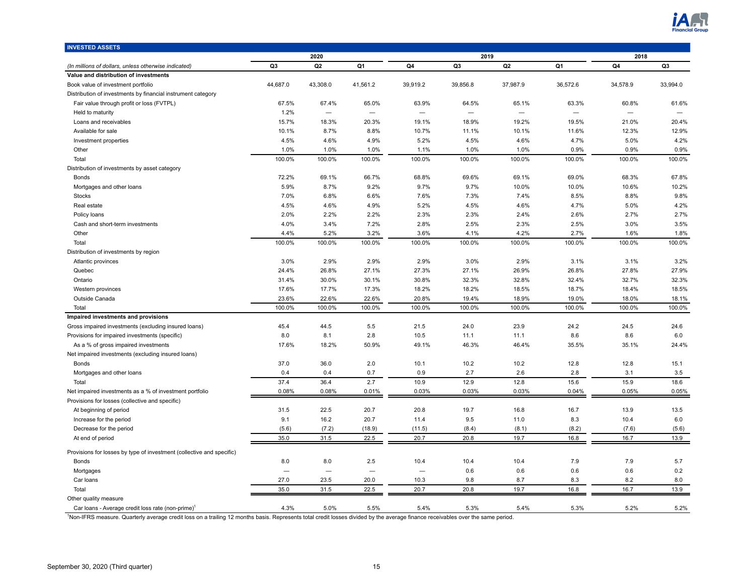## INVESTED ASSETS

| (In millions of dollars, unless otherwise indicated) | 2020 Q3 | 2020 Q2 | 2020 Q1 | 2019 Q4 | 2019 Q3 | 2019 Q2 | 2019 Q1 | 2018 Q4 | 2018 Q3 |
|---|---|---|---|---|---|---|---|---|---|
| **Value and distribution of investments** | | | | | | | | | |
| Book value of investment portfolio | 44,687.0 | 43,308.0 | 41,561.2 | 39,919.2 | 39,856.8 | 37,987.9 | 36,572.6 | 34,578.9 | 33,994.0 |
| Distribution of investments by financial instrument category | | | | | | | | | |
| Fair value through profit or loss (FVTPL) | 67.5% | 67.4% | 65.0% | 63.9% | 64.5% | 65.1% | 63.3% | 60.8% | 61.6% |
| Held to maturity | 1.2% | — | — | — | — | — | — | — | — |
| Loans and receivables | 15.7% | 18.3% | 20.3% | 19.1% | 18.9% | 19.2% | 19.5% | 21.0% | 20.4% |
| Available for sale | 10.1% | 8.7% | 8.8% | 10.7% | 11.1% | 10.1% | 11.6% | 12.3% | 12.9% |
| Investment properties | 4.5% | 4.6% | 4.9% | 5.2% | 4.5% | 4.6% | 4.7% | 5.0% | 4.2% |
| Other | 1.0% | 1.0% | 1.0% | 1.1% | 1.0% | 1.0% | 0.9% | 0.9% | 0.9% |
| Total | 100.0% | 100.0% | 100.0% | 100.0% | 100.0% | 100.0% | 100.0% | 100.0% | 100.0% |
| Distribution of investments by asset category | | | | | | | | | |
| Bonds | 72.2% | 69.1% | 66.7% | 68.8% | 69.6% | 69.1% | 69.0% | 68.3% | 67.8% |
| Mortgages and other loans | 5.9% | 8.7% | 9.2% | 9.7% | 9.7% | 10.0% | 10.0% | 10.6% | 10.2% |
| Stocks | 7.0% | 6.8% | 6.6% | 7.6% | 7.3% | 7.4% | 8.5% | 8.8% | 9.8% |
| Real estate | 4.5% | 4.6% | 4.9% | 5.2% | 4.5% | 4.6% | 4.7% | 5.0% | 4.2% |
| Policy loans | 2.0% | 2.2% | 2.2% | 2.3% | 2.3% | 2.4% | 2.6% | 2.7% | 2.7% |
| Cash and short-term investments | 4.0% | 3.4% | 7.2% | 2.8% | 2.5% | 2.3% | 2.5% | 3.0% | 3.5% |
| Other | 4.4% | 5.2% | 3.2% | 3.6% | 4.1% | 4.2% | 2.7% | 1.6% | 1.8% |
| Total | 100.0% | 100.0% | 100.0% | 100.0% | 100.0% | 100.0% | 100.0% | 100.0% | 100.0% |
| Distribution of investments by region | | | | | | | | | |
| Atlantic provinces | 3.0% | 2.9% | 2.9% | 2.9% | 3.0% | 2.9% | 3.1% | 3.1% | 3.2% |
| Quebec | 24.4% | 26.8% | 27.1% | 27.3% | 27.1% | 26.9% | 26.8% | 27.8% | 27.9% |
| Ontario | 31.4% | 30.0% | 30.1% | 30.8% | 32.3% | 32.8% | 32.4% | 32.7% | 32.3% |
| Western provinces | 17.6% | 17.7% | 17.3% | 18.2% | 18.2% | 18.5% | 18.7% | 18.4% | 18.5% |
| Outside Canada | 23.6% | 22.6% | 22.6% | 20.8% | 19.4% | 18.9% | 19.0% | 18.0% | 18.1% |
| Total | 100.0% | 100.0% | 100.0% | 100.0% | 100.0% | 100.0% | 100.0% | 100.0% | 100.0% |
| **Impaired investments and provisions** | | | | | | | | | |
| Gross impaired investments (excluding insured loans) | 45.4 | 44.5 | 5.5 | 21.5 | 24.0 | 23.9 | 24.2 | 24.5 | 24.6 |
| Provisions for impaired investments (specific) | 8.0 | 8.1 | 2.8 | 10.5 | 11.1 | 11.1 | 8.6 | 8.6 | 6.0 |
| As a % of gross impaired investments | 17.6% | 18.2% | 50.9% | 49.1% | 46.3% | 46.4% | 35.5% | 35.1% | 24.4% |
| Net impaired investments (excluding insured loans) | | | | | | | | | |
| Bonds | 37.0 | 36.0 | 2.0 | 10.1 | 10.2 | 10.2 | 12.8 | 12.8 | 15.1 |
| Mortgages and other loans | 0.4 | 0.4 | 0.7 | 0.9 | 2.7 | 2.6 | 2.8 | 3.1 | 3.5 |
| Total | 37.4 | 36.4 | 2.7 | 10.9 | 12.9 | 12.8 | 15.6 | 15.9 | 18.6 |
| Net impaired investments as a % of investment portfolio | 0.08% | 0.08% | 0.01% | 0.03% | 0.03% | 0.03% | 0.04% | 0.05% | 0.05% |
| Provisions for losses (collective and specific) | | | | | | | | | |
| At beginning of period | 31.5 | 22.5 | 20.7 | 20.8 | 19.7 | 16.8 | 16.7 | 13.9 | 13.5 |
| Increase for the period | 9.1 | 16.2 | 20.7 | 11.4 | 9.5 | 11.0 | 8.3 | 10.4 | 6.0 |
| Decrease for the period | (5.6) | (7.2) | (18.9) | (11.5) | (8.4) | (8.1) | (8.2) | (7.6) | (5.6) |
| At end of period | 35.0 | 31.5 | 22.5 | 20.7 | 20.8 | 19.7 | 16.8 | 16.7 | 13.9 |
| Provisions for losses by type of investment (collective and specific) | | | | | | | | | |
| Bonds | 8.0 | 8.0 | 2.5 | 10.4 | 10.4 | 10.4 | 7.9 | 7.9 | 5.7 |
| Mortgages | — | — | — | — | 0.6 | 0.6 | 0.6 | 0.6 | 0.2 |
| Car loans | 27.0 | 23.5 | 20.0 | 10.3 | 9.8 | 8.7 | 8.3 | 8.2 | 8.0 |
| Total | 35.0 | 31.5 | 22.5 | 20.7 | 20.8 | 19.7 | 16.8 | 16.7 | 13.9 |
| Other quality measure | | | | | | | | | |
| Car loans - Average credit loss rate (non-prime)[1] | 4.3% | 5.0% | 5.5% | 5.4% | 5.3% | 5.4% | 5.3% | 5.2% | 5.2% |

[1]Non-IFRS measure. Quarterly average credit loss on a trailing 12 months basis. Represents total credit losses divided by the average finance receivables over the same period.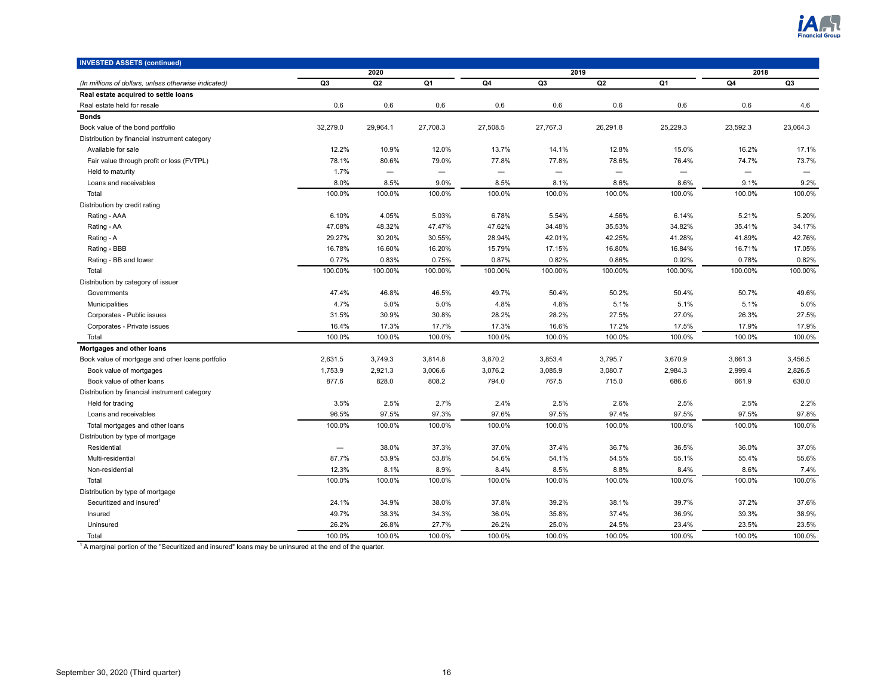| INVESTED ASSETS (continued) | 2020 | | | 2019 | | | | 2018 | |
|---|---|---|---|---|---|---|---|---|---|
| *(In millions of dollars, unless otherwise indicated)* | Q3 | Q2 | Q1 | Q4 | Q3 | Q2 | Q1 | Q4 | Q3 |
| **Real estate acquired to settle loans** | | | | | | | | | |
| Real estate held for resale | 0.6 | 0.6 | 0.6 | 0.6 | 0.6 | 0.6 | 0.6 | 0.6 | 4.6 |
| **Bonds** | | | | | | | | | |
| Book value of the bond portfolio | 32,279.0 | 29,964.1 | 27,708.3 | 27,508.5 | 27,767.3 | 26,291.8 | 25,229.3 | 23,592.3 | 23,064.3 |
| Distribution by financial instrument category | | | | | | | | | |
| Available for sale | 12.2% | 10.9% | 12.0% | 13.7% | 14.1% | 12.8% | 15.0% | 16.2% | 17.1% |
| Fair value through profit or loss (FVTPL) | 78.1% | 80.6% | 79.0% | 77.8% | 77.8% | 78.6% | 76.4% | 74.7% | 73.7% |
| Held to maturity | 1.7% | — | — | — | — | — | — | — | — |
| Loans and receivables | 8.0% | 8.5% | 9.0% | 8.5% | 8.1% | 8.6% | 8.6% | 9.1% | 9.2% |
| Total | 100.0% | 100.0% | 100.0% | 100.0% | 100.0% | 100.0% | 100.0% | 100.0% | 100.0% |
| Distribution by credit rating | | | | | | | | | |
| Rating - AAA | 6.10% | 4.05% | 5.03% | 6.78% | 5.54% | 4.56% | 6.14% | 5.21% | 5.20% |
| Rating - AA | 47.08% | 48.32% | 47.47% | 47.62% | 34.48% | 35.53% | 34.82% | 35.41% | 34.17% |
| Rating - A | 29.27% | 30.20% | 30.55% | 28.94% | 42.01% | 42.25% | 41.28% | 41.89% | 42.76% |
| Rating - BBB | 16.78% | 16.60% | 16.20% | 15.79% | 17.15% | 16.80% | 16.84% | 16.71% | 17.05% |
| Rating - BB and lower | 0.77% | 0.83% | 0.75% | 0.87% | 0.82% | 0.86% | 0.92% | 0.78% | 0.82% |
| Total | 100.00% | 100.00% | 100.00% | 100.00% | 100.00% | 100.00% | 100.00% | 100.00% | 100.00% |
| Distribution by category of issuer | | | | | | | | | |
| Governments | 47.4% | 46.8% | 46.5% | 49.7% | 50.4% | 50.2% | 50.4% | 50.7% | 49.6% |
| Municipalities | 4.7% | 5.0% | 5.0% | 4.8% | 4.8% | 5.1% | 5.1% | 5.1% | 5.0% |
| Corporates - Public issues | 31.5% | 30.9% | 30.8% | 28.2% | 28.2% | 27.5% | 27.0% | 26.3% | 27.5% |
| Corporates - Private issues | 16.4% | 17.3% | 17.7% | 17.3% | 16.6% | 17.2% | 17.5% | 17.9% | 17.9% |
| Total | 100.0% | 100.0% | 100.0% | 100.0% | 100.0% | 100.0% | 100.0% | 100.0% | 100.0% |
| **Mortgages and other loans** | | | | | | | | | |
| Book value of mortgage and other loans portfolio | 2,631.5 | 3,749.3 | 3,814.8 | 3,870.2 | 3,853.4 | 3,795.7 | 3,670.9 | 3,661.3 | 3,456.5 |
| Book value of mortgages | 1,753.9 | 2,921.3 | 3,006.6 | 3,076.2 | 3,085.9 | 3,080.7 | 2,984.3 | 2,999.4 | 2,826.5 |
| Book value of other loans | 877.6 | 828.0 | 808.2 | 794.0 | 767.5 | 715.0 | 686.6 | 661.9 | 630.0 |
| Distribution by financial instrument category | | | | | | | | | |
| Held for trading | 3.5% | 2.5% | 2.7% | 2.4% | 2.5% | 2.6% | 2.5% | 2.5% | 2.2% |
| Loans and receivables | 96.5% | 97.5% | 97.3% | 97.6% | 97.5% | 97.4% | 97.5% | 97.5% | 97.8% |
| Total mortgages and other loans | 100.0% | 100.0% | 100.0% | 100.0% | 100.0% | 100.0% | 100.0% | 100.0% | 100.0% |
| Distribution by type of mortgage | | | | | | | | | |
| Residential | — | 38.0% | 37.3% | 37.0% | 37.4% | 36.7% | 36.5% | 36.0% | 37.0% |
| Multi-residential | 87.7% | 53.9% | 53.8% | 54.6% | 54.1% | 54.5% | 55.1% | 55.4% | 55.6% |
| Non-residential | 12.3% | 8.1% | 8.9% | 8.4% | 8.5% | 8.8% | 8.4% | 8.6% | 7.4% |
| Total | 100.0% | 100.0% | 100.0% | 100.0% | 100.0% | 100.0% | 100.0% | 100.0% | 100.0% |
| Distribution by type of mortgage | | | | | | | | | |
| Securitized and insured[1] | 24.1% | 34.9% | 38.0% | 37.8% | 39.2% | 38.1% | 39.7% | 37.2% | 37.6% |
| Insured | 49.7% | 38.3% | 34.3% | 36.0% | 35.8% | 37.4% | 36.9% | 39.3% | 38.9% |
| Uninsured | 26.2% | 26.8% | 27.7% | 26.2% | 25.0% | 24.5% | 23.4% | 23.5% | 23.5% |
| Total | 100.0% | 100.0% | 100.0% | 100.0% | 100.0% | 100.0% | 100.0% | 100.0% | 100.0% |

[1] A marginal portion of the "Securitized and insured" loans may be uninsured at the end of the quarter.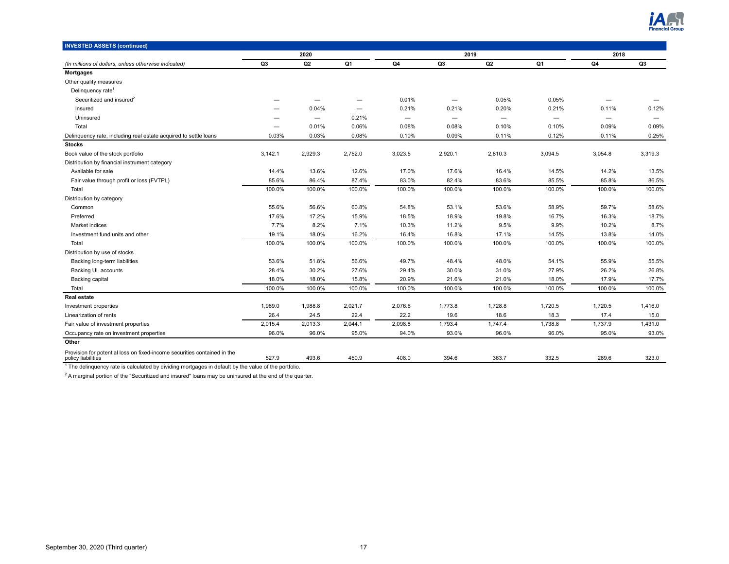**INVESTED ASSETS (continued)**

| (In millions of dollars, unless otherwise indicated) | 2020 | | | 2019 | | | | 2018 | |
|---|---|---|---|---|---|---|---|---|---|
| | Q3 | Q2 | Q1 | Q4 | Q3 | Q2 | Q1 | Q4 | Q3 |
| **Mortgages** | | | | | | | | | |
| Other quality measures | | | | | | | | | |
| Delinquency rate[1] | | | | | | | | | |
| Securitized and insured[2] | — | — | — | 0.01% | — | 0.05% | 0.05% | — | — |
| Insured | — | 0.04% | — | 0.21% | 0.21% | 0.20% | 0.21% | 0.11% | 0.12% |
| Uninsured | — | — | 0.21% | — | — | — | — | — | — |
| Total | — | 0.01% | 0.06% | 0.08% | 0.08% | 0.10% | 0.10% | 0.09% | 0.09% |
| Delinquency rate, including real estate acquired to settle loans | 0.03% | 0.03% | 0.08% | 0.10% | 0.09% | 0.11% | 0.12% | 0.11% | 0.25% |
| **Stocks** | | | | | | | | | |
| Book value of the stock portfolio | 3,142.1 | 2,929.3 | 2,752.0 | 3,023.5 | 2,920.1 | 2,810.3 | 3,094.5 | 3,054.8 | 3,319.3 |
| Distribution by financial instrument category | | | | | | | | | |
| Available for sale | 14.4% | 13.6% | 12.6% | 17.0% | 17.6% | 16.4% | 14.5% | 14.2% | 13.5% |
| Fair value through profit or loss (FVTPL) | 85.6% | 86.4% | 87.4% | 83.0% | 82.4% | 83.6% | 85.5% | 85.8% | 86.5% |
| Total | 100.0% | 100.0% | 100.0% | 100.0% | 100.0% | 100.0% | 100.0% | 100.0% | 100.0% |
| Distribution by category | | | | | | | | | |
| Common | 55.6% | 56.6% | 60.8% | 54.8% | 53.1% | 53.6% | 58.9% | 59.7% | 58.6% |
| Preferred | 17.6% | 17.2% | 15.9% | 18.5% | 18.9% | 19.8% | 16.7% | 16.3% | 18.7% |
| Market indices | 7.7% | 8.2% | 7.1% | 10.3% | 11.2% | 9.5% | 9.9% | 10.2% | 8.7% |
| Investment fund units and other | 19.1% | 18.0% | 16.2% | 16.4% | 16.8% | 17.1% | 14.5% | 13.8% | 14.0% |
| Total | 100.0% | 100.0% | 100.0% | 100.0% | 100.0% | 100.0% | 100.0% | 100.0% | 100.0% |
| Distribution by use of stocks | | | | | | | | | |
| Backing long-term liabilities | 53.6% | 51.8% | 56.6% | 49.7% | 48.4% | 48.0% | 54.1% | 55.9% | 55.5% |
| Backing UL accounts | 28.4% | 30.2% | 27.6% | 29.4% | 30.0% | 31.0% | 27.9% | 26.2% | 26.8% |
| Backing capital | 18.0% | 18.0% | 15.8% | 20.9% | 21.6% | 21.0% | 18.0% | 17.9% | 17.7% |
| Total | 100.0% | 100.0% | 100.0% | 100.0% | 100.0% | 100.0% | 100.0% | 100.0% | 100.0% |
| **Real estate** | | | | | | | | | |
| Investment properties | 1,989.0 | 1,988.8 | 2,021.7 | 2,076.6 | 1,773.8 | 1,728.8 | 1,720.5 | 1,720.5 | 1,416.0 |
| Linearization of rents | 26.4 | 24.5 | 22.4 | 22.2 | 19.6 | 18.6 | 18.3 | 17.4 | 15.0 |
| Fair value of investment properties | 2,015.4 | 2,013.3 | 2,044.1 | 2,098.8 | 1,793.4 | 1,747.4 | 1,738.8 | 1,737.9 | 1,431.0 |
| Occupancy rate on investment properties | 96.0% | 96.0% | 95.0% | 94.0% | 93.0% | 96.0% | 96.0% | 95.0% | 93.0% |
| **Other** | | | | | | | | | |
| Provision for potential loss on fixed-income securities contained in the policy liabilities | 527.9 | 493.6 | 450.9 | 408.0 | 394.6 | 363.7 | 332.5 | 289.6 | 323.0 |

[1] The delinquency rate is calculated by dividing mortgages in default by the value of the portfolio.

[2] A marginal portion of the "Securitized and insured" loans may be uninsured at the end of the quarter.

September 30, 2020 (Third quarter)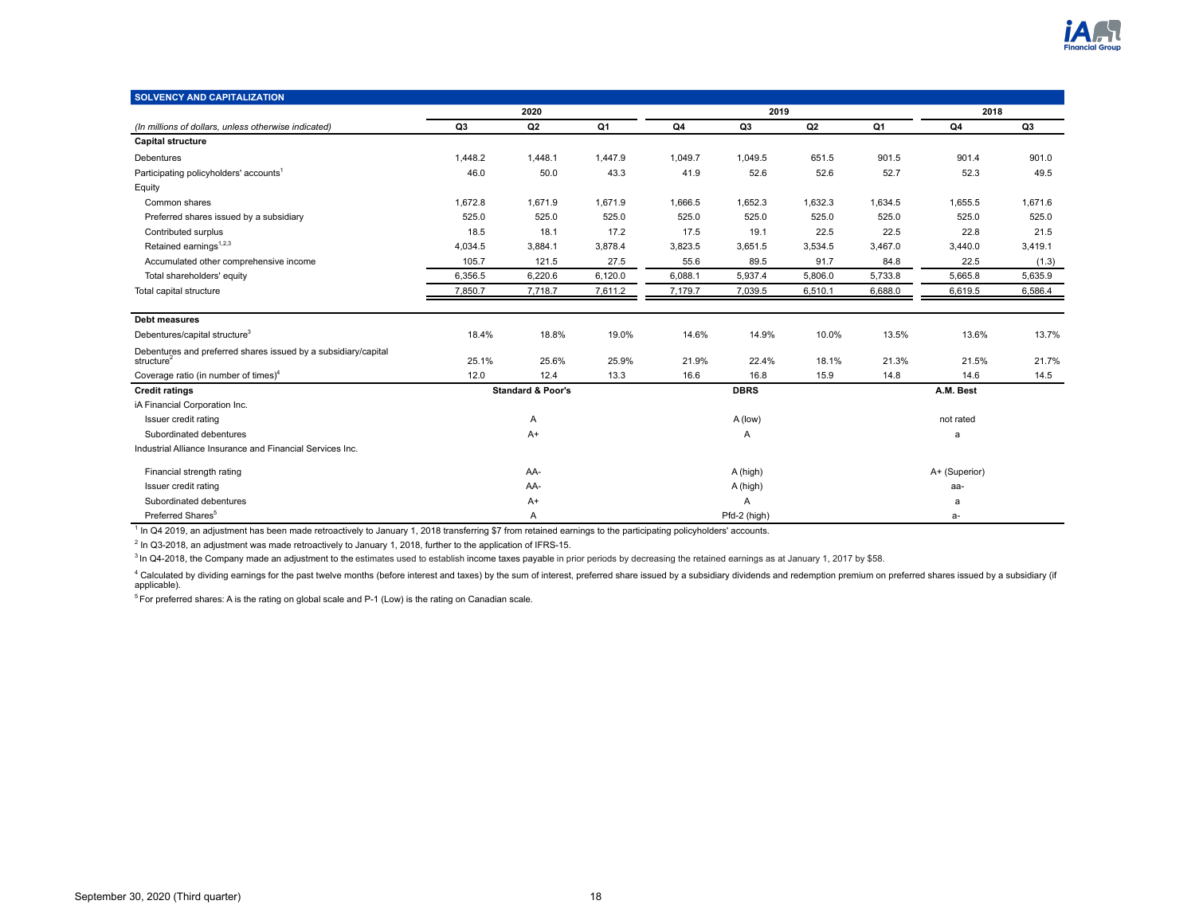## SOLVENCY AND CAPITALIZATION

| *(In millions of dollars, unless otherwise indicated)* | 2020 Q3 | 2020 Q2 | 2020 Q1 | 2019 Q4 | 2019 Q3 | 2019 Q2 | 2019 Q1 | 2018 Q4 | 2018 Q3 |
|---|---|---|---|---|---|---|---|---|---|
| **Capital structure** | | | | | | | | | |
| Debentures | 1,448.2 | 1,448.1 | 1,447.9 | 1,049.7 | 1,049.5 | 651.5 | 901.5 | 901.4 | 901.0 |
| Participating policyholders' accounts[1] | 46.0 | 50.0 | 43.3 | 41.9 | 52.6 | 52.6 | 52.7 | 52.3 | 49.5 |
| Equity | | | | | | | | | |
| Common shares | 1,672.8 | 1,671.9 | 1,671.9 | 1,666.5 | 1,652.3 | 1,632.3 | 1,634.5 | 1,655.5 | 1,671.6 |
| Preferred shares issued by a subsidiary | 525.0 | 525.0 | 525.0 | 525.0 | 525.0 | 525.0 | 525.0 | 525.0 | 525.0 |
| Contributed surplus | 18.5 | 18.1 | 17.2 | 17.5 | 19.1 | 22.5 | 22.5 | 22.8 | 21.5 |
| Retained earnings[1,2,3] | 4,034.5 | 3,884.1 | 3,878.4 | 3,823.5 | 3,651.5 | 3,534.5 | 3,467.0 | 3,440.0 | 3,419.1 |
| Accumulated other comprehensive income | 105.7 | 121.5 | 27.5 | 55.6 | 89.5 | 91.7 | 84.8 | 22.5 | (1.3) |
| Total shareholders' equity | 6,356.5 | 6,220.6 | 6,120.0 | 6,088.1 | 5,937.4 | 5,806.0 | 5,733.8 | 5,665.8 | 5,635.9 |
| Total capital structure | 7,850.7 | 7,718.7 | 7,611.2 | 7,179.7 | 7,039.5 | 6,510.1 | 6,688.0 | 6,619.5 | 6,586.4 |
| **Debt measures** | | | | | | | | | |
| Debentures/capital structure[3] | 18.4% | 18.8% | 19.0% | 14.6% | 14.9% | 10.0% | 13.5% | 13.6% | 13.7% |
| Debentures and preferred shares issued by a subsidiary/capital structure[2] | 25.1% | 25.6% | 25.9% | 21.9% | 22.4% | 18.1% | 21.3% | 21.5% | 21.7% |
| Coverage ratio (in number of times)[4] | 12.0 | 12.4 | 13.3 | 16.6 | 16.8 | 15.9 | 14.8 | 14.6 | 14.5 |

| **Credit ratings** | **Standard & Poor's** | **DBRS** | **A.M. Best** |
|---|---|---|---|
| iA Financial Corporation Inc. | | | |
| Issuer credit rating | A | A (low) | not rated |
| Subordinated debentures | A+ | A | a |
| Industrial Alliance Insurance and Financial Services Inc. | | | |
| Financial strength rating | AA- | A (high) | A+ (Superior) |
| Issuer credit rating | AA- | A (high) | aa- |
| Subordinated debentures | A+ | A | a |
| Preferred Shares[5] | A | Pfd-2 (high) | a- |

[1] In Q4 2019, an adjustment has been made retroactively to January 1, 2018 transferring $7 from retained earnings to the participating policyholders' accounts.

[2] In Q3-2018, an adjustment was made retroactively to January 1, 2018, further to the application of IFRS-15.

[3] In Q4-2018, the Company made an adjustment to the estimates used to establish income taxes payable in prior periods by decreasing the retained earnings as at January 1, 2017 by $58.

[4] Calculated by dividing earnings for the past twelve months (before interest and taxes) by the sum of interest, preferred share issued by a subsidiary dividends and redemption premium on preferred shares issued by a subsidiary (if applicable).

[5] For preferred shares: A is the rating on global scale and P-1 (Low) is the rating on Canadian scale.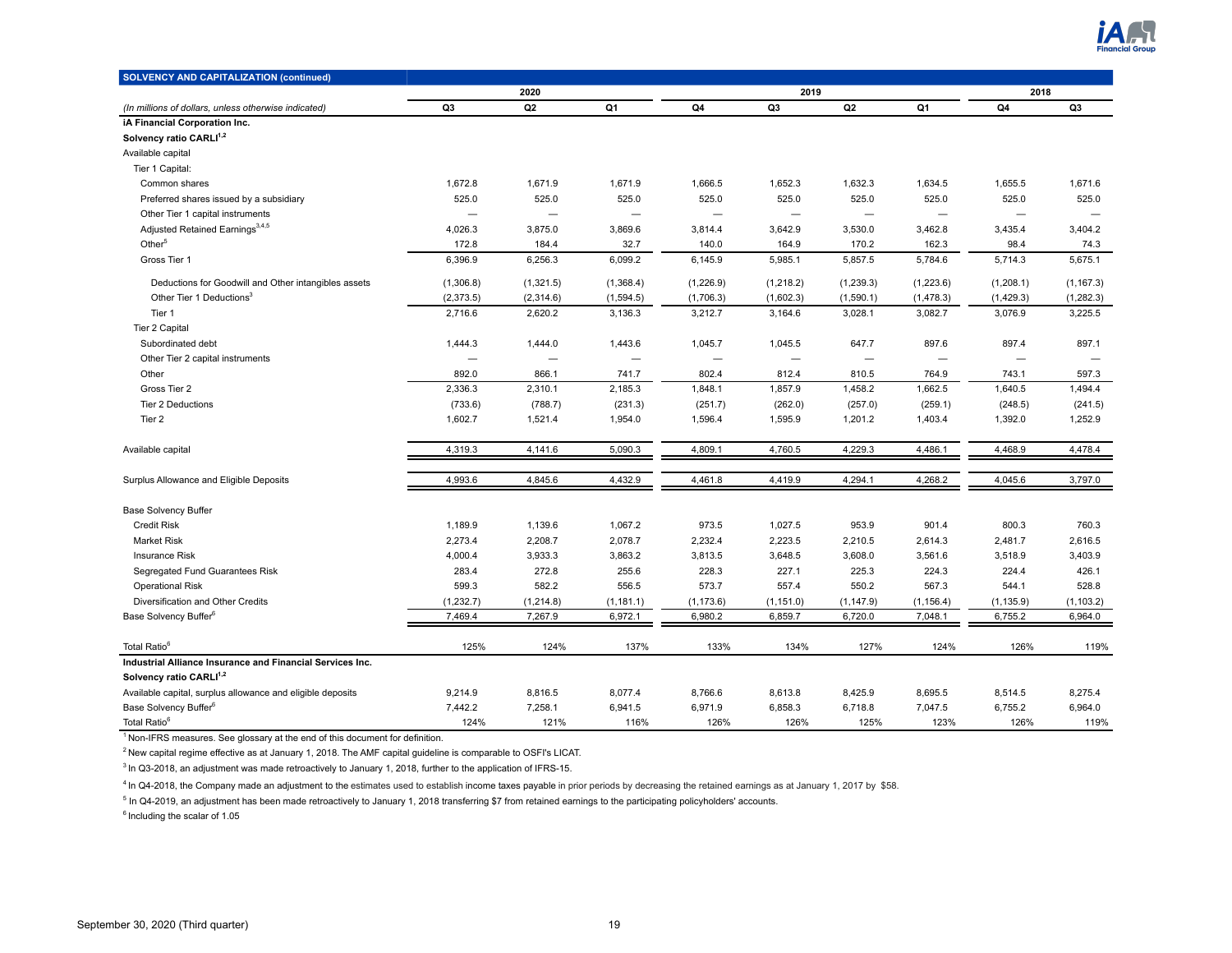| SOLVENCY AND CAPITALIZATION (continued) | 2020 | | | 2019 | | | | 2018 | |
|---|---|---|---|---|---|---|---|---|---|
| *(In millions of dollars, unless otherwise indicated)* | Q3 | Q2 | Q1 | Q4 | Q3 | Q2 | Q1 | Q4 | Q3 |
| **iA Financial Corporation Inc.** | | | | | | | | | |
| **Solvency ratio CARLI[1,2]** | | | | | | | | | |
| Available capital | | | | | | | | | |
| Tier 1 Capital: | | | | | | | | | |
| Common shares | 1,672.8 | 1,671.9 | 1,671.9 | 1,666.5 | 1,652.3 | 1,632.3 | 1,634.5 | 1,655.5 | 1,671.6 |
| Preferred shares issued by a subsidiary | 525.0 | 525.0 | 525.0 | 525.0 | 525.0 | 525.0 | 525.0 | 525.0 | 525.0 |
| Other Tier 1 capital instruments | — | — | — | — | — | — | — | — | — |
| Adjusted Retained Earnings[3,4,5] | 4,026.3 | 3,875.0 | 3,869.6 | 3,814.4 | 3,642.9 | 3,530.0 | 3,462.8 | 3,435.4 | 3,404.2 |
| Other[5] | 172.8 | 184.4 | 32.7 | 140.0 | 164.9 | 170.2 | 162.3 | 98.4 | 74.3 |
| Gross Tier 1 | 6,396.9 | 6,256.3 | 6,099.2 | 6,145.9 | 5,985.1 | 5,857.5 | 5,784.6 | 5,714.3 | 5,675.1 |
| Deductions for Goodwill and Other intangibles assets | (1,306.8) | (1,321.5) | (1,368.4) | (1,226.9) | (1,218.2) | (1,239.3) | (1,223.6) | (1,208.1) | (1,167.3) |
| Other Tier 1 Deductions[3] | (2,373.5) | (2,314.6) | (1,594.5) | (1,706.3) | (1,602.3) | (1,590.1) | (1,478.3) | (1,429.3) | (1,282.3) |
| Tier 1 | 2,716.6 | 2,620.2 | 3,136.3 | 3,212.7 | 3,164.6 | 3,028.1 | 3,082.7 | 3,076.9 | 3,225.5 |
| Tier 2 Capital | | | | | | | | | |
| Subordinated debt | 1,444.3 | 1,444.0 | 1,443.6 | 1,045.7 | 1,045.5 | 647.7 | 897.6 | 897.4 | 897.1 |
| Other Tier 2 capital instruments | — | — | — | — | — | — | — | — | — |
| Other | 892.0 | 866.1 | 741.7 | 802.4 | 812.4 | 810.5 | 764.9 | 743.1 | 597.3 |
| Gross Tier 2 | 2,336.3 | 2,310.1 | 2,185.3 | 1,848.1 | 1,857.9 | 1,458.2 | 1,662.5 | 1,640.5 | 1,494.4 |
| Tier 2 Deductions | (733.6) | (788.7) | (231.3) | (251.7) | (262.0) | (257.0) | (259.1) | (248.5) | (241.5) |
| Tier 2 | 1,602.7 | 1,521.4 | 1,954.0 | 1,596.4 | 1,595.9 | 1,201.2 | 1,403.4 | 1,392.0 | 1,252.9 |
| Available capital | 4,319.3 | 4,141.6 | 5,090.3 | 4,809.1 | 4,760.5 | 4,229.3 | 4,486.1 | 4,468.9 | 4,478.4 |
| Surplus Allowance and Eligible Deposits | 4,993.6 | 4,845.6 | 4,432.9 | 4,461.8 | 4,419.9 | 4,294.1 | 4,268.2 | 4,045.6 | 3,797.0 |
| Base Solvency Buffer | | | | | | | | | |
| Credit Risk | 1,189.9 | 1,139.6 | 1,067.2 | 973.5 | 1,027.5 | 953.9 | 901.4 | 800.3 | 760.3 |
| Market Risk | 2,273.4 | 2,208.7 | 2,078.7 | 2,232.4 | 2,223.5 | 2,210.5 | 2,614.3 | 2,481.7 | 2,616.5 |
| Insurance Risk | 4,000.4 | 3,933.3 | 3,863.2 | 3,813.5 | 3,648.5 | 3,608.0 | 3,561.6 | 3,518.9 | 3,403.9 |
| Segregated Fund Guarantees Risk | 283.4 | 272.8 | 255.6 | 228.3 | 227.1 | 225.3 | 224.3 | 224.4 | 426.1 |
| Operational Risk | 599.3 | 582.2 | 556.5 | 573.7 | 557.4 | 550.2 | 567.3 | 544.1 | 528.8 |
| Diversification and Other Credits | (1,232.7) | (1,214.8) | (1,181.1) | (1,173.6) | (1,151.0) | (1,147.9) | (1,156.4) | (1,135.9) | (1,103.2) |
| Base Solvency Buffer[6] | 7,469.4 | 7,267.9 | 6,972.1 | 6,980.2 | 6,859.7 | 6,720.0 | 7,048.1 | 6,755.2 | 6,964.0 |
| Total Ratio[6] | 125% | 124% | 137% | 133% | 134% | 127% | 124% | 126% | 119% |
| **Industrial Alliance Insurance and Financial Services Inc.** | | | | | | | | | |
| **Solvency ratio CARLI[1,2]** | | | | | | | | | |
| Available capital, surplus allowance and eligible deposits | 9,214.9 | 8,816.5 | 8,077.4 | 8,766.6 | 8,613.8 | 8,425.9 | 8,695.5 | 8,514.5 | 8,275.4 |
| Base Solvency Buffer[6] | 7,442.2 | 7,258.1 | 6,941.5 | 6,971.9 | 6,858.3 | 6,718.8 | 7,047.5 | 6,755.2 | 6,964.0 |
| Total Ratio[6] | 124% | 121% | 116% | 126% | 126% | 125% | 123% | 126% | 119% |

[1] Non-IFRS measures. See glossary at the end of this document for definition.

[2] New capital regime effective as at January 1, 2018. The AMF capital guideline is comparable to OSFI's LICAT.

[3] In Q3-2018, an adjustment was made retroactively to January 1, 2018, further to the application of IFRS-15.

[4] In Q4-2018, the Company made an adjustment to the estimates used to establish income taxes payable in prior periods by decreasing the retained earnings as at January 1, 2017 by $58.

[5] In Q4-2019, an adjustment has been made retroactively to January 1, 2018 transferring $7 from retained earnings to the participating policyholders' accounts.

[6] Including the scalar of 1.05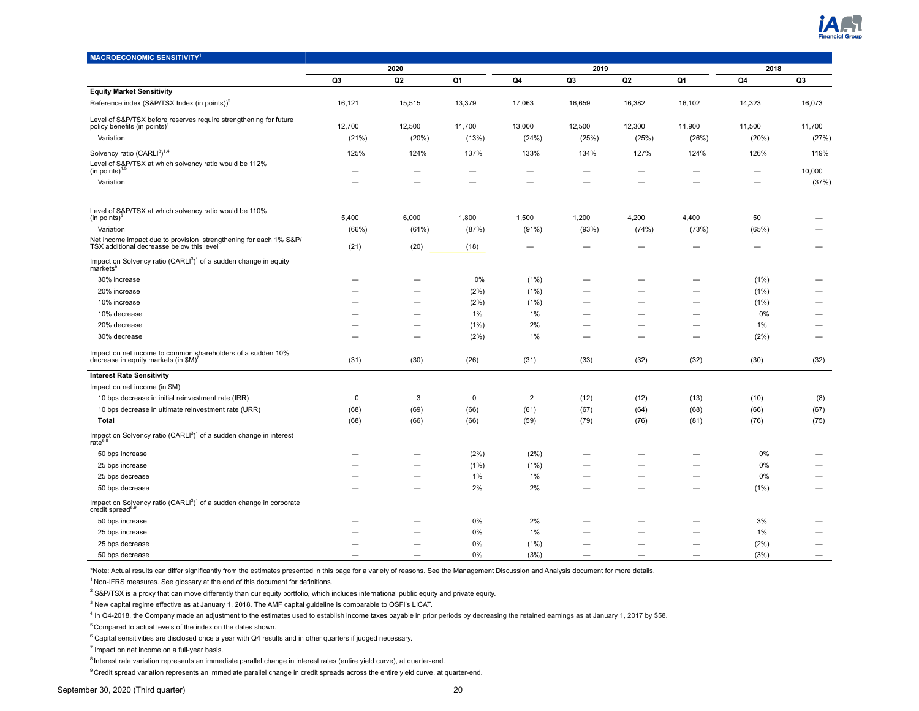| MACROECONOMIC SENSITIVITY[1] | 2020 | | | 2019 | | | | 2018 | |
|---|---|---|---|---|---|---|---|---|---|
| | Q3 | Q2 | Q1 | Q4 | Q3 | Q2 | Q1 | Q4 | Q3 |
| **Equity Market Sensitivity** | | | | | | | | | |
| Reference index (S&P/TSX Index (in points))[2] | 16,121 | 15,515 | 13,379 | 17,063 | 16,659 | 16,382 | 16,102 | 14,323 | 16,073 |
| Level of S&P/TSX before reserves require strengthening for future policy benefits (in points)[1] | 12,700 | 12,500 | 11,700 | 13,000 | 12,500 | 12,300 | 11,900 | 11,500 | 11,700 |
| Variation | (21%) | (20%) | (13%) | (24%) | (25%) | (25%) | (26%) | (20%) | (27%) |
| Solvency ratio (CARLI[3])[1,4] | 125% | 124% | 137% | 133% | 134% | 127% | 124% | 126% | 119% |
| Level of S&P/TSX at which solvency ratio would be 112% (in points)[4,5] | — | — | — | — | — | — | — | — | 10,000 |
| Variation | — | — | — | — | — | — | — | — | (37%) |
| Level of S&P/TSX at which solvency ratio would be 110% (in points)[5] | 5,400 | 6,000 | 1,800 | 1,500 | 1,200 | 4,200 | 4,400 | 50 | — |
| Variation | (66%) | (61%) | (87%) | (91%) | (93%) | (74%) | (73%) | (65%) | — |
| Net income impact due to provision strengthening for each 1% S&P/TSX additional decreasse below this level | (21) | (20) | (18) | — | — | — | — | — | — |
| Impact on Solvency ratio (CARLI[3])[1] of a sudden change in equity markets[6] | | | | | | | | | |
| 30% increase | — | — | 0% | (1%) | — | — | — | (1%) | — |
| 20% increase | — | — | (2%) | (1%) | — | — | — | (1%) | — |
| 10% increase | — | — | (2%) | (1%) | — | — | — | (1%) | — |
| 10% decrease | — | — | 1% | 1% | — | — | — | 0% | — |
| 20% decrease | — | — | (1%) | 2% | — | — | — | 1% | — |
| 30% decrease | — | — | (2%) | 1% | — | — | — | (2%) | — |
| Impact on net income to common shareholders of a sudden 10% decrease in equity markets (in $M)[7] | (31) | (30) | (26) | (31) | (33) | (32) | (32) | (30) | (32) |
| **Interest Rate Sensitivity** | | | | | | | | | |
| Impact on net income (in $M) | | | | | | | | | |
| 10 bps decrease in initial reinvestment rate (IRR) | 0 | 3 | 0 | 2 | (12) | (12) | (13) | (10) | (8) |
| 10 bps decrease in ultimate reinvestment rate (URR) | (68) | (69) | (66) | (61) | (67) | (64) | (68) | (66) | (67) |
| **Total** | (68) | (66) | (66) | (59) | (79) | (76) | (81) | (76) | (75) |
| Impact on Solvency ratio (CARLI[3])[1] of a sudden change in interest rate[6,8] | | | | | | | | | |
| 50 bps increase | — | — | (2%) | (2%) | — | — | — | 0% | — |
| 25 bps increase | — | — | (1%) | (1%) | — | — | — | 0% | — |
| 25 bps decrease | — | — | 1% | 1% | — | — | — | 0% | — |
| 50 bps decrease | — | — | 2% | 2% | — | — | — | (1%) | — |
| Impact on Solvency ratio (CARLI[3])[1] of a sudden change in corporate credit spread[6,9] | | | | | | | | | |
| 50 bps increase | — | — | 0% | 2% | — | — | — | 3% | — |
| 25 bps increase | — | — | 0% | 1% | — | — | — | 1% | — |
| 25 bps decrease | — | — | 0% | (1%) | — | — | — | (2%) | — |
| 50 bps decrease | — | — | 0% | (3%) | — | — | — | (3%) | — |

*Note: Actual results can differ significantly from the estimates presented in this page for a variety of reasons. See the Management Discussion and Analysis document for more details.

[1] Non-IFRS measures. See glossary at the end of this document for definitions.

[2] S&P/TSX is a proxy that can move differently than our equity portfolio, which includes international public equity and private equity.

[3] New capital regime effective as at January 1, 2018. The AMF capital guideline is comparable to OSFI's LICAT.

[4] In Q4-2018, the Company made an adjustment to the estimates used to establish income taxes payable in prior periods by decreasing the retained earnings as at January 1, 2017 by $58.

[5] Compared to actual levels of the index on the dates shown.

[6] Capital sensitivities are disclosed once a year with Q4 results and in other quarters if judged necessary.

[7] Impact on net income on a full-year basis.

[8] Interest rate variation represents an immediate parallel change in interest rates (entire yield curve), at quarter-end.

[9] Credit spread variation represents an immediate parallel change in credit spreads across the entire yield curve, at quarter-end.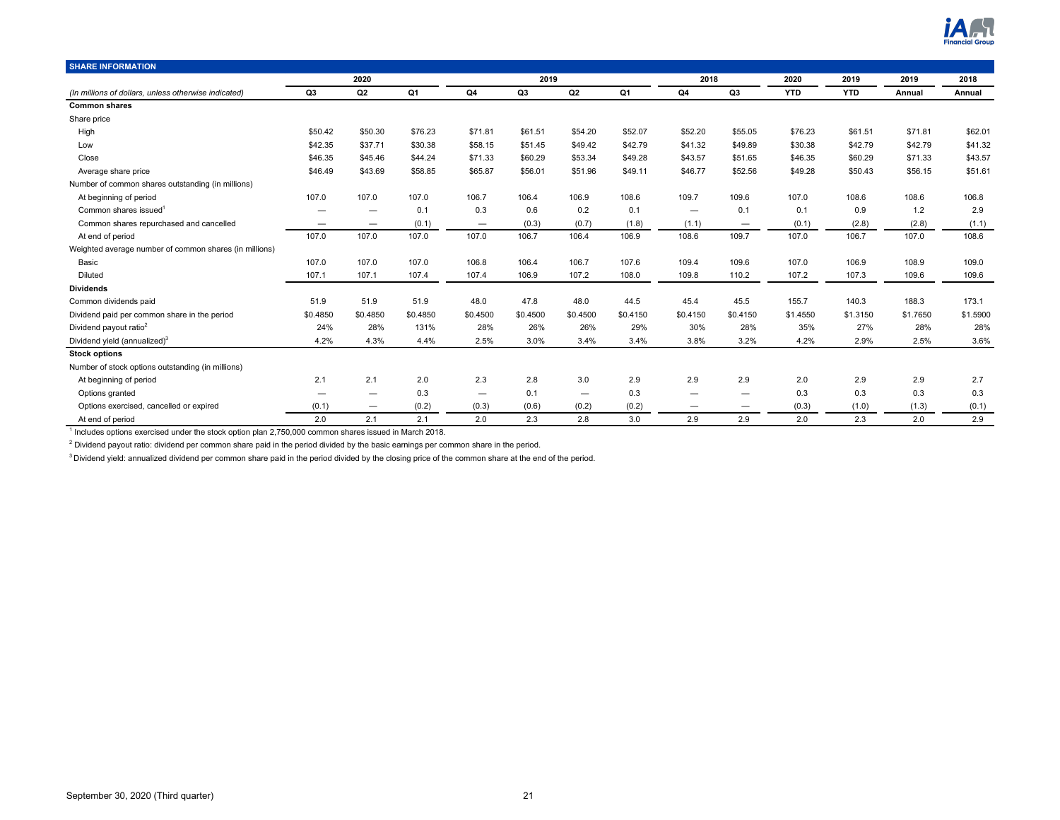## SHARE INFORMATION

| (In millions of dollars, unless otherwise indicated) | 2020 Q3 | 2020 Q2 | 2020 Q1 | 2019 Q4 | 2019 Q3 | 2019 Q2 | 2019 Q1 | 2018 Q4 | 2018 Q3 | 2020 YTD | 2019 YTD | 2019 Annual | 2018 Annual |
|---|---|---|---|---|---|---|---|---|---|---|---|---|---|
| **Common shares** | | | | | | | | | | | | | |
| Share price | | | | | | | | | | | | | |
| High | $50.42 | $50.30 | $76.23 | $71.81 | $61.51 | $54.20 | $52.07 | $52.20 | $55.05 | $76.23 | $61.51 | $71.81 | $62.01 |
| Low | $42.35 | $37.71 | $30.38 | $58.15 | $51.45 | $49.42 | $42.79 | $41.32 | $49.89 | $30.38 | $42.79 | $42.79 | $41.32 |
| Close | $46.35 | $45.46 | $44.24 | $71.33 | $60.29 | $53.34 | $49.28 | $43.57 | $51.65 | $46.35 | $60.29 | $71.33 | $43.57 |
| Average share price | $46.49 | $43.69 | $58.85 | $65.87 | $56.01 | $51.96 | $49.11 | $46.77 | $52.56 | $49.28 | $50.43 | $56.15 | $51.61 |
| Number of common shares outstanding (in millions) | | | | | | | | | | | | | |
| At beginning of period | 107.0 | 107.0 | 107.0 | 106.7 | 106.4 | 106.9 | 108.6 | 109.7 | 109.6 | 107.0 | 108.6 | 108.6 | 106.8 |
| Common shares issued[1] | — | — | 0.1 | 0.3 | 0.6 | 0.2 | 0.1 | — | 0.1 | 0.1 | 0.9 | 1.2 | 2.9 |
| Common shares repurchased and cancelled | — | — | (0.1) | — | (0.3) | (0.7) | (1.8) | (1.1) | — | (0.1) | (2.8) | (2.8) | (1.1) |
| At end of period | 107.0 | 107.0 | 107.0 | 107.0 | 106.7 | 106.4 | 106.9 | 108.6 | 109.7 | 107.0 | 106.7 | 107.0 | 108.6 |
| Weighted average number of common shares (in millions) | | | | | | | | | | | | | |
| Basic | 107.0 | 107.0 | 107.0 | 106.8 | 106.4 | 106.7 | 107.6 | 109.4 | 109.6 | 107.0 | 106.9 | 108.9 | 109.0 |
| Diluted | 107.1 | 107.1 | 107.4 | 107.4 | 106.9 | 107.2 | 108.0 | 109.8 | 110.2 | 107.2 | 107.3 | 109.6 | 109.6 |
| **Dividends** | | | | | | | | | | | | | |
| Common dividends paid | 51.9 | 51.9 | 51.9 | 48.0 | 47.8 | 48.0 | 44.5 | 45.4 | 45.5 | 155.7 | 140.3 | 188.3 | 173.1 |
| Dividend paid per common share in the period | $0.4850 | $0.4850 | $0.4850 | $0.4500 | $0.4500 | $0.4500 | $0.4150 | $0.4150 | $0.4150 | $1.4550 | $1.3150 | $1.7650 | $1.5900 |
| Dividend payout ratio[2] | 24% | 28% | 131% | 28% | 26% | 26% | 29% | 30% | 28% | 35% | 27% | 28% | 28% |
| Dividend yield (annualized)[3] | 4.2% | 4.3% | 4.4% | 2.5% | 3.0% | 3.4% | 3.4% | 3.8% | 3.2% | 4.2% | 2.9% | 2.5% | 3.6% |
| **Stock options** | | | | | | | | | | | | | |
| Number of stock options outstanding (in millions) | | | | | | | | | | | | | |
| At beginning of period | 2.1 | 2.1 | 2.0 | 2.3 | 2.8 | 3.0 | 2.9 | 2.9 | 2.9 | 2.0 | 2.9 | 2.9 | 2.7 |
| Options granted | — | — | 0.3 | — | 0.1 | — | 0.3 | — | — | 0.3 | 0.3 | 0.3 | 0.3 |
| Options exercised, cancelled or expired | (0.1) | — | (0.2) | (0.3) | (0.6) | (0.2) | (0.2) | — | — | (0.3) | (1.0) | (1.3) | (0.1) |
| At end of period | 2.0 | 2.1 | 2.1 | 2.0 | 2.3 | 2.8 | 3.0 | 2.9 | 2.9 | 2.0 | 2.3 | 2.0 | 2.9 |

[1] Includes options exercised under the stock option plan 2,750,000 common shares issued in March 2018.

[2] Dividend payout ratio: dividend per common share paid in the period divided by the basic earnings per common share in the period.

[3] Dividend yield: annualized dividend per common share paid in the period divided by the closing price of the common share at the end of the period.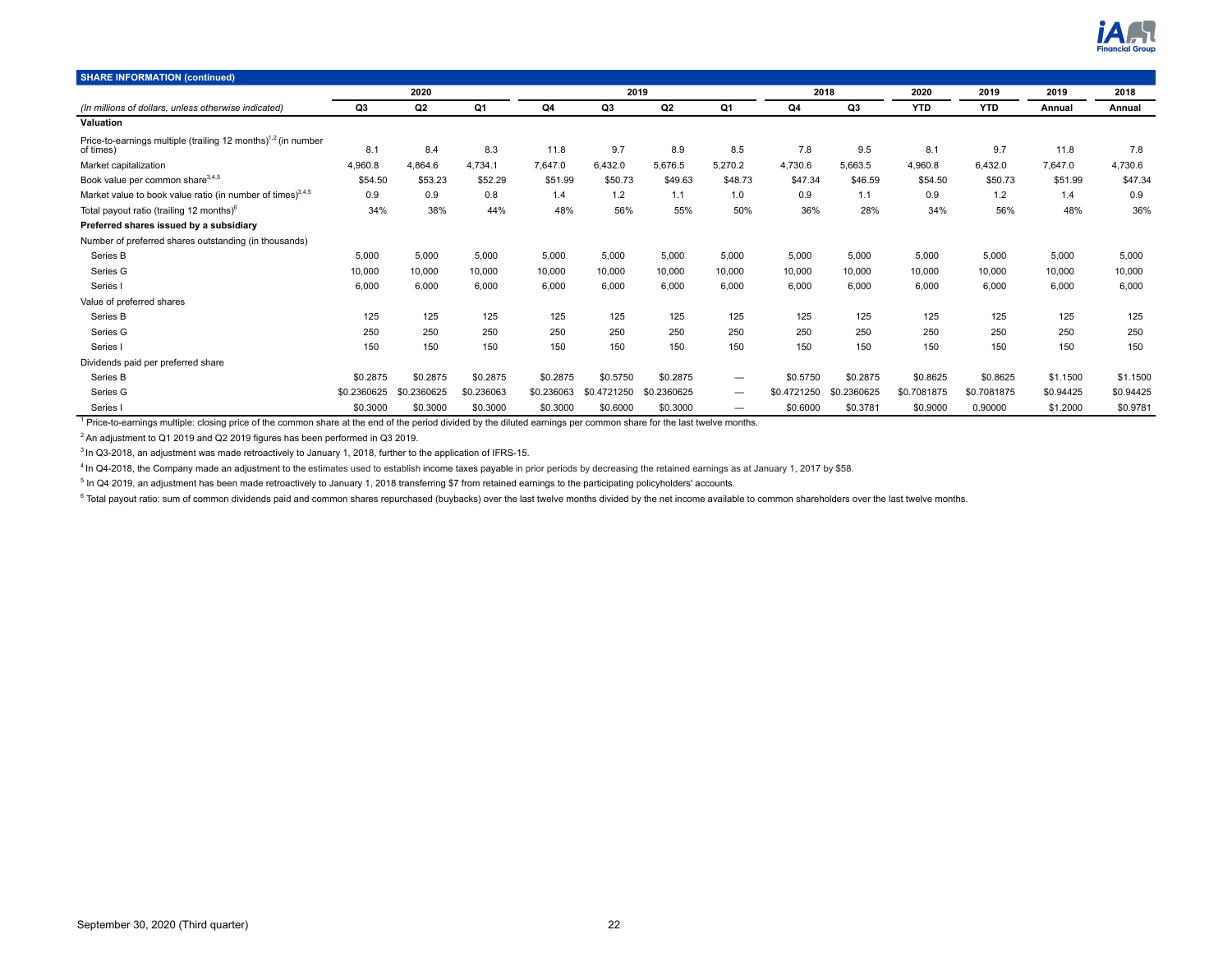## SHARE INFORMATION (continued)

| *(In millions of dollars, unless otherwise indicated)* | 2020 Q3 | 2020 Q2 | 2020 Q1 | 2019 Q4 | 2019 Q3 | 2019 Q2 | 2019 Q1 | 2018 Q4 | 2018 Q3 | 2020 YTD | 2019 YTD | 2019 Annual | 2018 Annual |
|---|---|---|---|---|---|---|---|---|---|---|---|---|---|
| **Valuation** | | | | | | | | | | | | | |
| Price-to-earnings multiple (trailing 12 months)[1,2] (in number of times) | 8.1 | 8.4 | 8.3 | 11.8 | 9.7 | 8.9 | 8.5 | 7.8 | 9.5 | 8.1 | 9.7 | 11.8 | 7.8 |
| Market capitalization | 4,960.8 | 4,864.6 | 4,734.1 | 7,647.0 | 6,432.0 | 5,676.5 | 5,270.2 | 4,730.6 | 5,663.5 | 4,960.8 | 6,432.0 | 7,647.0 | 4,730.6 |
| Book value per common share[3,4,5] | $54.50 | $53.23 | $52.29 | $51.99 | $50.73 | $49.63 | $48.73 | $47.34 | $46.59 | $54.50 | $50.73 | $51.99 | $47.34 |
| Market value to book value ratio (in number of times)[3,4,5] | 0.9 | 0.9 | 0.8 | 1.4 | 1.2 | 1.1 | 1.0 | 0.9 | 1.1 | 0.9 | 1.2 | 1.4 | 0.9 |
| Total payout ratio (trailing 12 months)[6] | 34% | 38% | 44% | 48% | 56% | 55% | 50% | 36% | 28% | 34% | 56% | 48% | 36% |
| **Preferred shares issued by a subsidiary** | | | | | | | | | | | | | |
| Number of preferred shares outstanding (in thousands) | | | | | | | | | | | | | |
| Series B | 5,000 | 5,000 | 5,000 | 5,000 | 5,000 | 5,000 | 5,000 | 5,000 | 5,000 | 5,000 | 5,000 | 5,000 | 5,000 |
| Series G | 10,000 | 10,000 | 10,000 | 10,000 | 10,000 | 10,000 | 10,000 | 10,000 | 10,000 | 10,000 | 10,000 | 10,000 | 10,000 |
| Series I | 6,000 | 6,000 | 6,000 | 6,000 | 6,000 | 6,000 | 6,000 | 6,000 | 6,000 | 6,000 | 6,000 | 6,000 | 6,000 |
| Value of preferred shares | | | | | | | | | | | | | |
| Series B | 125 | 125 | 125 | 125 | 125 | 125 | 125 | 125 | 125 | 125 | 125 | 125 | 125 |
| Series G | 250 | 250 | 250 | 250 | 250 | 250 | 250 | 250 | 250 | 250 | 250 | 250 | 250 |
| Series I | 150 | 150 | 150 | 150 | 150 | 150 | 150 | 150 | 150 | 150 | 150 | 150 | 150 |
| Dividends paid per preferred share | | | | | | | | | | | | | |
| Series B | $0.2875 | $0.2875 | $0.2875 | $0.2875 | $0.5750 | $0.2875 | — | $0.5750 | $0.2875 | $0.8625 | $0.8625 | $1.1500 | $1.1500 |
| Series G | $0.2360625 | $0.2360625 | $0.236063 | $0.236063 | $0.4721250 | $0.2360625 | — | $0.4721250 | $0.2360625 | $0.7081875 | $0.7081875 | $0.94425 | $0.94425 |
| Series I | $0.3000 | $0.3000 | $0.3000 | $0.3000 | $0.6000 | $0.3000 | — | $0.6000 | $0.3781 | $0.9000 | 0.90000 | $1.2000 | $0.9781 |

[1] Price-to-earnings multiple: closing price of the common share at the end of the period divided by the diluted earnings per common share for the last twelve months.

[2] An adjustment to Q1 2019 and Q2 2019 figures has been performed in Q3 2019.

[3] In Q3-2018, an adjustment was made retroactively to January 1, 2018, further to the application of IFRS-15.

[4] In Q4-2018, the Company made an adjustment to the estimates used to establish income taxes payable in prior periods by decreasing the retained earnings as at January 1, 2017 by $58.

[5] In Q4 2019, an adjustment has been made retroactively to January 1, 2018 transferring $7 from retained earnings to the participating policyholders' accounts.

[6] Total payout ratio: sum of common dividends paid and common shares repurchased (buybacks) over the last twelve months divided by the net income available to common shareholders over the last twelve months.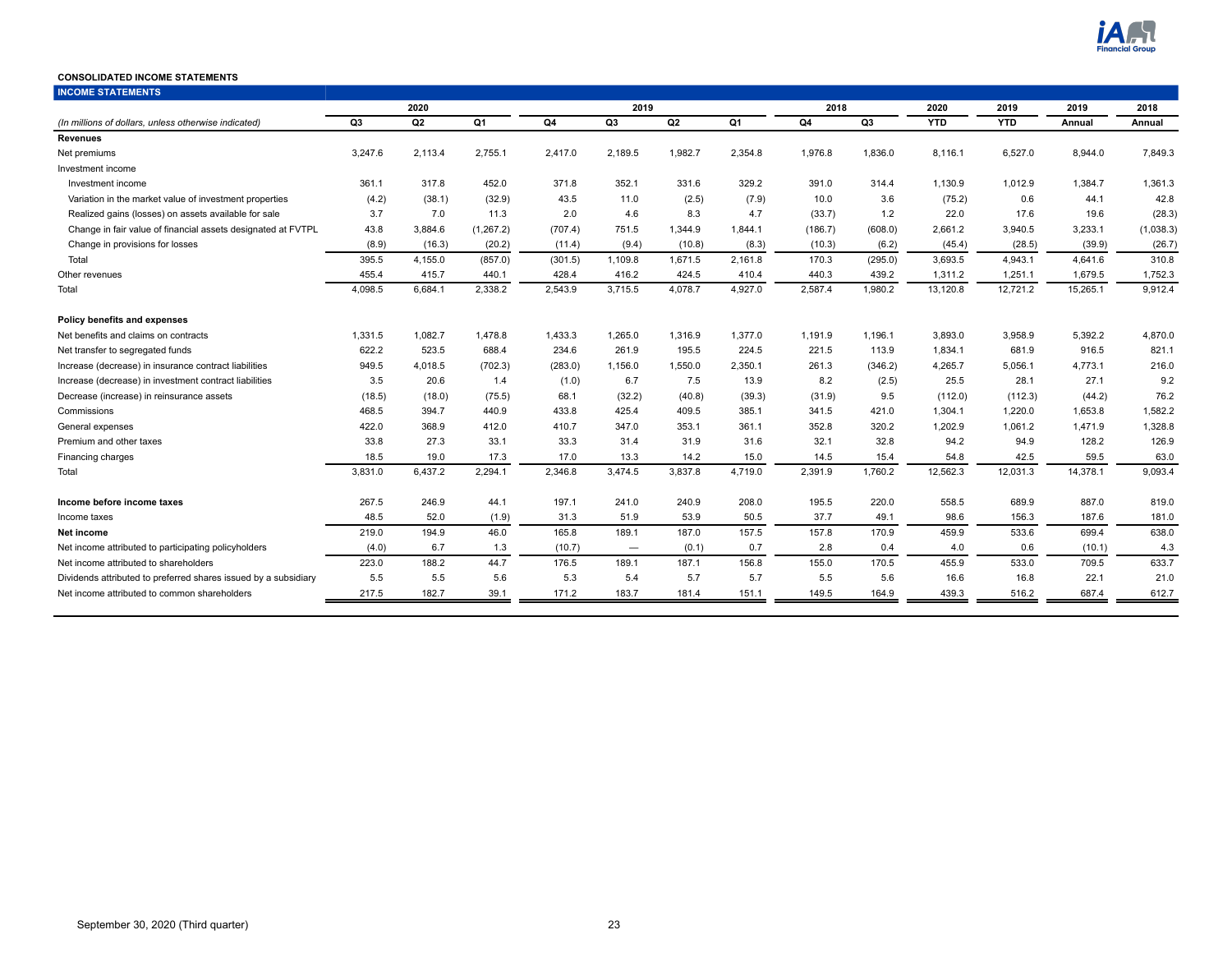**CONSOLIDATED INCOME STATEMENTS**

| INCOME STATEMENTS | 2020 | | | 2019 | | | | 2018 | | 2020 | 2019 | 2019 | 2018 |
|---|---|---|---|---|---|---|---|---|---|---|---|---|---|
| *(In millions of dollars, unless otherwise indicated)* | Q3 | Q2 | Q1 | Q4 | Q3 | Q2 | Q1 | Q4 | Q3 | YTD | YTD | Annual | Annual |
| **Revenues** | | | | | | | | | | | | | |
| Net premiums | 3,247.6 | 2,113.4 | 2,755.1 | 2,417.0 | 2,189.5 | 1,982.7 | 2,354.8 | 1,976.8 | 1,836.0 | 8,116.1 | 6,527.0 | 8,944.0 | 7,849.3 |
| Investment income | | | | | | | | | | | | | |
| Investment income | 361.1 | 317.8 | 452.0 | 371.8 | 352.1 | 331.6 | 329.2 | 391.0 | 314.4 | 1,130.9 | 1,012.9 | 1,384.7 | 1,361.3 |
| Variation in the market value of investment properties | (4.2) | (38.1) | (32.9) | 43.5 | 11.0 | (2.5) | (7.9) | 10.0 | 3.6 | (75.2) | 0.6 | 44.1 | 42.8 |
| Realized gains (losses) on assets available for sale | 3.7 | 7.0 | 11.3 | 2.0 | 4.6 | 8.3 | 4.7 | (33.7) | 1.2 | 22.0 | 17.6 | 19.6 | (28.3) |
| Change in fair value of financial assets designated at FVTPL | 43.8 | 3,884.6 | (1,267.2) | (707.4) | 751.5 | 1,344.9 | 1,844.1 | (186.7) | (608.0) | 2,661.2 | 3,940.5 | 3,233.1 | (1,038.3) |
| Change in provisions for losses | (8.9) | (16.3) | (20.2) | (11.4) | (9.4) | (10.8) | (8.3) | (10.3) | (6.2) | (45.4) | (28.5) | (39.9) | (26.7) |
| Total | 395.5 | 4,155.0 | (857.0) | (301.5) | 1,109.8 | 1,671.5 | 2,161.8 | 170.3 | (295.0) | 3,693.5 | 4,943.1 | 4,641.6 | 310.8 |
| Other revenues | 455.4 | 415.7 | 440.1 | 428.4 | 416.2 | 424.5 | 410.4 | 440.3 | 439.2 | 1,311.2 | 1,251.1 | 1,679.5 | 1,752.3 |
| Total | 4,098.5 | 6,684.1 | 2,338.2 | 2,543.9 | 3,715.5 | 4,078.7 | 4,927.0 | 2,587.4 | 1,980.2 | 13,120.8 | 12,721.2 | 15,265.1 | 9,912.4 |
| **Policy benefits and expenses** | | | | | | | | | | | | | |
| Net benefits and claims on contracts | 1,331.5 | 1,082.7 | 1,478.8 | 1,433.3 | 1,265.0 | 1,316.9 | 1,377.0 | 1,191.9 | 1,196.1 | 3,893.0 | 3,958.9 | 5,392.2 | 4,870.0 |
| Net transfer to segregated funds | 622.2 | 523.5 | 688.4 | 234.6 | 261.9 | 195.5 | 224.5 | 221.5 | 113.9 | 1,834.1 | 681.9 | 916.5 | 821.1 |
| Increase (decrease) in insurance contract liabilities | 949.5 | 4,018.5 | (702.3) | (283.0) | 1,156.0 | 1,550.0 | 2,350.1 | 261.3 | (346.2) | 4,265.7 | 5,056.1 | 4,773.1 | 216.0 |
| Increase (decrease) in investment contract liabilities | 3.5 | 20.6 | 1.4 | (1.0) | 6.7 | 7.5 | 13.9 | 8.2 | (2.5) | 25.5 | 28.1 | 27.1 | 9.2 |
| Decrease (increase) in reinsurance assets | (18.5) | (18.0) | (75.5) | 68.1 | (32.2) | (40.8) | (39.3) | (31.9) | 9.5 | (112.0) | (112.3) | (44.2) | 76.2 |
| Commissions | 468.5 | 394.7 | 440.9 | 433.8 | 425.4 | 409.5 | 385.1 | 341.5 | 421.0 | 1,304.1 | 1,220.0 | 1,653.8 | 1,582.2 |
| General expenses | 422.0 | 368.9 | 412.0 | 410.7 | 347.0 | 353.1 | 361.1 | 352.8 | 320.2 | 1,202.9 | 1,061.2 | 1,471.9 | 1,328.8 |
| Premium and other taxes | 33.8 | 27.3 | 33.1 | 33.3 | 31.4 | 31.9 | 31.6 | 32.1 | 32.8 | 94.2 | 94.9 | 128.2 | 126.9 |
| Financing charges | 18.5 | 19.0 | 17.3 | 17.0 | 13.3 | 14.2 | 15.0 | 14.5 | 15.4 | 54.8 | 42.5 | 59.5 | 63.0 |
| Total | 3,831.0 | 6,437.2 | 2,294.1 | 2,346.8 | 3,474.5 | 3,837.8 | 4,719.0 | 2,391.9 | 1,760.2 | 12,562.3 | 12,031.3 | 14,378.1 | 9,093.4 |
| **Income before income taxes** | 267.5 | 246.9 | 44.1 | 197.1 | 241.0 | 240.9 | 208.0 | 195.5 | 220.0 | 558.5 | 689.9 | 887.0 | 819.0 |
| Income taxes | 48.5 | 52.0 | (1.9) | 31.3 | 51.9 | 53.9 | 50.5 | 37.7 | 49.1 | 98.6 | 156.3 | 187.6 | 181.0 |
| **Net income** | 219.0 | 194.9 | 46.0 | 165.8 | 189.1 | 187.0 | 157.5 | 157.8 | 170.9 | 459.9 | 533.6 | 699.4 | 638.0 |
| Net income attributed to participating policyholders | (4.0) | 6.7 | 1.3 | (10.7) | — | (0.1) | 0.7 | 2.8 | 0.4 | 4.0 | 0.6 | (10.1) | 4.3 |
| Net income attributed to shareholders | 223.0 | 188.2 | 44.7 | 176.5 | 189.1 | 187.1 | 156.8 | 155.0 | 170.5 | 455.9 | 533.0 | 709.5 | 633.7 |
| Dividends attributed to preferred shares issued by a subsidiary | 5.5 | 5.5 | 5.6 | 5.3 | 5.4 | 5.7 | 5.7 | 5.5 | 5.6 | 16.6 | 16.8 | 22.1 | 21.0 |
| Net income attributed to common shareholders | 217.5 | 182.7 | 39.1 | 171.2 | 183.7 | 181.4 | 151.1 | 149.5 | 164.9 | 439.3 | 516.2 | 687.4 | 612.7 |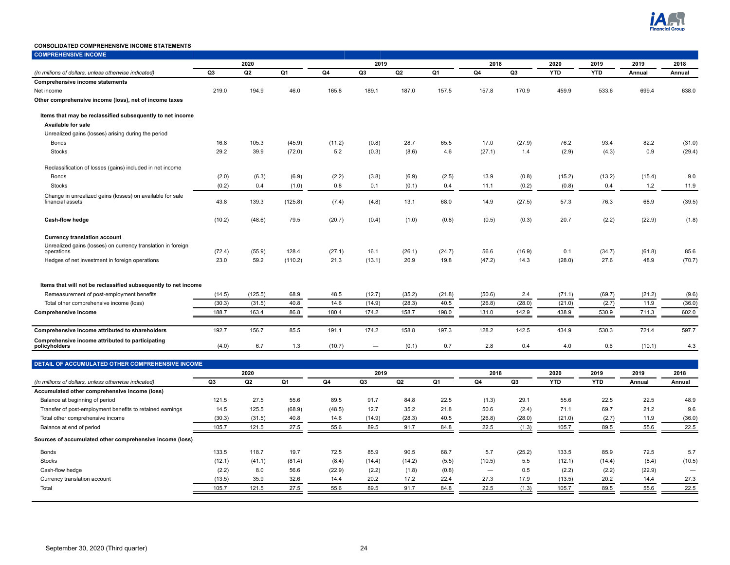# CONSOLIDATED COMPREHENSIVE INCOME STATEMENTS

## COMPREHENSIVE INCOME

| | 2020 | | | 2019 | | | | 2018 | | 2020 | 2019 | 2019 | 2018 |
|---|---|---|---|---|---|---|---|---|---|---|---|---|---|
| *(In millions of dollars, unless otherwise indicated)* | Q3 | Q2 | Q1 | Q4 | Q3 | Q2 | Q1 | Q4 | Q3 | YTD | YTD | Annual | Annual |
| **Comprehensive income statements** | | | | | | | | | | | | | |
| Net income | 219.0 | 194.9 | 46.0 | 165.8 | 189.1 | 187.0 | 157.5 | 157.8 | 170.9 | 459.9 | 533.6 | 699.4 | 638.0 |
| **Other comprehensive income (loss), net of income taxes** | | | | | | | | | | | | | |
| **Items that may be reclassified subsequently to net income** | | | | | | | | | | | | | |
| **Available for sale** | | | | | | | | | | | | | |
| Unrealized gains (losses) arising during the period | | | | | | | | | | | | | |
| Bonds | 16.8 | 105.3 | (45.9) | (11.2) | (0.8) | 28.7 | 65.5 | 17.0 | (27.9) | 76.2 | 93.4 | 82.2 | (31.0) |
| Stocks | 29.2 | 39.9 | (72.0) | 5.2 | (0.3) | (8.6) | 4.6 | (27.1) | 1.4 | (2.9) | (4.3) | 0.9 | (29.4) |
| Reclassification of losses (gains) included in net income | | | | | | | | | | | | | |
| Bonds | (2.0) | (6.3) | (6.9) | (2.2) | (3.8) | (6.9) | (2.5) | 13.9 | (0.8) | (15.2) | (13.2) | (15.4) | 9.0 |
| Stocks | (0.2) | 0.4 | (1.0) | 0.8 | 0.1 | (0.1) | 0.4 | 11.1 | (0.2) | (0.8) | 0.4 | 1.2 | 11.9 |
| Change in unrealized gains (losses) on available for sale financial assets | 43.8 | 139.3 | (125.8) | (7.4) | (4.8) | 13.1 | 68.0 | 14.9 | (27.5) | 57.3 | 76.3 | 68.9 | (39.5) |
| **Cash-flow hedge** | (10.2) | (48.6) | 79.5 | (20.7) | (0.4) | (1.0) | (0.8) | (0.5) | (0.3) | 20.7 | (2.2) | (22.9) | (1.8) |
| **Currency translation account** | | | | | | | | | | | | | |
| Unrealized gains (losses) on currency translation in foreign operations | (72.4) | (55.9) | 128.4 | (27.1) | 16.1 | (26.1) | (24.7) | 56.6 | (16.9) | 0.1 | (34.7) | (61.8) | 85.6 |
| Hedges of net investment in foreign operations | 23.0 | 59.2 | (110.2) | 21.3 | (13.1) | 20.9 | 19.8 | (47.2) | 14.3 | (28.0) | 27.6 | 48.9 | (70.7) |
| **Items that will not be reclassified subsequently to net income** | | | | | | | | | | | | | |
| Remeasurement of post-employment benefits | (14.5) | (125.5) | 68.9 | 48.5 | (12.7) | (35.2) | (21.8) | (50.6) | 2.4 | (71.1) | (69.7) | (21.2) | (9.6) |
| Total other comprehensive income (loss) | (30.3) | (31.5) | 40.8 | 14.6 | (14.9) | (28.3) | 40.5 | (26.8) | (28.0) | (21.0) | (2.7) | 11.9 | (36.0) |
| **Comprehensive income** | 188.7 | 163.4 | 86.8 | 180.4 | 174.2 | 158.7 | 198.0 | 131.0 | 142.9 | 438.9 | 530.9 | 711.3 | 602.0 |
| **Comprehensive income attributed to shareholders** | 192.7 | 156.7 | 85.5 | 191.1 | 174.2 | 158.8 | 197.3 | 128.2 | 142.5 | 434.9 | 530.3 | 721.4 | 597.7 |
| **Comprehensive income attributed to participating policyholders** | (4.0) | 6.7 | 1.3 | (10.7) | — | (0.1) | 0.7 | 2.8 | 0.4 | 4.0 | 0.6 | (10.1) | 4.3 |

## DETAIL OF ACCUMULATED OTHER COMPREHENSIVE INCOME

| | 2020 | | | 2019 | | | | 2018 | | 2020 | 2019 | 2019 | 2018 |
|---|---|---|---|---|---|---|---|---|---|---|---|---|---|
| *(In millions of dollars, unless otherwise indicated)* | Q3 | Q2 | Q1 | Q4 | Q3 | Q2 | Q1 | Q4 | Q3 | YTD | YTD | Annual | Annual |
| **Accumulated other comprehensive income (loss)** | | | | | | | | | | | | | |
| Balance at beginning of period | 121.5 | 27.5 | 55.6 | 89.5 | 91.7 | 84.8 | 22.5 | (1.3) | 29.1 | 55.6 | 22.5 | 22.5 | 48.9 |
| Transfer of post-employment benefits to retained earnings | 14.5 | 125.5 | (68.9) | (48.5) | 12.7 | 35.2 | 21.8 | 50.6 | (2.4) | 71.1 | 69.7 | 21.2 | 9.6 |
| Total other comprehensive income | (30.3) | (31.5) | 40.8 | 14.6 | (14.9) | (28.3) | 40.5 | (26.8) | (28.0) | (21.0) | (2.7) | 11.9 | (36.0) |
| Balance at end of period | 105.7 | 121.5 | 27.5 | 55.6 | 89.5 | 91.7 | 84.8 | 22.5 | (1.3) | 105.7 | 89.5 | 55.6 | 22.5 |
| **Sources of accumulated other comprehensive income (loss)** | | | | | | | | | | | | | |
| Bonds | 133.5 | 118.7 | 19.7 | 72.5 | 85.9 | 90.5 | 68.7 | 5.7 | (25.2) | 133.5 | 85.9 | 72.5 | 5.7 |
| Stocks | (12.1) | (41.1) | (81.4) | (8.4) | (14.4) | (14.2) | (5.5) | (10.5) | 5.5 | (12.1) | (14.4) | (8.4) | (10.5) |
| Cash-flow hedge | (2.2) | 8.0 | 56.6 | (22.9) | (2.2) | (1.8) | (0.8) | — | 0.5 | (2.2) | (2.2) | (22.9) | — |
| Currency translation account | (13.5) | 35.9 | 32.6 | 14.4 | 20.2 | 17.2 | 22.4 | 27.3 | 17.9 | (13.5) | 20.2 | 14.4 | 27.3 |
| Total | 105.7 | 121.5 | 27.5 | 55.6 | 89.5 | 91.7 | 84.8 | 22.5 | (1.3) | 105.7 | 89.5 | 55.6 | 22.5 |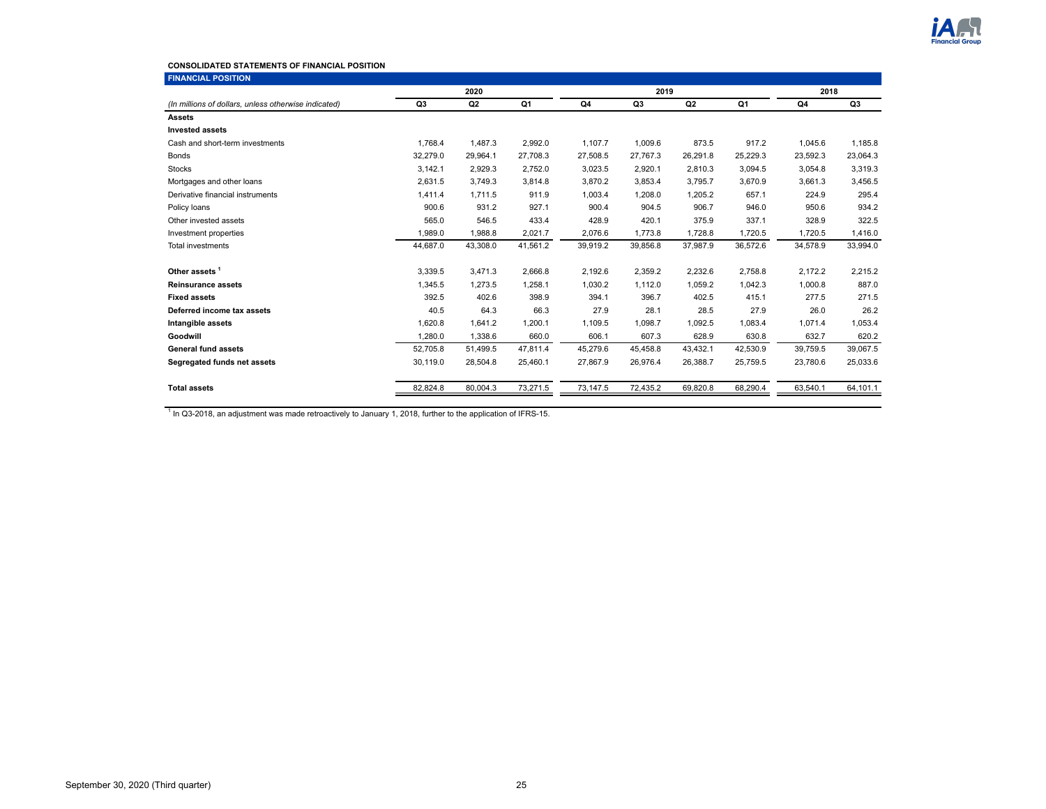**CONSOLIDATED STATEMENTS OF FINANCIAL POSITION**

**FINANCIAL POSITION**

| *(In millions of dollars, unless otherwise indicated)* | 2020 | | | 2019 | | | | 2018 | |
|---|---|---|---|---|---|---|---|---|---|
| | Q3 | Q2 | Q1 | Q4 | Q3 | Q2 | Q1 | Q4 | Q3 |
| **Assets** | | | | | | | | | |
| **Invested assets** | | | | | | | | | |
| Cash and short-term investments | 1,768.4 | 1,487.3 | 2,992.0 | 1,107.7 | 1,009.6 | 873.5 | 917.2 | 1,045.6 | 1,185.8 |
| Bonds | 32,279.0 | 29,964.1 | 27,708.3 | 27,508.5 | 27,767.3 | 26,291.8 | 25,229.3 | 23,592.3 | 23,064.3 |
| Stocks | 3,142.1 | 2,929.3 | 2,752.0 | 3,023.5 | 2,920.1 | 2,810.3 | 3,094.5 | 3,054.8 | 3,319.3 |
| Mortgages and other loans | 2,631.5 | 3,749.3 | 3,814.8 | 3,870.2 | 3,853.4 | 3,795.7 | 3,670.9 | 3,661.3 | 3,456.5 |
| Derivative financial instruments | 1,411.4 | 1,711.5 | 911.9 | 1,003.4 | 1,208.0 | 1,205.2 | 657.1 | 224.9 | 295.4 |
| Policy loans | 900.6 | 931.2 | 927.1 | 900.4 | 904.5 | 906.7 | 946.0 | 950.6 | 934.2 |
| Other invested assets | 565.0 | 546.5 | 433.4 | 428.9 | 420.1 | 375.9 | 337.1 | 328.9 | 322.5 |
| Investment properties | 1,989.0 | 1,988.8 | 2,021.7 | 2,076.6 | 1,773.8 | 1,728.8 | 1,720.5 | 1,720.5 | 1,416.0 |
| Total investments | 44,687.0 | 43,308.0 | 41,561.2 | 39,919.2 | 39,856.8 | 37,987.9 | 36,572.6 | 34,578.9 | 33,994.0 |
| **Other assets** [1] | 3,339.5 | 3,471.3 | 2,666.8 | 2,192.6 | 2,359.2 | 2,232.6 | 2,758.8 | 2,172.2 | 2,215.2 |
| **Reinsurance assets** | 1,345.5 | 1,273.5 | 1,258.1 | 1,030.2 | 1,112.0 | 1,059.2 | 1,042.3 | 1,000.8 | 887.0 |
| **Fixed assets** | 392.5 | 402.6 | 398.9 | 394.1 | 396.7 | 402.5 | 415.1 | 277.5 | 271.5 |
| **Deferred income tax assets** | 40.5 | 64.3 | 66.3 | 27.9 | 28.1 | 28.5 | 27.9 | 26.0 | 26.2 |
| **Intangible assets** | 1,620.8 | 1,641.2 | 1,200.1 | 1,109.5 | 1,098.7 | 1,092.5 | 1,083.4 | 1,071.4 | 1,053.4 |
| **Goodwill** | 1,280.0 | 1,338.6 | 660.0 | 606.1 | 607.3 | 628.9 | 630.8 | 632.7 | 620.2 |
| **General fund assets** | 52,705.8 | 51,499.5 | 47,811.4 | 45,279.6 | 45,458.8 | 43,432.1 | 42,530.9 | 39,759.5 | 39,067.5 |
| **Segregated funds net assets** | 30,119.0 | 28,504.8 | 25,460.1 | 27,867.9 | 26,976.4 | 26,388.7 | 25,759.5 | 23,780.6 | 25,033.6 |
| **Total assets** | 82,824.8 | 80,004.3 | 73,271.5 | 73,147.5 | 72,435.2 | 69,820.8 | 68,290.4 | 63,540.1 | 64,101.1 |

[1] In Q3-2018, an adjustment was made retroactively to January 1, 2018, further to the application of IFRS-15.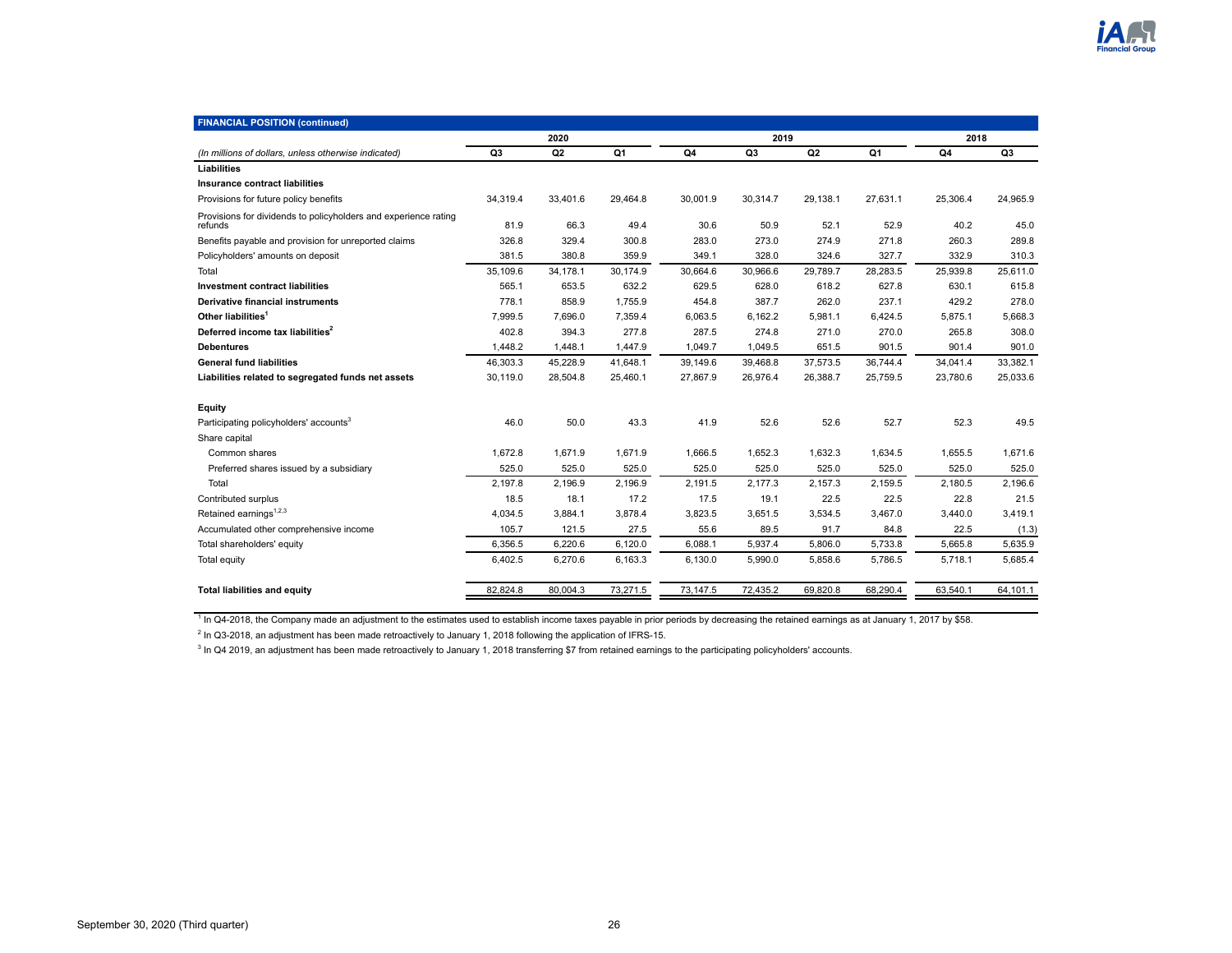## FINANCIAL POSITION (continued)

| (In millions of dollars, unless otherwise indicated) | 2020 | | | 2019 | | | | 2018 | |
|---|---|---|---|---|---|---|---|---|---|
| | Q3 | Q2 | Q1 | Q4 | Q3 | Q2 | Q1 | Q4 | Q3 |
| **Liabilities** | | | | | | | | | |
| **Insurance contract liabilities** | | | | | | | | | |
| Provisions for future policy benefits | 34,319.4 | 33,401.6 | 29,464.8 | 30,001.9 | 30,314.7 | 29,138.1 | 27,631.1 | 25,306.4 | 24,965.9 |
| Provisions for dividends to policyholders and experience rating refunds | 81.9 | 66.3 | 49.4 | 30.6 | 50.9 | 52.1 | 52.9 | 40.2 | 45.0 |
| Benefits payable and provision for unreported claims | 326.8 | 329.4 | 300.8 | 283.0 | 273.0 | 274.9 | 271.8 | 260.3 | 289.8 |
| Policyholders' amounts on deposit | 381.5 | 380.8 | 359.9 | 349.1 | 328.0 | 324.6 | 327.7 | 332.9 | 310.3 |
| Total | 35,109.6 | 34,178.1 | 30,174.9 | 30,664.6 | 30,966.6 | 29,789.7 | 28,283.5 | 25,939.8 | 25,611.0 |
| **Investment contract liabilities** | 565.1 | 653.5 | 632.2 | 629.5 | 628.0 | 618.2 | 627.8 | 630.1 | 615.8 |
| **Derivative financial instruments** | 778.1 | 858.9 | 1,755.9 | 454.8 | 387.7 | 262.0 | 237.1 | 429.2 | 278.0 |
| **Other liabilities**[1] | 7,999.5 | 7,696.0 | 7,359.4 | 6,063.5 | 6,162.2 | 5,981.1 | 6,424.5 | 5,875.1 | 5,668.3 |
| **Deferred income tax liabilities**[2] | 402.8 | 394.3 | 277.8 | 287.5 | 274.8 | 271.0 | 270.0 | 265.8 | 308.0 |
| **Debentures** | 1,448.2 | 1,448.1 | 1,447.9 | 1,049.7 | 1,049.5 | 651.5 | 901.5 | 901.4 | 901.0 |
| **General fund liabilities** | 46,303.3 | 45,228.9 | 41,648.1 | 39,149.6 | 39,468.8 | 37,573.5 | 36,744.4 | 34,041.4 | 33,382.1 |
| **Liabilities related to segregated funds net assets** | 30,119.0 | 28,504.8 | 25,460.1 | 27,867.9 | 26,976.4 | 26,388.7 | 25,759.5 | 23,780.6 | 25,033.6 |
| **Equity** | | | | | | | | | |
| Participating policyholders' accounts[3] | 46.0 | 50.0 | 43.3 | 41.9 | 52.6 | 52.6 | 52.7 | 52.3 | 49.5 |
| Share capital | | | | | | | | | |
| Common shares | 1,672.8 | 1,671.9 | 1,671.9 | 1,666.5 | 1,652.3 | 1,632.3 | 1,634.5 | 1,655.5 | 1,671.6 |
| Preferred shares issued by a subsidiary | 525.0 | 525.0 | 525.0 | 525.0 | 525.0 | 525.0 | 525.0 | 525.0 | 525.0 |
| Total | 2,197.8 | 2,196.9 | 2,196.9 | 2,191.5 | 2,177.3 | 2,157.3 | 2,159.5 | 2,180.5 | 2,196.6 |
| Contributed surplus | 18.5 | 18.1 | 17.2 | 17.5 | 19.1 | 22.5 | 22.5 | 22.8 | 21.5 |
| Retained earnings[1,2,3] | 4,034.5 | 3,884.1 | 3,878.4 | 3,823.5 | 3,651.5 | 3,534.5 | 3,467.0 | 3,440.0 | 3,419.1 |
| Accumulated other comprehensive income | 105.7 | 121.5 | 27.5 | 55.6 | 89.5 | 91.7 | 84.8 | 22.5 | (1.3) |
| Total shareholders' equity | 6,356.5 | 6,220.6 | 6,120.0 | 6,088.1 | 5,937.4 | 5,806.0 | 5,733.8 | 5,665.8 | 5,635.9 |
| Total equity | 6,402.5 | 6,270.6 | 6,163.3 | 6,130.0 | 5,990.0 | 5,858.6 | 5,786.5 | 5,718.1 | 5,685.4 |
| **Total liabilities and equity** | 82,824.8 | 80,004.3 | 73,271.5 | 73,147.5 | 72,435.2 | 69,820.8 | 68,290.4 | 63,540.1 | 64,101.1 |

[1] In Q4-2018, the Company made an adjustment to the estimates used to establish income taxes payable in prior periods by decreasing the retained earnings as at January 1, 2017 by $58.

[2] In Q3-2018, an adjustment has been made retroactively to January 1, 2018 following the application of IFRS-15.

[3] In Q4 2019, an adjustment has been made retroactively to January 1, 2018 transferring $7 from retained earnings to the participating policyholders' accounts.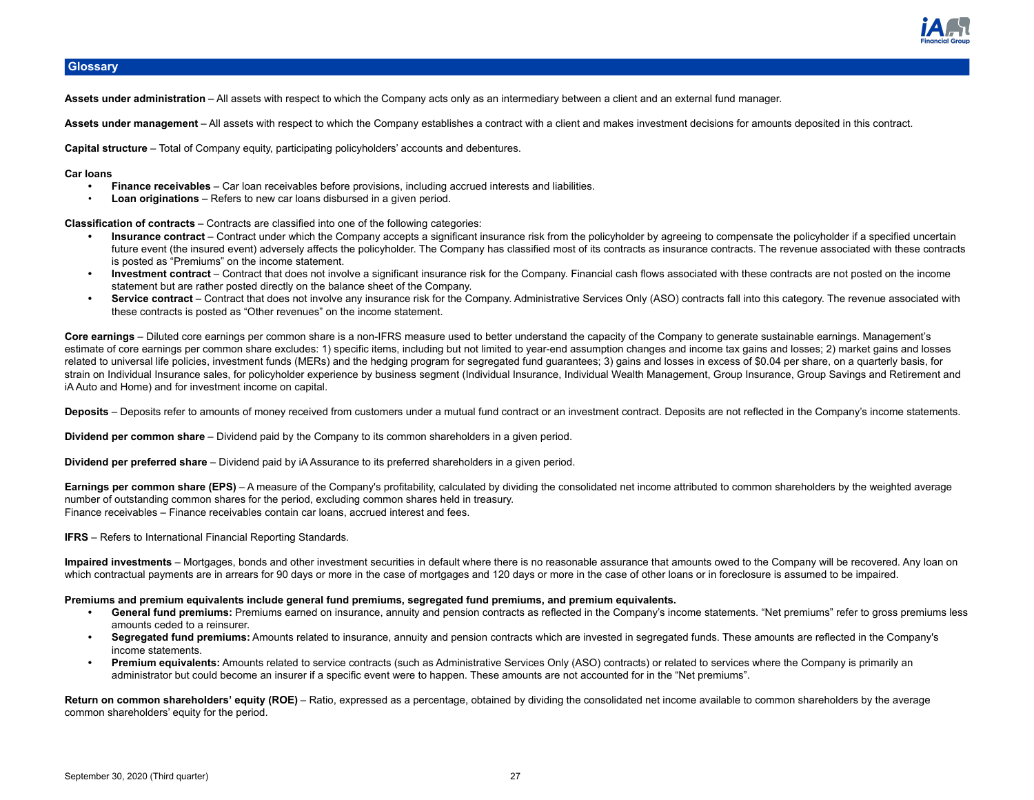## Glossary

**Assets under administration** – All assets with respect to which the Company acts only as an intermediary between a client and an external fund manager.

**Assets under management** – All assets with respect to which the Company establishes a contract with a client and makes investment decisions for amounts deposited in this contract.

**Capital structure** – Total of Company equity, participating policyholders' accounts and debentures.

**Car loans**

- **Finance receivables** – Car loan receivables before provisions, including accrued interests and liabilities.
- **Loan originations** – Refers to new car loans disbursed in a given period.

**Classification of contracts** – Contracts are classified into one of the following categories:

- **Insurance contract** – Contract under which the Company accepts a significant insurance risk from the policyholder by agreeing to compensate the policyholder if a specified uncertain future event (the insured event) adversely affects the policyholder. The Company has classified most of its contracts as insurance contracts. The revenue associated with these contracts is posted as "Premiums" on the income statement.
- **Investment contract** – Contract that does not involve a significant insurance risk for the Company. Financial cash flows associated with these contracts are not posted on the income statement but are rather posted directly on the balance sheet of the Company.
- **Service contract** – Contract that does not involve any insurance risk for the Company. Administrative Services Only (ASO) contracts fall into this category. The revenue associated with these contracts is posted as "Other revenues" on the income statement.

**Core earnings** – Diluted core earnings per common share is a non-IFRS measure used to better understand the capacity of the Company to generate sustainable earnings. Management's estimate of core earnings per common share excludes: 1) specific items, including but not limited to year-end assumption changes and income tax gains and losses; 2) market gains and losses related to universal life policies, investment funds (MERs) and the hedging program for segregated fund guarantees; 3) gains and losses in excess of $0.04 per share, on a quarterly basis, for strain on Individual Insurance sales, for policyholder experience by business segment (Individual Insurance, Individual Wealth Management, Group Insurance, Group Savings and Retirement and iA Auto and Home) and for investment income on capital.

**Deposits** – Deposits refer to amounts of money received from customers under a mutual fund contract or an investment contract. Deposits are not reflected in the Company's income statements.

**Dividend per common share** – Dividend paid by the Company to its common shareholders in a given period.

**Dividend per preferred share** – Dividend paid by iA Assurance to its preferred shareholders in a given period.

**Earnings per common share (EPS)** – A measure of the Company's profitability, calculated by dividing the consolidated net income attributed to common shareholders by the weighted average number of outstanding common shares for the period, excluding common shares held in treasury.
Finance receivables – Finance receivables contain car loans, accrued interest and fees.

**IFRS** – Refers to International Financial Reporting Standards.

**Impaired investments** – Mortgages, bonds and other investment securities in default where there is no reasonable assurance that amounts owed to the Company will be recovered. Any loan on which contractual payments are in arrears for 90 days or more in the case of mortgages and 120 days or more in the case of other loans or in foreclosure is assumed to be impaired.

**Premiums and premium equivalents include general fund premiums, segregated fund premiums, and premium equivalents.**

- **General fund premiums:** Premiums earned on insurance, annuity and pension contracts as reflected in the Company's income statements. "Net premiums" refer to gross premiums less amounts ceded to a reinsurer.
- **Segregated fund premiums:** Amounts related to insurance, annuity and pension contracts which are invested in segregated funds. These amounts are reflected in the Company's income statements.
- **Premium equivalents:** Amounts related to service contracts (such as Administrative Services Only (ASO) contracts) or related to services where the Company is primarily an administrator but could become an insurer if a specific event were to happen. These amounts are not accounted for in the "Net premiums".

**Return on common shareholders' equity (ROE)** – Ratio, expressed as a percentage, obtained by dividing the consolidated net income available to common shareholders by the average common shareholders' equity for the period.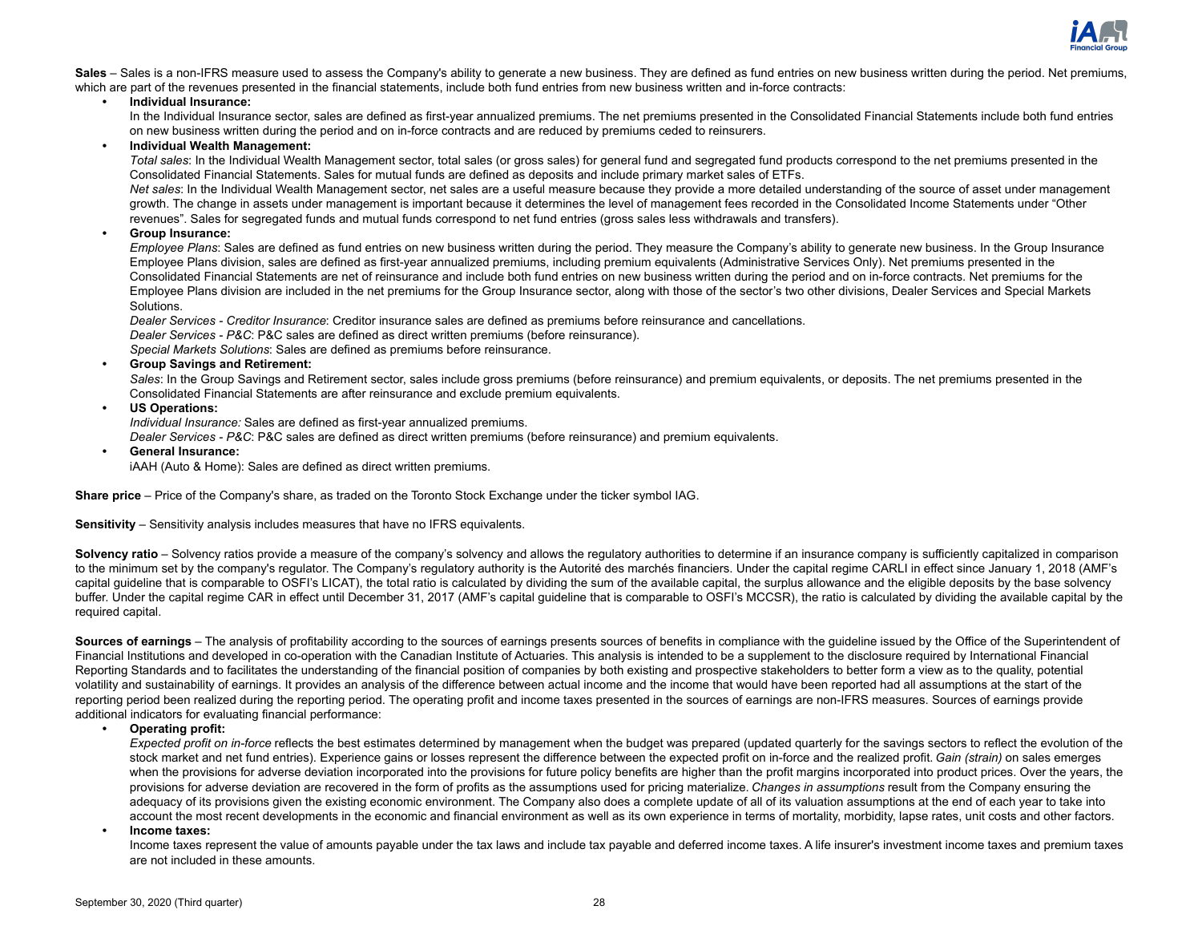**Sales** – Sales is a non-IFRS measure used to assess the Company's ability to generate a new business. They are defined as fund entries on new business written during the period. Net premiums, which are part of the revenues presented in the financial statements, include both fund entries from new business written and in-force contracts:

- **Individual Insurance:**
  In the Individual Insurance sector, sales are defined as first-year annualized premiums. The net premiums presented in the Consolidated Financial Statements include both fund entries on new business written during the period and on in-force contracts and are reduced by premiums ceded to reinsurers.
- **Individual Wealth Management:**
  *Total sales*: In the Individual Wealth Management sector, total sales (or gross sales) for general fund and segregated fund products correspond to the net premiums presented in the Consolidated Financial Statements. Sales for mutual funds are defined as deposits and include primary market sales of ETFs.
  *Net sales*: In the Individual Wealth Management sector, net sales are a useful measure because they provide a more detailed understanding of the source of asset under management growth. The change in assets under management is important because it determines the level of management fees recorded in the Consolidated Income Statements under "Other revenues". Sales for segregated funds and mutual funds correspond to net fund entries (gross sales less withdrawals and transfers).
- **Group Insurance:**
  *Employee Plans*: Sales are defined as fund entries on new business written during the period. They measure the Company's ability to generate new business. In the Group Insurance Employee Plans division, sales are defined as first-year annualized premiums, including premium equivalents (Administrative Services Only). Net premiums presented in the Consolidated Financial Statements are net of reinsurance and include both fund entries on new business written during the period and on in-force contracts. Net premiums for the Employee Plans division are included in the net premiums for the Group Insurance sector, along with those of the sector's two other divisions, Dealer Services and Special Markets Solutions.
  *Dealer Services - Creditor Insurance*: Creditor insurance sales are defined as premiums before reinsurance and cancellations.
  *Dealer Services - P&C*: P&C sales are defined as direct written premiums (before reinsurance).
  *Special Markets Solutions*: Sales are defined as premiums before reinsurance.
- **Group Savings and Retirement:**
  *Sales*: In the Group Savings and Retirement sector, sales include gross premiums (before reinsurance) and premium equivalents, or deposits. The net premiums presented in the Consolidated Financial Statements are after reinsurance and exclude premium equivalents.
- **US Operations:**
  *Individual Insurance:* Sales are defined as first-year annualized premiums.
  *Dealer Services - P&C*: P&C sales are defined as direct written premiums (before reinsurance) and premium equivalents.
- **General Insurance:**
  iAAH (Auto & Home): Sales are defined as direct written premiums.

**Share price** – Price of the Company's share, as traded on the Toronto Stock Exchange under the ticker symbol IAG.

**Sensitivity** – Sensitivity analysis includes measures that have no IFRS equivalents.

**Solvency ratio** – Solvency ratios provide a measure of the company's solvency and allows the regulatory authorities to determine if an insurance company is sufficiently capitalized in comparison to the minimum set by the company's regulator. The Company's regulatory authority is the Autorité des marchés financiers. Under the capital regime CARLI in effect since January 1, 2018 (AMF's capital guideline that is comparable to OSFI's LICAT), the total ratio is calculated by dividing the sum of the available capital, the surplus allowance and the eligible deposits by the base solvency buffer. Under the capital regime CAR in effect until December 31, 2017 (AMF's capital guideline that is comparable to OSFI's MCCSR), the ratio is calculated by dividing the available capital by the required capital.

**Sources of earnings** – The analysis of profitability according to the sources of earnings presents sources of benefits in compliance with the guideline issued by the Office of the Superintendent of Financial Institutions and developed in co-operation with the Canadian Institute of Actuaries. This analysis is intended to be a supplement to the disclosure required by International Financial Reporting Standards and to facilitates the understanding of the financial position of companies by both existing and prospective stakeholders to better form a view as to the quality, potential volatility and sustainability of earnings. It provides an analysis of the difference between actual income and the income that would have been reported had all assumptions at the start of the reporting period been realized during the reporting period. The operating profit and income taxes presented in the sources of earnings are non-IFRS measures. Sources of earnings provide additional indicators for evaluating financial performance:

- **Operating profit:**
  *Expected profit on in-force* reflects the best estimates determined by management when the budget was prepared (updated quarterly for the savings sectors to reflect the evolution of the stock market and net fund entries). Experience gains or losses represent the difference between the expected profit on in-force and the realized profit. *Gain (strain)* on sales emerges when the provisions for adverse deviation incorporated into the provisions for future policy benefits are higher than the profit margins incorporated into product prices. Over the years, the provisions for adverse deviation are recovered in the form of profits as the assumptions used for pricing materialize. *Changes in assumptions* result from the Company ensuring the adequacy of its provisions given the existing economic environment. The Company also does a complete update of all of its valuation assumptions at the end of each year to take into account the most recent developments in the economic and financial environment as well as its own experience in terms of mortality, morbidity, lapse rates, unit costs and other factors.
- **Income taxes:**
  Income taxes represent the value of amounts payable under the tax laws and include tax payable and deferred income taxes. A life insurer's investment income taxes and premium taxes are not included in these amounts.